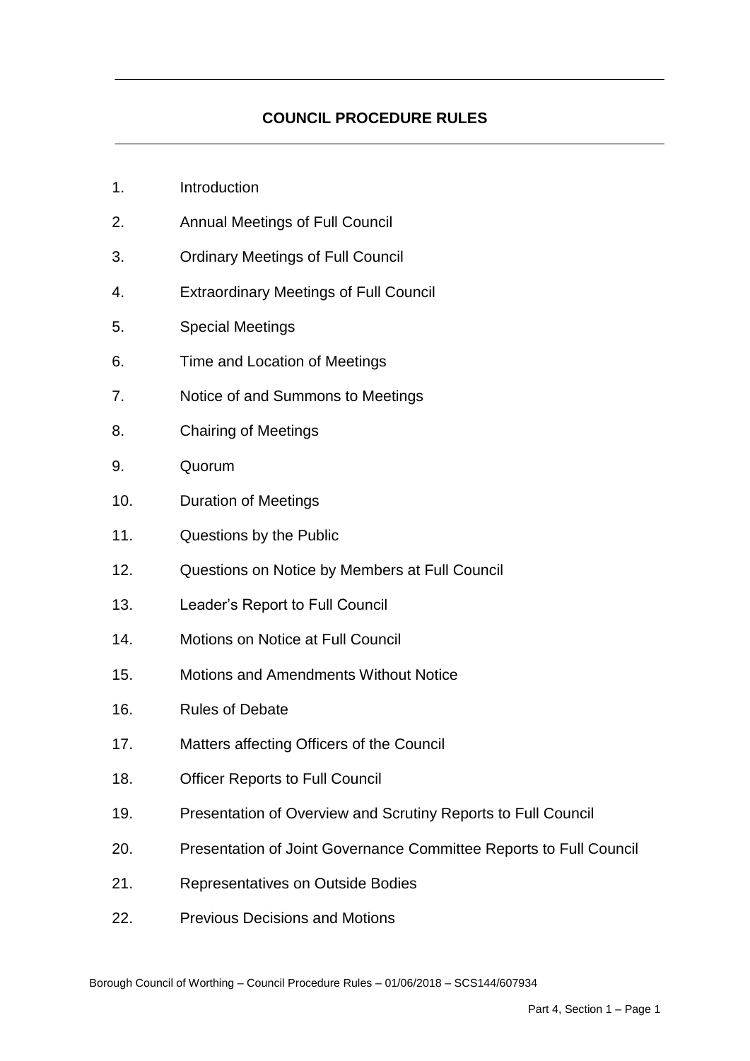# COUNCIL PROCEDURE RULES

1. Introduction
2. Annual Meetings of Full Council
3. Ordinary Meetings of Full Council
4. Extraordinary Meetings of Full Council
5. Special Meetings
6. Time and Location of Meetings
7. Notice of and Summons to Meetings
8. Chairing of Meetings
9. Quorum
10. Duration of Meetings
11. Questions by the Public
12. Questions on Notice by Members at Full Council
13. Leader's Report to Full Council
14. Motions on Notice at Full Council
15. Motions and Amendments Without Notice
16. Rules of Debate
17. Matters affecting Officers of the Council
18. Officer Reports to Full Council
19. Presentation of Overview and Scrutiny Reports to Full Council
20. Presentation of Joint Governance Committee Reports to Full Council
21. Representatives on Outside Bodies
22. Previous Decisions and Motions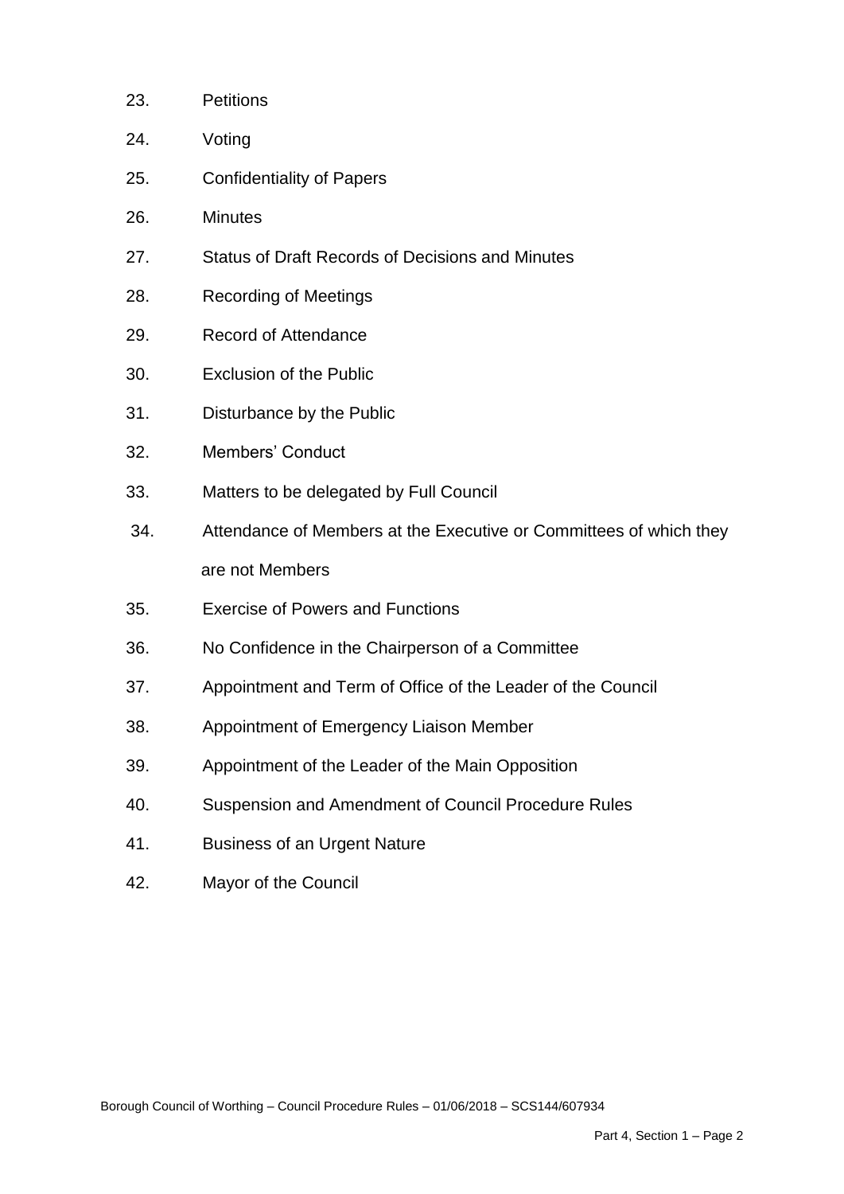23. Petitions
24. Voting
25. Confidentiality of Papers
26. Minutes
27. Status of Draft Records of Decisions and Minutes
28. Recording of Meetings
29. Record of Attendance
30. Exclusion of the Public
31. Disturbance by the Public
32. Members' Conduct
33. Matters to be delegated by Full Council
34. Attendance of Members at the Executive or Committees of which they are not Members
35. Exercise of Powers and Functions
36. No Confidence in the Chairperson of a Committee
37. Appointment and Term of Office of the Leader of the Council
38. Appointment of Emergency Liaison Member
39. Appointment of the Leader of the Main Opposition
40. Suspension and Amendment of Council Procedure Rules
41. Business of an Urgent Nature
42. Mayor of the Council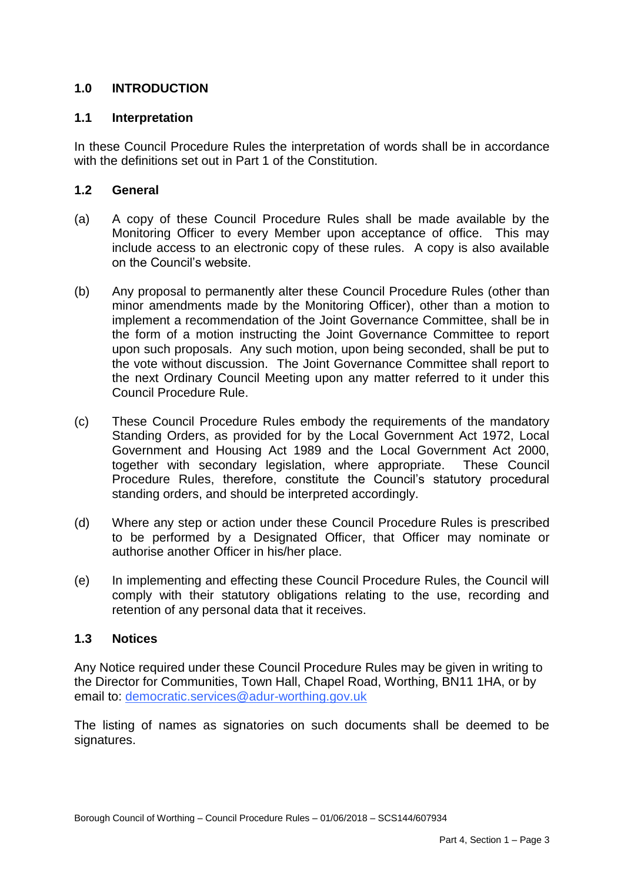## 1.0 INTRODUCTION

### 1.1 Interpretation

In these Council Procedure Rules the interpretation of words shall be in accordance with the definitions set out in Part 1 of the Constitution.

### 1.2 General

(a) A copy of these Council Procedure Rules shall be made available by the Monitoring Officer to every Member upon acceptance of office. This may include access to an electronic copy of these rules. A copy is also available on the Council's website.

(b) Any proposal to permanently alter these Council Procedure Rules (other than minor amendments made by the Monitoring Officer), other than a motion to implement a recommendation of the Joint Governance Committee, shall be in the form of a motion instructing the Joint Governance Committee to report upon such proposals. Any such motion, upon being seconded, shall be put to the vote without discussion. The Joint Governance Committee shall report to the next Ordinary Council Meeting upon any matter referred to it under this Council Procedure Rule.

(c) These Council Procedure Rules embody the requirements of the mandatory Standing Orders, as provided for by the Local Government Act 1972, Local Government and Housing Act 1989 and the Local Government Act 2000, together with secondary legislation, where appropriate. These Council Procedure Rules, therefore, constitute the Council's statutory procedural standing orders, and should be interpreted accordingly.

(d) Where any step or action under these Council Procedure Rules is prescribed to be performed by a Designated Officer, that Officer may nominate or authorise another Officer in his/her place.

(e) In implementing and effecting these Council Procedure Rules, the Council will comply with their statutory obligations relating to the use, recording and retention of any personal data that it receives.

### 1.3 Notices

Any Notice required under these Council Procedure Rules may be given in writing to the Director for Communities, Town Hall, Chapel Road, Worthing, BN11 1HA, or by email to: democratic.services@adur-worthing.gov.uk

The listing of names as signatories on such documents shall be deemed to be signatures.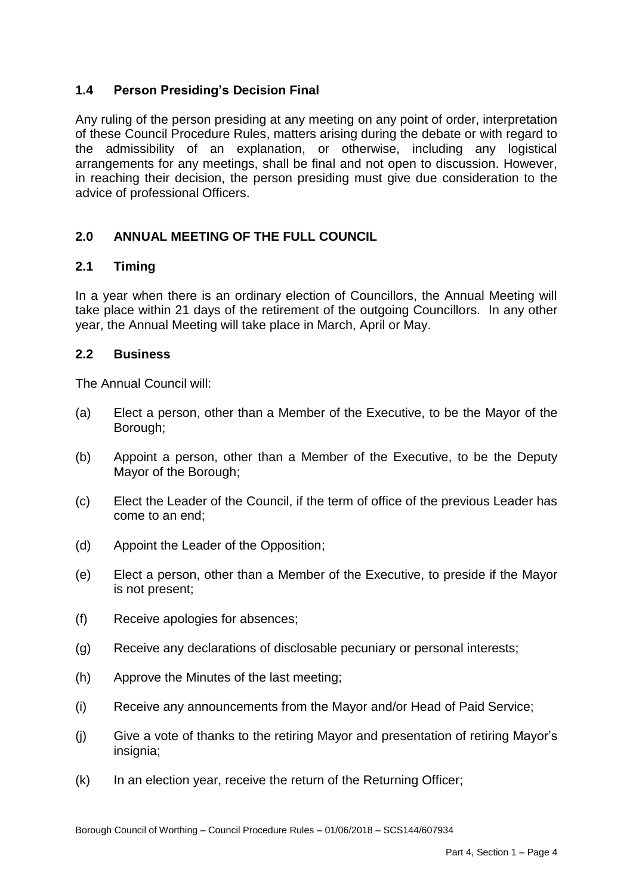### 1.4 Person Presiding's Decision Final

Any ruling of the person presiding at any meeting on any point of order, interpretation of these Council Procedure Rules, matters arising during the debate or with regard to the admissibility of an explanation, or otherwise, including any logistical arrangements for any meetings, shall be final and not open to discussion. However, in reaching their decision, the person presiding must give due consideration to the advice of professional Officers.

## 2.0 ANNUAL MEETING OF THE FULL COUNCIL

### 2.1 Timing

In a year when there is an ordinary election of Councillors, the Annual Meeting will take place within 21 days of the retirement of the outgoing Councillors. In any other year, the Annual Meeting will take place in March, April or May.

### 2.2 Business

The Annual Council will:

(a) Elect a person, other than a Member of the Executive, to be the Mayor of the Borough;

(b) Appoint a person, other than a Member of the Executive, to be the Deputy Mayor of the Borough;

(c) Elect the Leader of the Council, if the term of office of the previous Leader has come to an end;

(d) Appoint the Leader of the Opposition;

(e) Elect a person, other than a Member of the Executive, to preside if the Mayor is not present;

(f) Receive apologies for absences;

(g) Receive any declarations of disclosable pecuniary or personal interests;

(h) Approve the Minutes of the last meeting;

(i) Receive any announcements from the Mayor and/or Head of Paid Service;

(j) Give a vote of thanks to the retiring Mayor and presentation of retiring Mayor's insignia;

(k) In an election year, receive the return of the Returning Officer;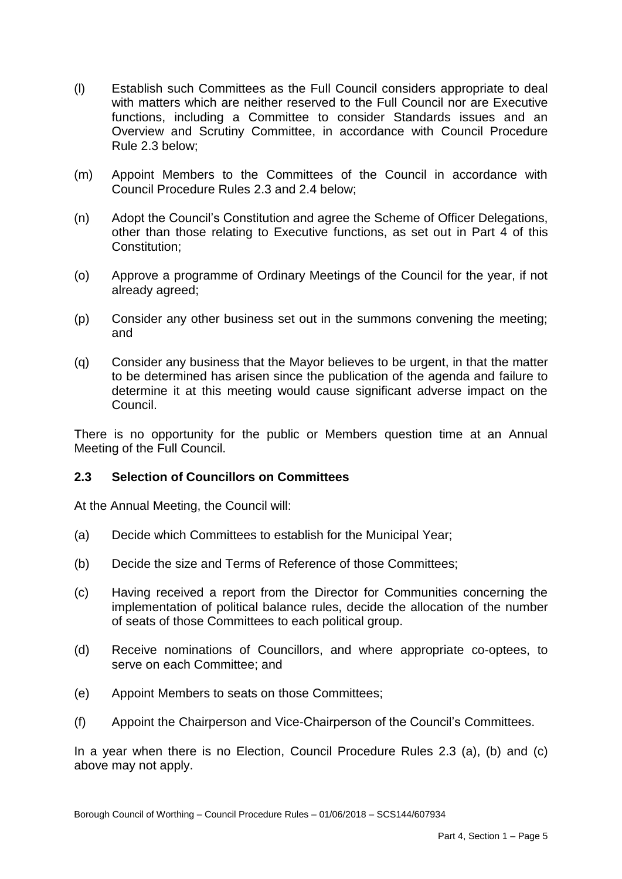(l) Establish such Committees as the Full Council considers appropriate to deal with matters which are neither reserved to the Full Council nor are Executive functions, including a Committee to consider Standards issues and an Overview and Scrutiny Committee, in accordance with Council Procedure Rule 2.3 below;

(m) Appoint Members to the Committees of the Council in accordance with Council Procedure Rules 2.3 and 2.4 below;

(n) Adopt the Council's Constitution and agree the Scheme of Officer Delegations, other than those relating to Executive functions, as set out in Part 4 of this Constitution;

(o) Approve a programme of Ordinary Meetings of the Council for the year, if not already agreed;

(p) Consider any other business set out in the summons convening the meeting; and

(q) Consider any business that the Mayor believes to be urgent, in that the matter to be determined has arisen since the publication of the agenda and failure to determine it at this meeting would cause significant adverse impact on the Council.

There is no opportunity for the public or Members question time at an Annual Meeting of the Full Council.

### 2.3 Selection of Councillors on Committees

At the Annual Meeting, the Council will:

(a) Decide which Committees to establish for the Municipal Year;

(b) Decide the size and Terms of Reference of those Committees;

(c) Having received a report from the Director for Communities concerning the implementation of political balance rules, decide the allocation of the number of seats of those Committees to each political group.

(d) Receive nominations of Councillors, and where appropriate co-optees, to serve on each Committee; and

(e) Appoint Members to seats on those Committees;

(f) Appoint the Chairperson and Vice-Chairperson of the Council's Committees.

In a year when there is no Election, Council Procedure Rules 2.3 (a), (b) and (c) above may not apply.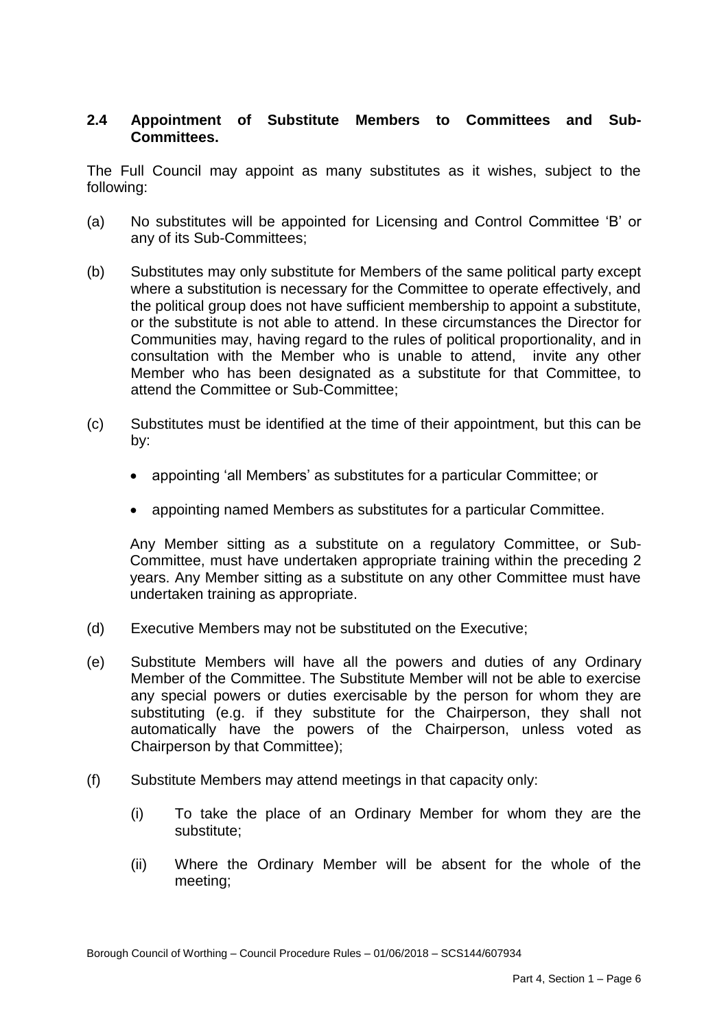## 2.4 Appointment of Substitute Members to Committees and Sub-Committees.

The Full Council may appoint as many substitutes as it wishes, subject to the following:

(a) No substitutes will be appointed for Licensing and Control Committee 'B' or any of its Sub-Committees;

(b) Substitutes may only substitute for Members of the same political party except where a substitution is necessary for the Committee to operate effectively, and the political group does not have sufficient membership to appoint a substitute, or the substitute is not able to attend. In these circumstances the Director for Communities may, having regard to the rules of political proportionality, and in consultation with the Member who is unable to attend, invite any other Member who has been designated as a substitute for that Committee, to attend the Committee or Sub-Committee;

(c) Substitutes must be identified at the time of their appointment, but this can be by:

- appointing 'all Members' as substitutes for a particular Committee; or
- appointing named Members as substitutes for a particular Committee.

Any Member sitting as a substitute on a regulatory Committee, or Sub-Committee, must have undertaken appropriate training within the preceding 2 years. Any Member sitting as a substitute on any other Committee must have undertaken training as appropriate.

(d) Executive Members may not be substituted on the Executive;

(e) Substitute Members will have all the powers and duties of any Ordinary Member of the Committee. The Substitute Member will not be able to exercise any special powers or duties exercisable by the person for whom they are substituting (e.g. if they substitute for the Chairperson, they shall not automatically have the powers of the Chairperson, unless voted as Chairperson by that Committee);

(f) Substitute Members may attend meetings in that capacity only:

(i) To take the place of an Ordinary Member for whom they are the substitute;

(ii) Where the Ordinary Member will be absent for the whole of the meeting;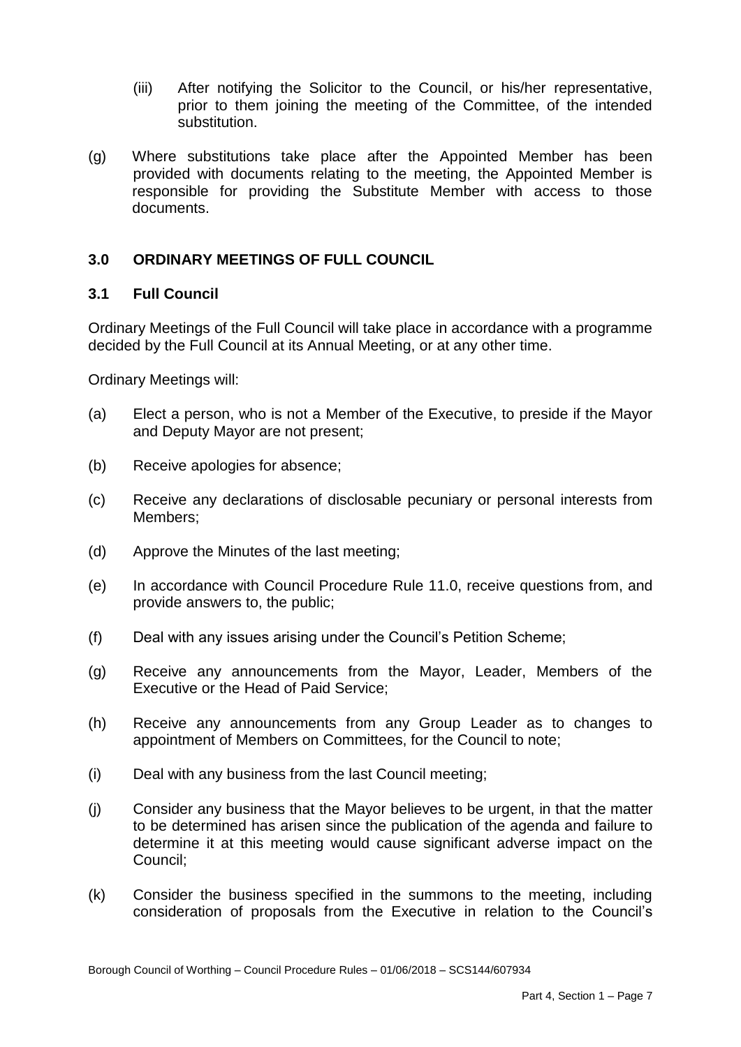(iii) After notifying the Solicitor to the Council, or his/her representative, prior to them joining the meeting of the Committee, of the intended substitution.

(g) Where substitutions take place after the Appointed Member has been provided with documents relating to the meeting, the Appointed Member is responsible for providing the Substitute Member with access to those documents.

## 3.0 ORDINARY MEETINGS OF FULL COUNCIL

### 3.1 Full Council

Ordinary Meetings of the Full Council will take place in accordance with a programme decided by the Full Council at its Annual Meeting, or at any other time.

Ordinary Meetings will:

(a) Elect a person, who is not a Member of the Executive, to preside if the Mayor and Deputy Mayor are not present;

(b) Receive apologies for absence;

(c) Receive any declarations of disclosable pecuniary or personal interests from Members;

(d) Approve the Minutes of the last meeting;

(e) In accordance with Council Procedure Rule 11.0, receive questions from, and provide answers to, the public;

(f) Deal with any issues arising under the Council's Petition Scheme;

(g) Receive any announcements from the Mayor, Leader, Members of the Executive or the Head of Paid Service;

(h) Receive any announcements from any Group Leader as to changes to appointment of Members on Committees, for the Council to note;

(i) Deal with any business from the last Council meeting;

(j) Consider any business that the Mayor believes to be urgent, in that the matter to be determined has arisen since the publication of the agenda and failure to determine it at this meeting would cause significant adverse impact on the Council;

(k) Consider the business specified in the summons to the meeting, including consideration of proposals from the Executive in relation to the Council's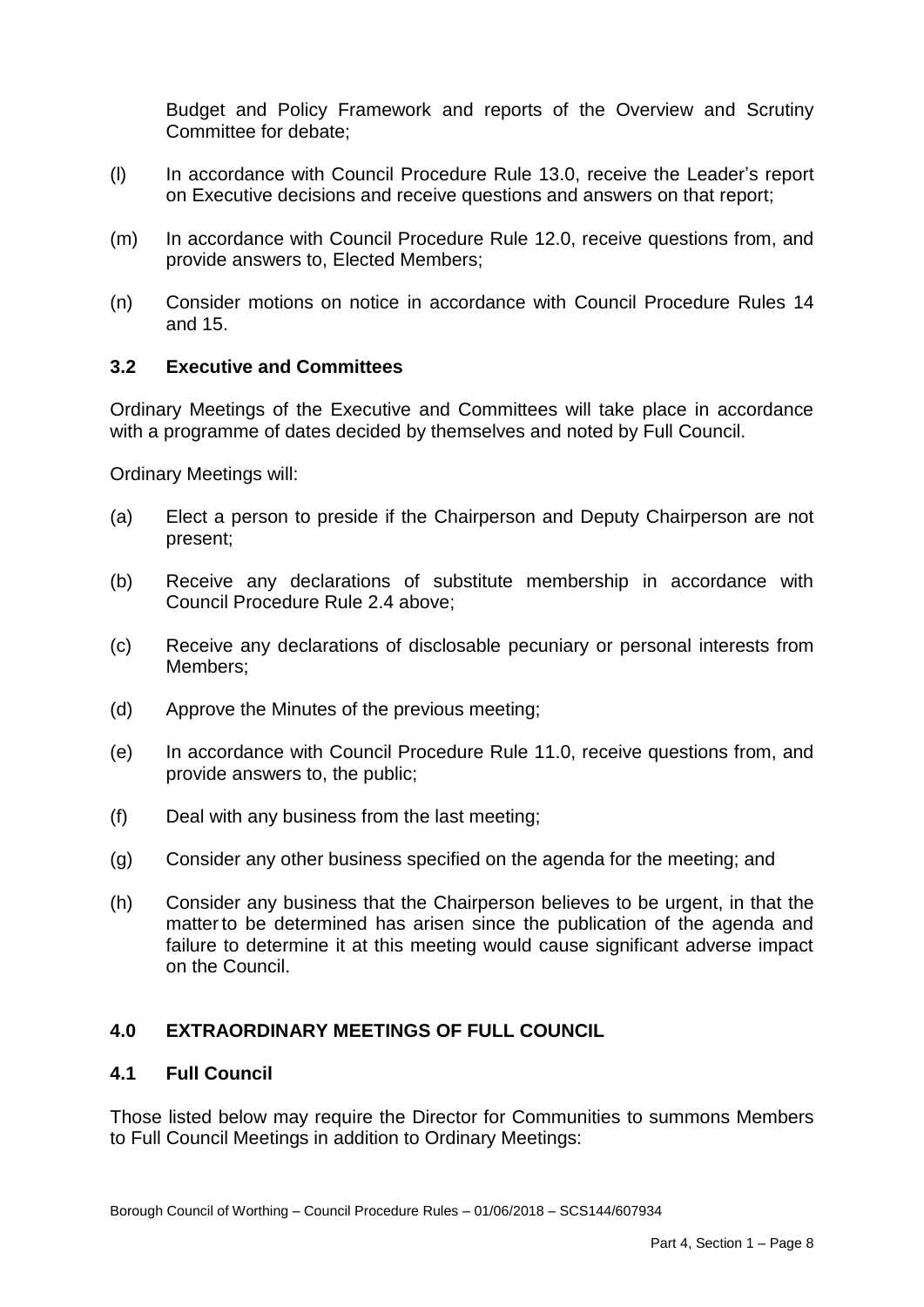Budget and Policy Framework and reports of the Overview and Scrutiny Committee for debate;

(l) In accordance with Council Procedure Rule 13.0, receive the Leader's report on Executive decisions and receive questions and answers on that report;

(m) In accordance with Council Procedure Rule 12.0, receive questions from, and provide answers to, Elected Members;

(n) Consider motions on notice in accordance with Council Procedure Rules 14 and 15.

### 3.2 Executive and Committees

Ordinary Meetings of the Executive and Committees will take place in accordance with a programme of dates decided by themselves and noted by Full Council.

Ordinary Meetings will:

(a) Elect a person to preside if the Chairperson and Deputy Chairperson are not present;

(b) Receive any declarations of substitute membership in accordance with Council Procedure Rule 2.4 above;

(c) Receive any declarations of disclosable pecuniary or personal interests from Members;

(d) Approve the Minutes of the previous meeting;

(e) In accordance with Council Procedure Rule 11.0, receive questions from, and provide answers to, the public;

(f) Deal with any business from the last meeting;

(g) Consider any other business specified on the agenda for the meeting; and

(h) Consider any business that the Chairperson believes to be urgent, in that the matter to be determined has arisen since the publication of the agenda and failure to determine it at this meeting would cause significant adverse impact on the Council.

## 4.0 EXTRAORDINARY MEETINGS OF FULL COUNCIL

### 4.1 Full Council

Those listed below may require the Director for Communities to summons Members to Full Council Meetings in addition to Ordinary Meetings: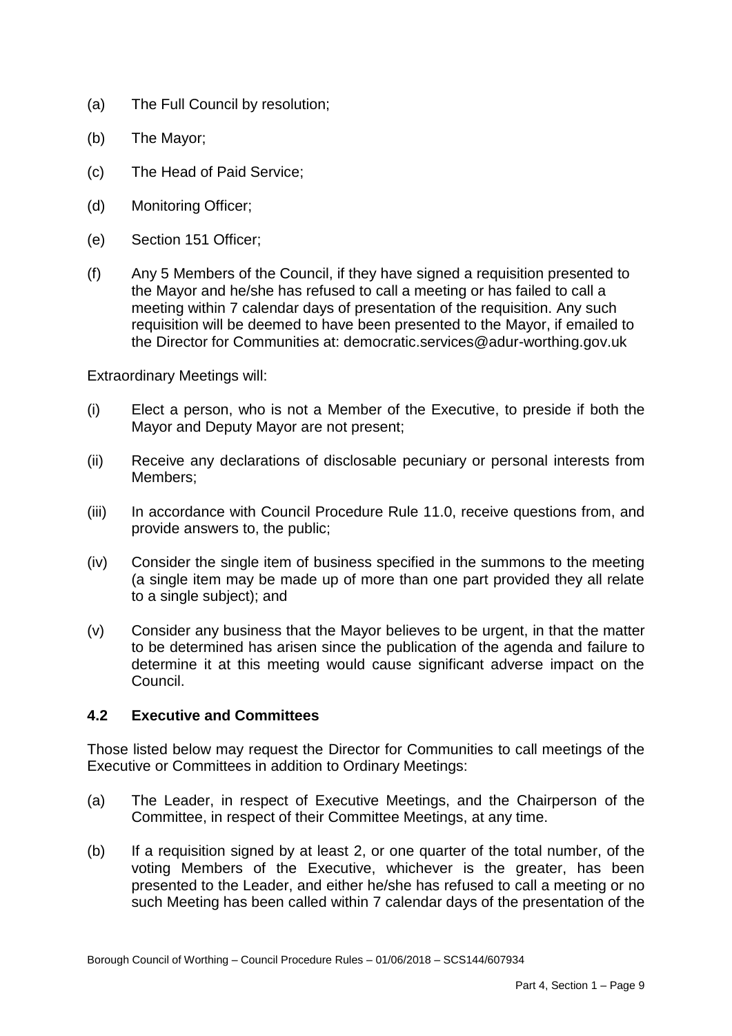(a) The Full Council by resolution;

(b) The Mayor;

(c) The Head of Paid Service;

(d) Monitoring Officer;

(e) Section 151 Officer;

(f) Any 5 Members of the Council, if they have signed a requisition presented to the Mayor and he/she has refused to call a meeting or has failed to call a meeting within 7 calendar days of presentation of the requisition. Any such requisition will be deemed to have been presented to the Mayor, if emailed to the Director for Communities at: democratic.services@adur-worthing.gov.uk

Extraordinary Meetings will:

(i) Elect a person, who is not a Member of the Executive, to preside if both the Mayor and Deputy Mayor are not present;

(ii) Receive any declarations of disclosable pecuniary or personal interests from Members;

(iii) In accordance with Council Procedure Rule 11.0, receive questions from, and provide answers to, the public;

(iv) Consider the single item of business specified in the summons to the meeting (a single item may be made up of more than one part provided they all relate to a single subject); and

(v) Consider any business that the Mayor believes to be urgent, in that the matter to be determined has arisen since the publication of the agenda and failure to determine it at this meeting would cause significant adverse impact on the Council.

### 4.2 Executive and Committees

Those listed below may request the Director for Communities to call meetings of the Executive or Committees in addition to Ordinary Meetings:

(a) The Leader, in respect of Executive Meetings, and the Chairperson of the Committee, in respect of their Committee Meetings, at any time.

(b) If a requisition signed by at least 2, or one quarter of the total number, of the voting Members of the Executive, whichever is the greater, has been presented to the Leader, and either he/she has refused to call a meeting or no such Meeting has been called within 7 calendar days of the presentation of the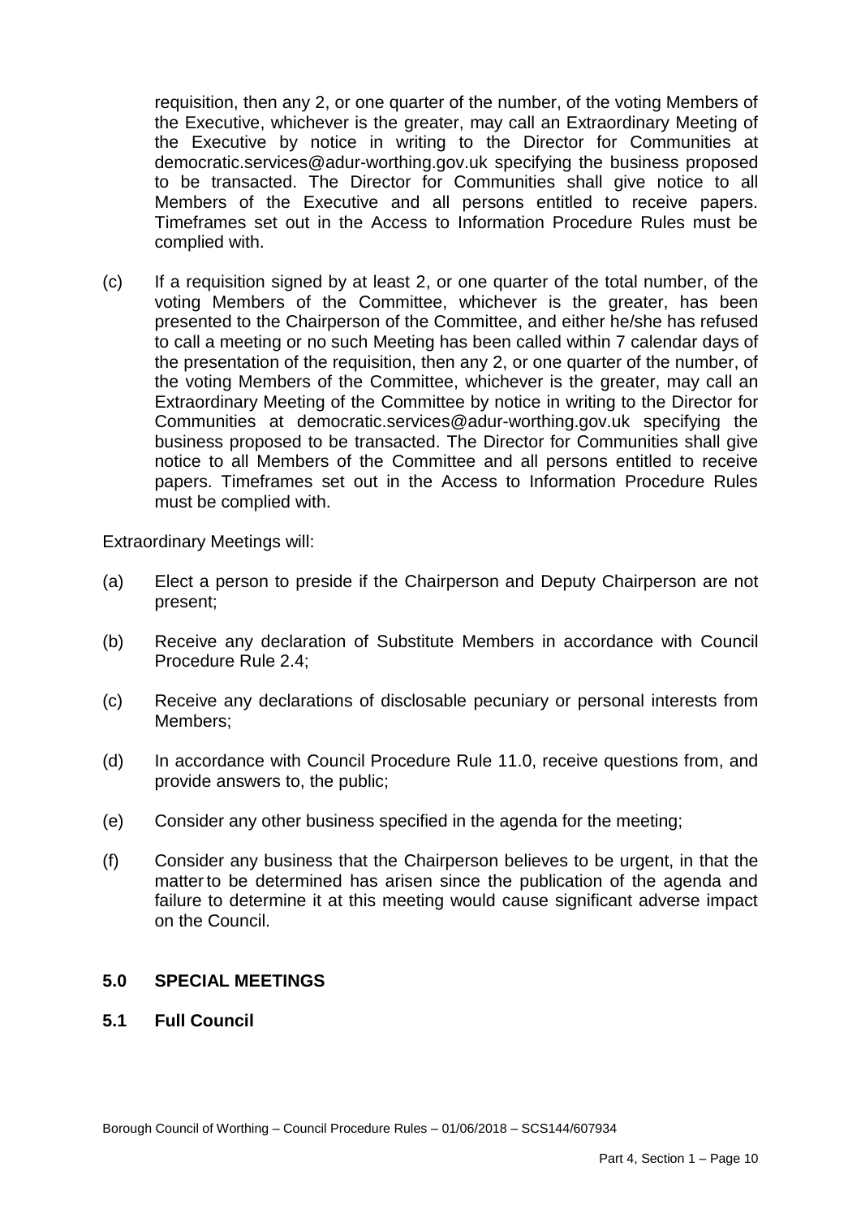requisition, then any 2, or one quarter of the number, of the voting Members of the Executive, whichever is the greater, may call an Extraordinary Meeting of the Executive by notice in writing to the Director for Communities at democratic.services@adur-worthing.gov.uk specifying the business proposed to be transacted. The Director for Communities shall give notice to all Members of the Executive and all persons entitled to receive papers. Timeframes set out in the Access to Information Procedure Rules must be complied with.

(c) If a requisition signed by at least 2, or one quarter of the total number, of the voting Members of the Committee, whichever is the greater, has been presented to the Chairperson of the Committee, and either he/she has refused to call a meeting or no such Meeting has been called within 7 calendar days of the presentation of the requisition, then any 2, or one quarter of the number, of the voting Members of the Committee, whichever is the greater, may call an Extraordinary Meeting of the Committee by notice in writing to the Director for Communities at democratic.services@adur-worthing.gov.uk specifying the business proposed to be transacted. The Director for Communities shall give notice to all Members of the Committee and all persons entitled to receive papers. Timeframes set out in the Access to Information Procedure Rules must be complied with.

Extraordinary Meetings will:

(a) Elect a person to preside if the Chairperson and Deputy Chairperson are not present;

(b) Receive any declaration of Substitute Members in accordance with Council Procedure Rule 2.4;

(c) Receive any declarations of disclosable pecuniary or personal interests from Members;

(d) In accordance with Council Procedure Rule 11.0, receive questions from, and provide answers to, the public;

(e) Consider any other business specified in the agenda for the meeting;

(f) Consider any business that the Chairperson believes to be urgent, in that the matter to be determined has arisen since the publication of the agenda and failure to determine it at this meeting would cause significant adverse impact on the Council.

## 5.0 SPECIAL MEETINGS

### 5.1 Full Council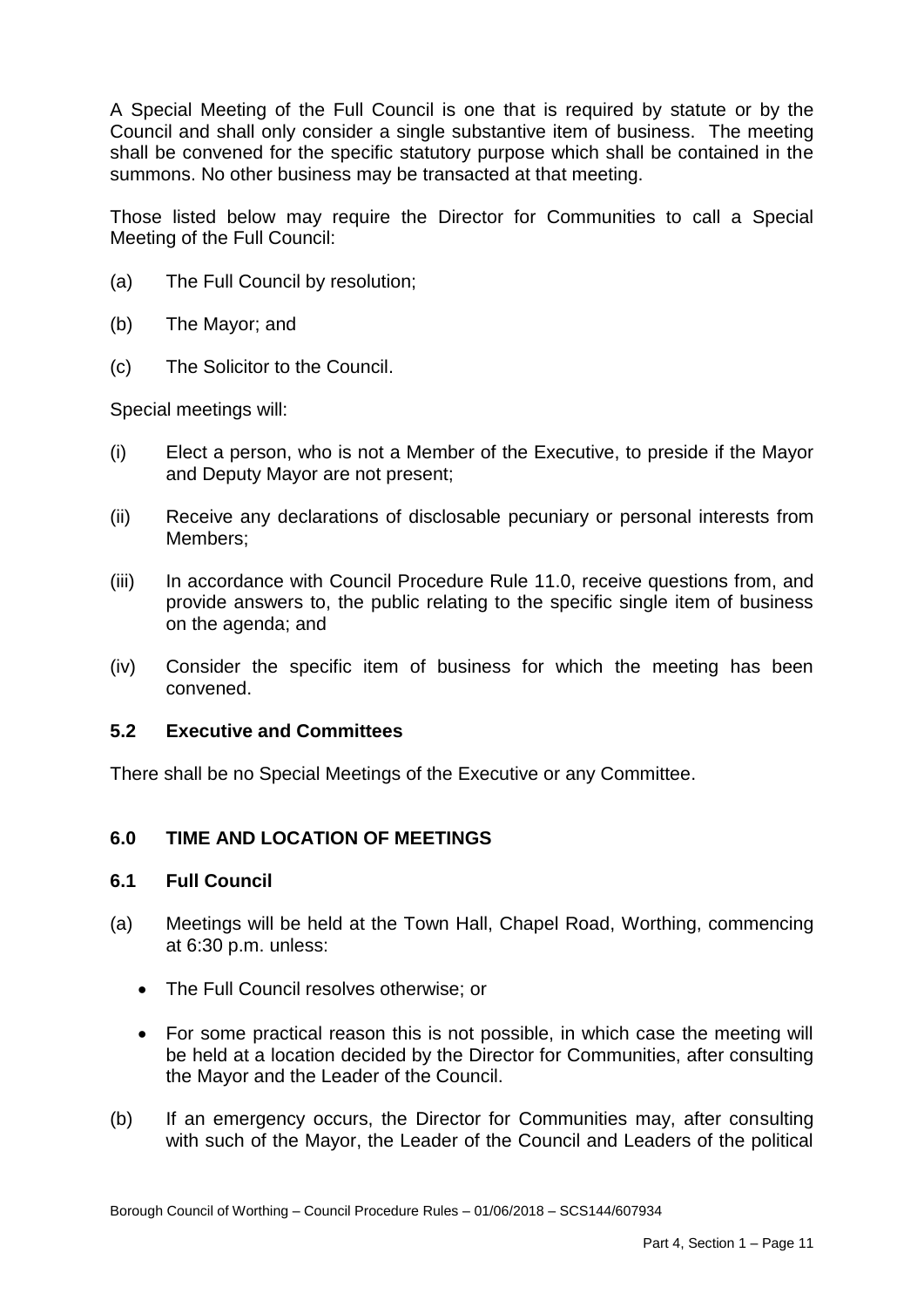A Special Meeting of the Full Council is one that is required by statute or by the Council and shall only consider a single substantive item of business. The meeting shall be convened for the specific statutory purpose which shall be contained in the summons. No other business may be transacted at that meeting.

Those listed below may require the Director for Communities to call a Special Meeting of the Full Council:

(a) The Full Council by resolution;

(b) The Mayor; and

(c) The Solicitor to the Council.

Special meetings will:

(i) Elect a person, who is not a Member of the Executive, to preside if the Mayor and Deputy Mayor are not present;

(ii) Receive any declarations of disclosable pecuniary or personal interests from Members;

(iii) In accordance with Council Procedure Rule 11.0, receive questions from, and provide answers to, the public relating to the specific single item of business on the agenda; and

(iv) Consider the specific item of business for which the meeting has been convened.

### 5.2 Executive and Committees

There shall be no Special Meetings of the Executive or any Committee.

## 6.0 TIME AND LOCATION OF MEETINGS

### 6.1 Full Council

(a) Meetings will be held at the Town Hall, Chapel Road, Worthing, commencing at 6:30 p.m. unless:

- The Full Council resolves otherwise; or
- For some practical reason this is not possible, in which case the meeting will be held at a location decided by the Director for Communities, after consulting the Mayor and the Leader of the Council.

(b) If an emergency occurs, the Director for Communities may, after consulting with such of the Mayor, the Leader of the Council and Leaders of the political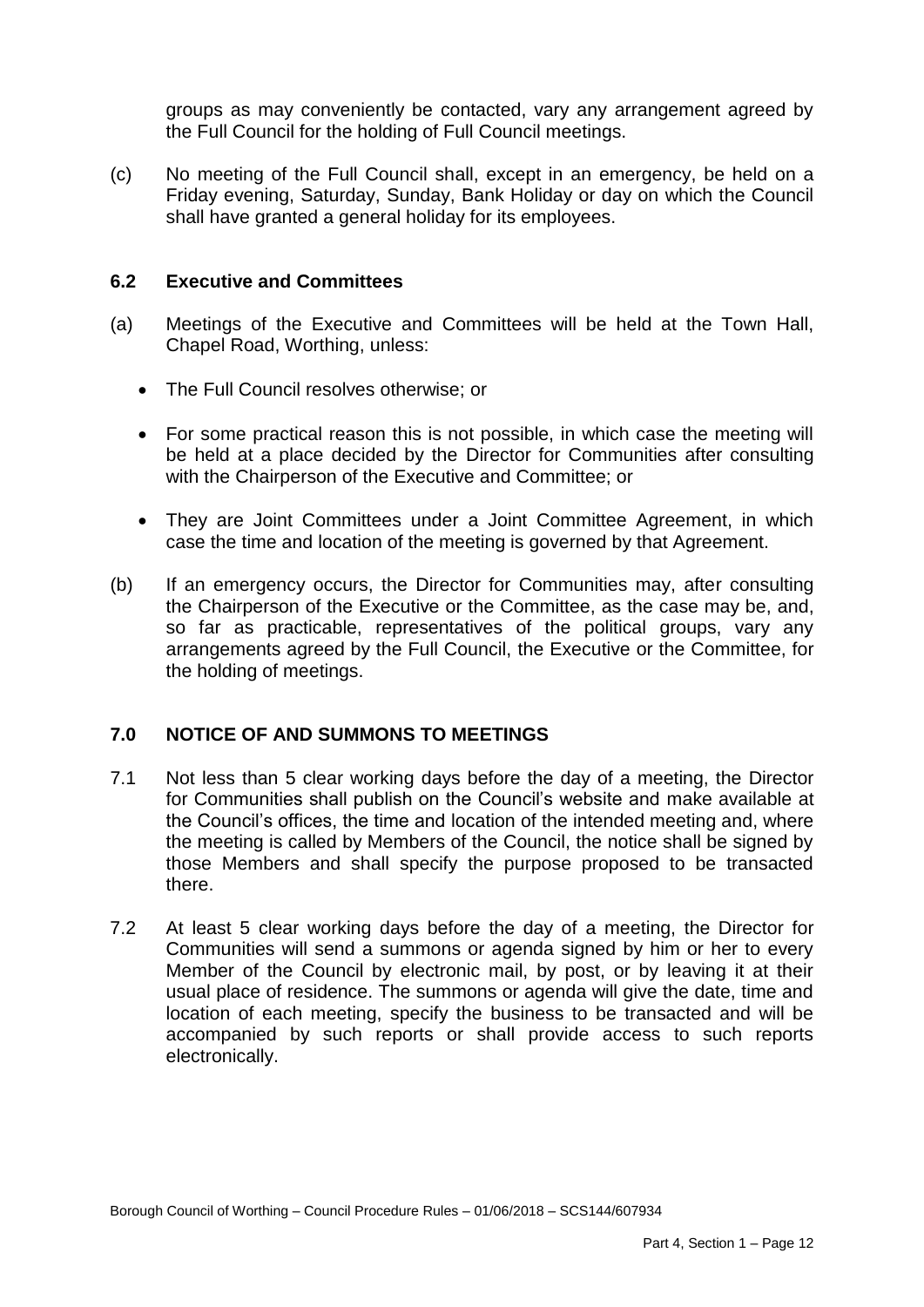groups as may conveniently be contacted, vary any arrangement agreed by the Full Council for the holding of Full Council meetings.

(c) No meeting of the Full Council shall, except in an emergency, be held on a Friday evening, Saturday, Sunday, Bank Holiday or day on which the Council shall have granted a general holiday for its employees.

### 6.2 Executive and Committees

(a) Meetings of the Executive and Committees will be held at the Town Hall, Chapel Road, Worthing, unless:

- The Full Council resolves otherwise; or
- For some practical reason this is not possible, in which case the meeting will be held at a place decided by the Director for Communities after consulting with the Chairperson of the Executive and Committee; or
- They are Joint Committees under a Joint Committee Agreement, in which case the time and location of the meeting is governed by that Agreement.

(b) If an emergency occurs, the Director for Communities may, after consulting the Chairperson of the Executive or the Committee, as the case may be, and, so far as practicable, representatives of the political groups, vary any arrangements agreed by the Full Council, the Executive or the Committee, for the holding of meetings.

## 7.0 NOTICE OF AND SUMMONS TO MEETINGS

7.1 Not less than 5 clear working days before the day of a meeting, the Director for Communities shall publish on the Council's website and make available at the Council's offices, the time and location of the intended meeting and, where the meeting is called by Members of the Council, the notice shall be signed by those Members and shall specify the purpose proposed to be transacted there.

7.2 At least 5 clear working days before the day of a meeting, the Director for Communities will send a summons or agenda signed by him or her to every Member of the Council by electronic mail, by post, or by leaving it at their usual place of residence. The summons or agenda will give the date, time and location of each meeting, specify the business to be transacted and will be accompanied by such reports or shall provide access to such reports electronically.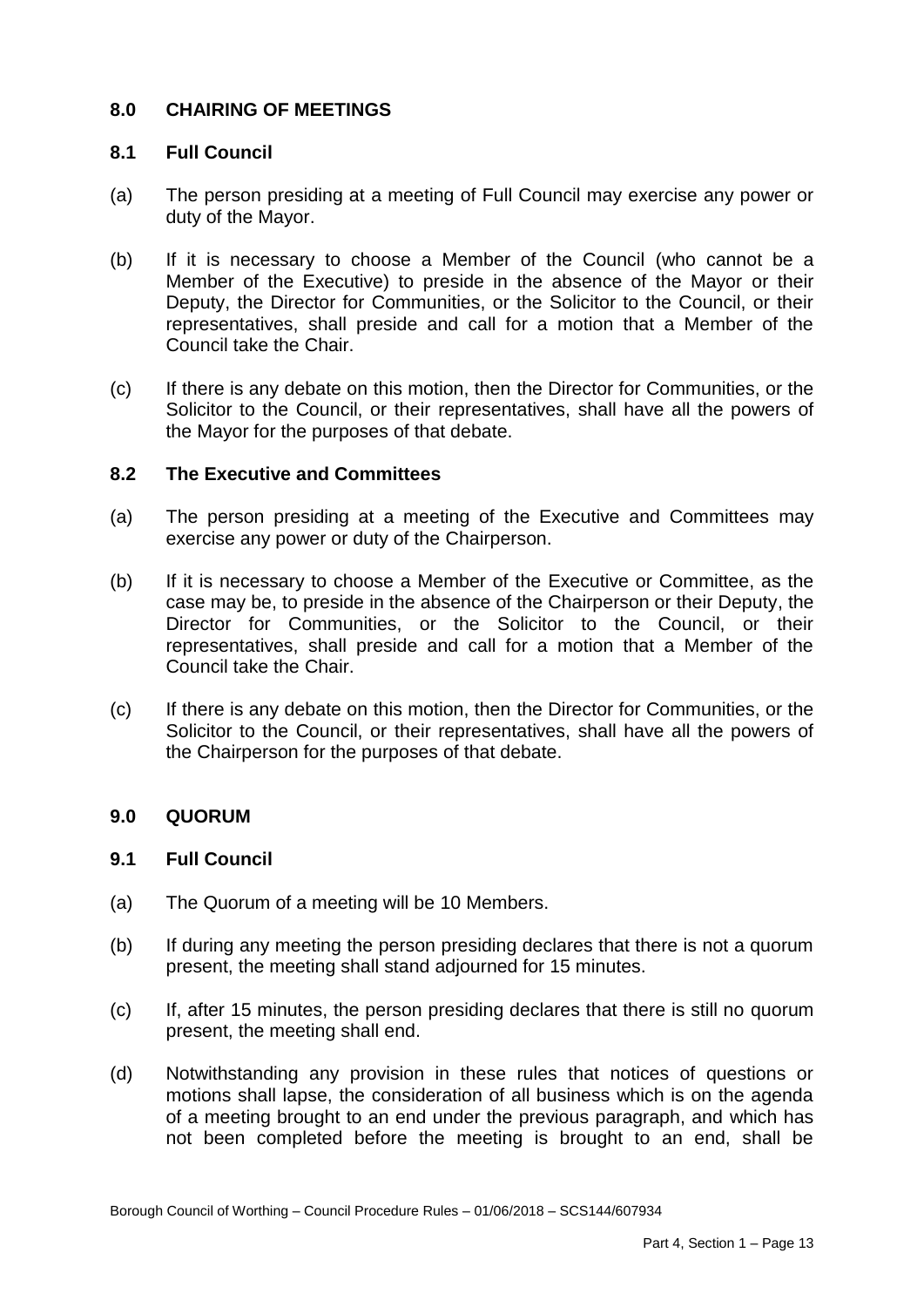## 8.0 CHAIRING OF MEETINGS

### 8.1 Full Council

(a) The person presiding at a meeting of Full Council may exercise any power or duty of the Mayor.

(b) If it is necessary to choose a Member of the Council (who cannot be a Member of the Executive) to preside in the absence of the Mayor or their Deputy, the Director for Communities, or the Solicitor to the Council, or their representatives, shall preside and call for a motion that a Member of the Council take the Chair.

(c) If there is any debate on this motion, then the Director for Communities, or the Solicitor to the Council, or their representatives, shall have all the powers of the Mayor for the purposes of that debate.

### 8.2 The Executive and Committees

(a) The person presiding at a meeting of the Executive and Committees may exercise any power or duty of the Chairperson.

(b) If it is necessary to choose a Member of the Executive or Committee, as the case may be, to preside in the absence of the Chairperson or their Deputy, the Director for Communities, or the Solicitor to the Council, or their representatives, shall preside and call for a motion that a Member of the Council take the Chair.

(c) If there is any debate on this motion, then the Director for Communities, or the Solicitor to the Council, or their representatives, shall have all the powers of the Chairperson for the purposes of that debate.

## 9.0 QUORUM

### 9.1 Full Council

(a) The Quorum of a meeting will be 10 Members.

(b) If during any meeting the person presiding declares that there is not a quorum present, the meeting shall stand adjourned for 15 minutes.

(c) If, after 15 minutes, the person presiding declares that there is still no quorum present, the meeting shall end.

(d) Notwithstanding any provision in these rules that notices of questions or motions shall lapse, the consideration of all business which is on the agenda of a meeting brought to an end under the previous paragraph, and which has not been completed before the meeting is brought to an end, shall be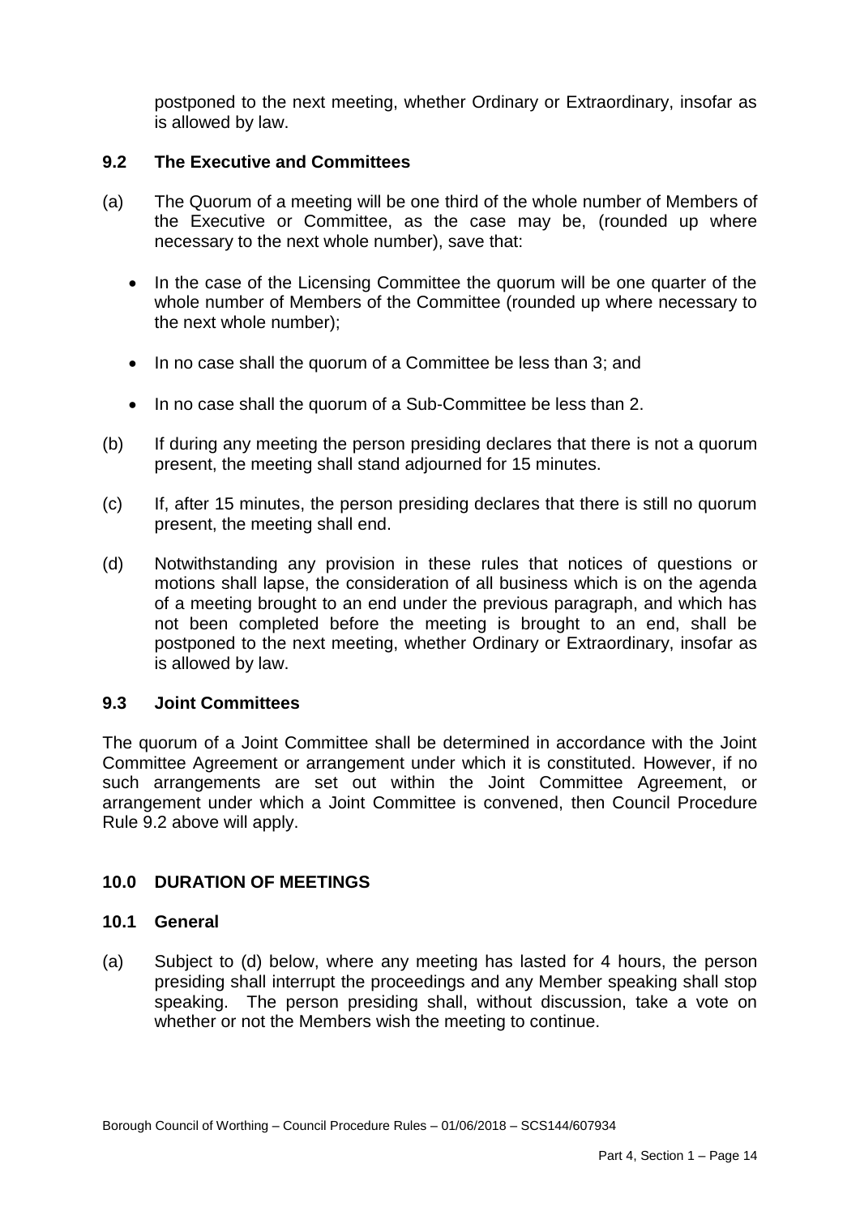postponed to the next meeting, whether Ordinary or Extraordinary, insofar as is allowed by law.

### 9.2 The Executive and Committees

(a) The Quorum of a meeting will be one third of the whole number of Members of the Executive or Committee, as the case may be, (rounded up where necessary to the next whole number), save that:

- In the case of the Licensing Committee the quorum will be one quarter of the whole number of Members of the Committee (rounded up where necessary to the next whole number);
- In no case shall the quorum of a Committee be less than 3; and
- In no case shall the quorum of a Sub-Committee be less than 2.

(b) If during any meeting the person presiding declares that there is not a quorum present, the meeting shall stand adjourned for 15 minutes.

(c) If, after 15 minutes, the person presiding declares that there is still no quorum present, the meeting shall end.

(d) Notwithstanding any provision in these rules that notices of questions or motions shall lapse, the consideration of all business which is on the agenda of a meeting brought to an end under the previous paragraph, and which has not been completed before the meeting is brought to an end, shall be postponed to the next meeting, whether Ordinary or Extraordinary, insofar as is allowed by law.

### 9.3 Joint Committees

The quorum of a Joint Committee shall be determined in accordance with the Joint Committee Agreement or arrangement under which it is constituted. However, if no such arrangements are set out within the Joint Committee Agreement, or arrangement under which a Joint Committee is convened, then Council Procedure Rule 9.2 above will apply.

## 10.0 DURATION OF MEETINGS

### 10.1 General

(a) Subject to (d) below, where any meeting has lasted for 4 hours, the person presiding shall interrupt the proceedings and any Member speaking shall stop speaking. The person presiding shall, without discussion, take a vote on whether or not the Members wish the meeting to continue.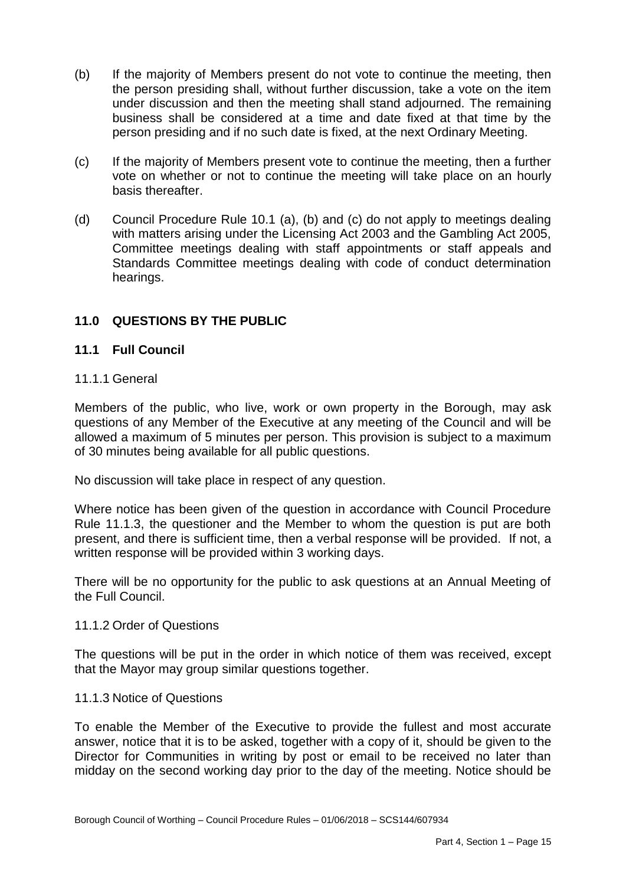(b) If the majority of Members present do not vote to continue the meeting, then the person presiding shall, without further discussion, take a vote on the item under discussion and then the meeting shall stand adjourned. The remaining business shall be considered at a time and date fixed at that time by the person presiding and if no such date is fixed, at the next Ordinary Meeting.

(c) If the majority of Members present vote to continue the meeting, then a further vote on whether or not to continue the meeting will take place on an hourly basis thereafter.

(d) Council Procedure Rule 10.1 (a), (b) and (c) do not apply to meetings dealing with matters arising under the Licensing Act 2003 and the Gambling Act 2005, Committee meetings dealing with staff appointments or staff appeals and Standards Committee meetings dealing with code of conduct determination hearings.

## 11.0 QUESTIONS BY THE PUBLIC

### 11.1 Full Council

11.1.1 General

Members of the public, who live, work or own property in the Borough, may ask questions of any Member of the Executive at any meeting of the Council and will be allowed a maximum of 5 minutes per person. This provision is subject to a maximum of 30 minutes being available for all public questions.

No discussion will take place in respect of any question.

Where notice has been given of the question in accordance with Council Procedure Rule 11.1.3, the questioner and the Member to whom the question is put are both present, and there is sufficient time, then a verbal response will be provided. If not, a written response will be provided within 3 working days.

There will be no opportunity for the public to ask questions at an Annual Meeting of the Full Council.

11.1.2 Order of Questions

The questions will be put in the order in which notice of them was received, except that the Mayor may group similar questions together.

11.1.3 Notice of Questions

To enable the Member of the Executive to provide the fullest and most accurate answer, notice that it is to be asked, together with a copy of it, should be given to the Director for Communities in writing by post or email to be received no later than midday on the second working day prior to the day of the meeting. Notice should be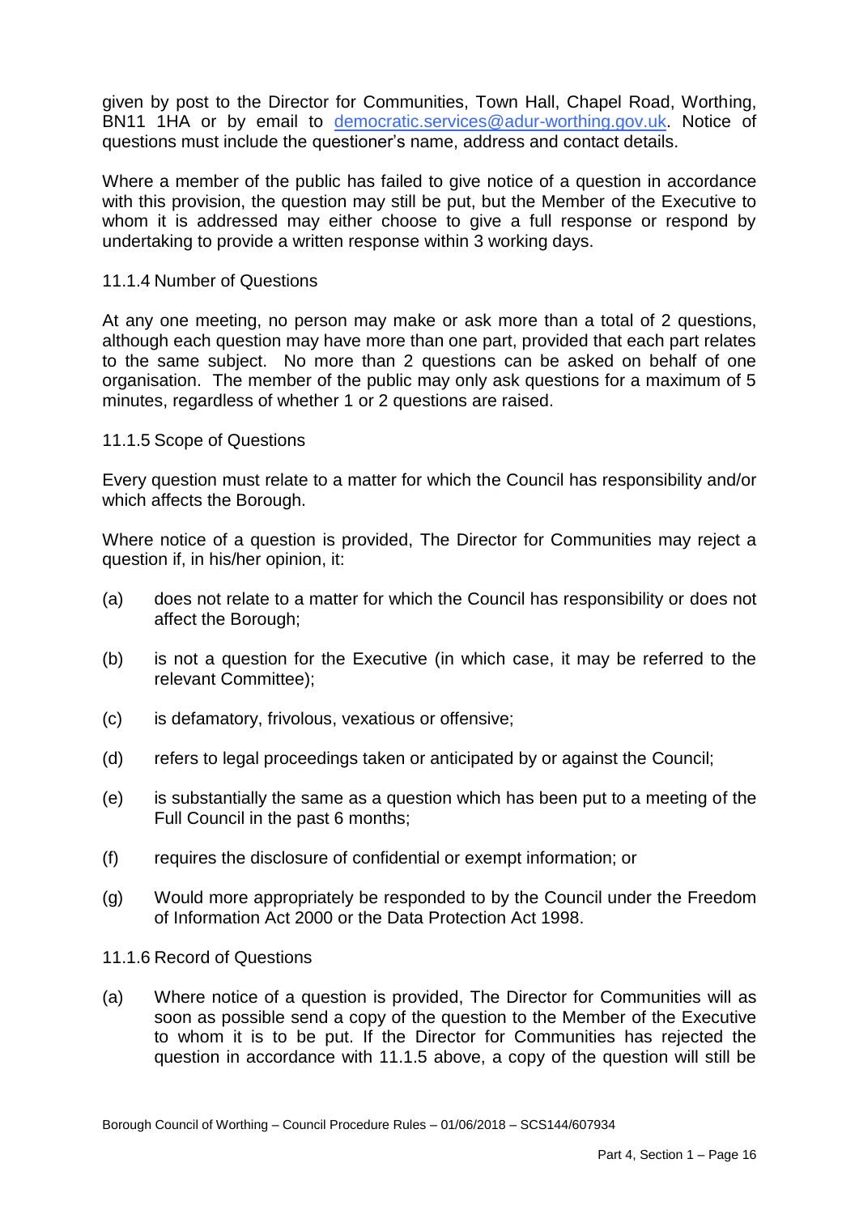given by post to the Director for Communities, Town Hall, Chapel Road, Worthing, BN11 1HA or by email to democratic.services@adur-worthing.gov.uk. Notice of questions must include the questioner's name, address and contact details.

Where a member of the public has failed to give notice of a question in accordance with this provision, the question may still be put, but the Member of the Executive to whom it is addressed may either choose to give a full response or respond by undertaking to provide a written response within 3 working days.

11.1.4 Number of Questions

At any one meeting, no person may make or ask more than a total of 2 questions, although each question may have more than one part, provided that each part relates to the same subject. No more than 2 questions can be asked on behalf of one organisation. The member of the public may only ask questions for a maximum of 5 minutes, regardless of whether 1 or 2 questions are raised.

11.1.5 Scope of Questions

Every question must relate to a matter for which the Council has responsibility and/or which affects the Borough.

Where notice of a question is provided, The Director for Communities may reject a question if, in his/her opinion, it:

(a) does not relate to a matter for which the Council has responsibility or does not affect the Borough;

(b) is not a question for the Executive (in which case, it may be referred to the relevant Committee);

(c) is defamatory, frivolous, vexatious or offensive;

(d) refers to legal proceedings taken or anticipated by or against the Council;

(e) is substantially the same as a question which has been put to a meeting of the Full Council in the past 6 months;

(f) requires the disclosure of confidential or exempt information; or

(g) Would more appropriately be responded to by the Council under the Freedom of Information Act 2000 or the Data Protection Act 1998.

11.1.6 Record of Questions

(a) Where notice of a question is provided, The Director for Communities will as soon as possible send a copy of the question to the Member of the Executive to whom it is to be put. If the Director for Communities has rejected the question in accordance with 11.1.5 above, a copy of the question will still be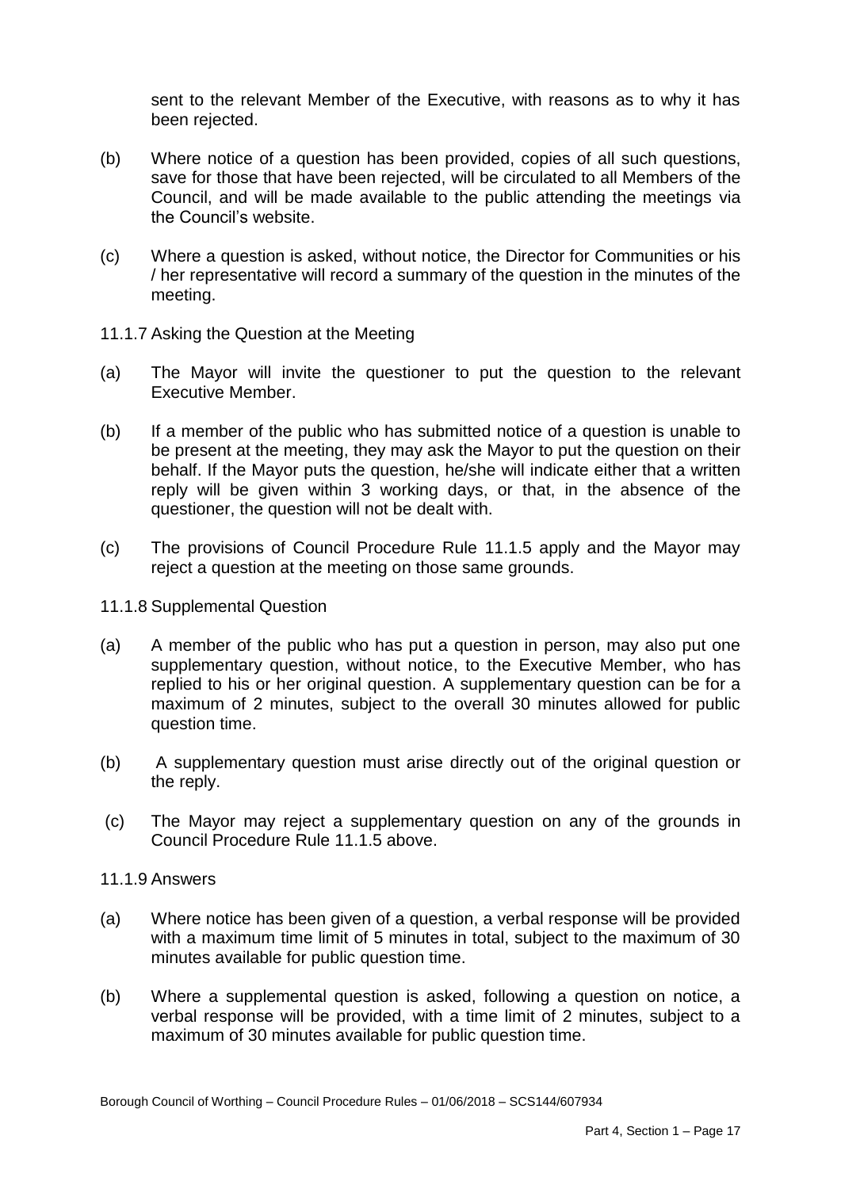sent to the relevant Member of the Executive, with reasons as to why it has been rejected.

(b) Where notice of a question has been provided, copies of all such questions, save for those that have been rejected, will be circulated to all Members of the Council, and will be made available to the public attending the meetings via the Council's website.

(c) Where a question is asked, without notice, the Director for Communities or his / her representative will record a summary of the question in the minutes of the meeting.

11.1.7 Asking the Question at the Meeting

(a) The Mayor will invite the questioner to put the question to the relevant Executive Member.

(b) If a member of the public who has submitted notice of a question is unable to be present at the meeting, they may ask the Mayor to put the question on their behalf. If the Mayor puts the question, he/she will indicate either that a written reply will be given within 3 working days, or that, in the absence of the questioner, the question will not be dealt with.

(c) The provisions of Council Procedure Rule 11.1.5 apply and the Mayor may reject a question at the meeting on those same grounds.

11.1.8 Supplemental Question

(a) A member of the public who has put a question in person, may also put one supplementary question, without notice, to the Executive Member, who has replied to his or her original question. A supplementary question can be for a maximum of 2 minutes, subject to the overall 30 minutes allowed for public question time.

(b) A supplementary question must arise directly out of the original question or the reply.

(c) The Mayor may reject a supplementary question on any of the grounds in Council Procedure Rule 11.1.5 above.

11.1.9 Answers

(a) Where notice has been given of a question, a verbal response will be provided with a maximum time limit of 5 minutes in total, subject to the maximum of 30 minutes available for public question time.

(b) Where a supplemental question is asked, following a question on notice, a verbal response will be provided, with a time limit of 2 minutes, subject to a maximum of 30 minutes available for public question time.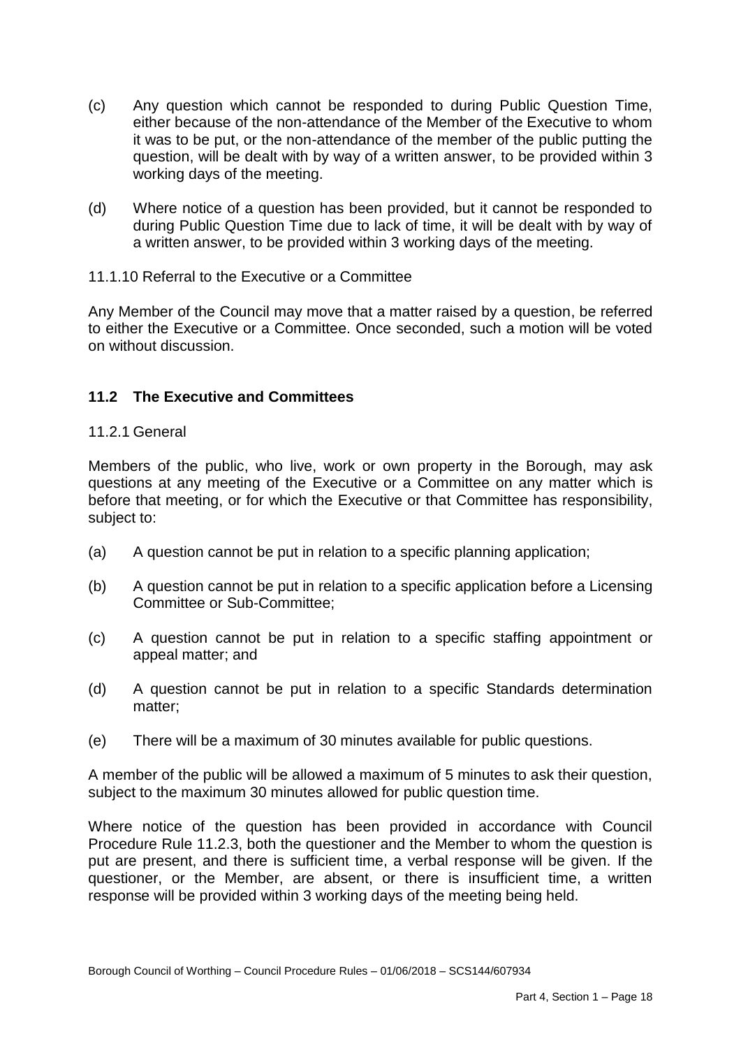(c) Any question which cannot be responded to during Public Question Time, either because of the non-attendance of the Member of the Executive to whom it was to be put, or the non-attendance of the member of the public putting the question, will be dealt with by way of a written answer, to be provided within 3 working days of the meeting.

(d) Where notice of a question has been provided, but it cannot be responded to during Public Question Time due to lack of time, it will be dealt with by way of a written answer, to be provided within 3 working days of the meeting.

11.1.10 Referral to the Executive or a Committee

Any Member of the Council may move that a matter raised by a question, be referred to either the Executive or a Committee. Once seconded, such a motion will be voted on without discussion.

## 11.2 The Executive and Committees

11.2.1 General

Members of the public, who live, work or own property in the Borough, may ask questions at any meeting of the Executive or a Committee on any matter which is before that meeting, or for which the Executive or that Committee has responsibility, subject to:

(a) A question cannot be put in relation to a specific planning application;

(b) A question cannot be put in relation to a specific application before a Licensing Committee or Sub-Committee;

(c) A question cannot be put in relation to a specific staffing appointment or appeal matter; and

(d) A question cannot be put in relation to a specific Standards determination matter;

(e) There will be a maximum of 30 minutes available for public questions.

A member of the public will be allowed a maximum of 5 minutes to ask their question, subject to the maximum 30 minutes allowed for public question time.

Where notice of the question has been provided in accordance with Council Procedure Rule 11.2.3, both the questioner and the Member to whom the question is put are present, and there is sufficient time, a verbal response will be given. If the questioner, or the Member, are absent, or there is insufficient time, a written response will be provided within 3 working days of the meeting being held.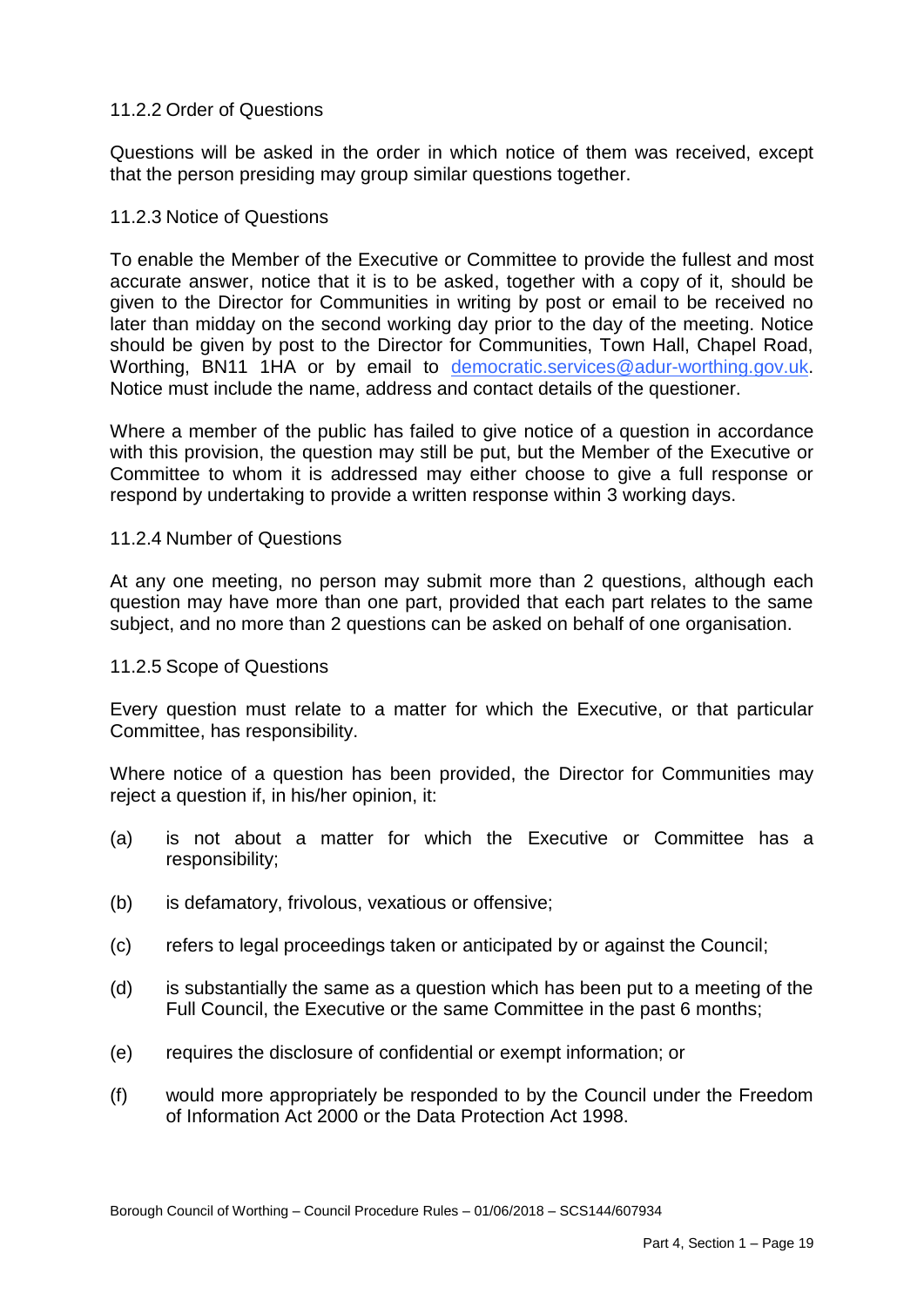#### 11.2.2 Order of Questions

Questions will be asked in the order in which notice of them was received, except that the person presiding may group similar questions together.

#### 11.2.3 Notice of Questions

To enable the Member of the Executive or Committee to provide the fullest and most accurate answer, notice that it is to be asked, together with a copy of it, should be given to the Director for Communities in writing by post or email to be received no later than midday on the second working day prior to the day of the meeting. Notice should be given by post to the Director for Communities, Town Hall, Chapel Road, Worthing, BN11 1HA or by email to democratic.services@adur-worthing.gov.uk. Notice must include the name, address and contact details of the questioner.

Where a member of the public has failed to give notice of a question in accordance with this provision, the question may still be put, but the Member of the Executive or Committee to whom it is addressed may either choose to give a full response or respond by undertaking to provide a written response within 3 working days.

#### 11.2.4 Number of Questions

At any one meeting, no person may submit more than 2 questions, although each question may have more than one part, provided that each part relates to the same subject, and no more than 2 questions can be asked on behalf of one organisation.

#### 11.2.5 Scope of Questions

Every question must relate to a matter for which the Executive, or that particular Committee, has responsibility.

Where notice of a question has been provided, the Director for Communities may reject a question if, in his/her opinion, it:

(a) is not about a matter for which the Executive or Committee has a responsibility;

(b) is defamatory, frivolous, vexatious or offensive;

(c) refers to legal proceedings taken or anticipated by or against the Council;

(d) is substantially the same as a question which has been put to a meeting of the Full Council, the Executive or the same Committee in the past 6 months;

(e) requires the disclosure of confidential or exempt information; or

(f) would more appropriately be responded to by the Council under the Freedom of Information Act 2000 or the Data Protection Act 1998.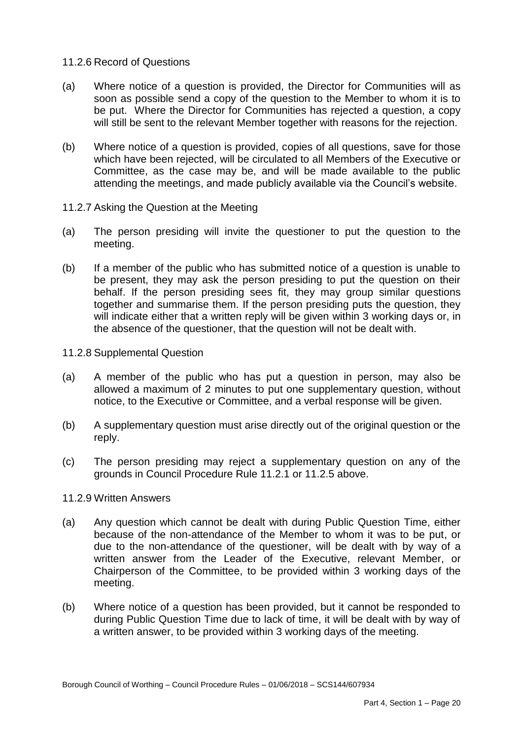11.2.6 Record of Questions

(a) Where notice of a question is provided, the Director for Communities will as soon as possible send a copy of the question to the Member to whom it is to be put. Where the Director for Communities has rejected a question, a copy will still be sent to the relevant Member together with reasons for the rejection.

(b) Where notice of a question is provided, copies of all questions, save for those which have been rejected, will be circulated to all Members of the Executive or Committee, as the case may be, and will be made available to the public attending the meetings, and made publicly available via the Council's website.

11.2.7 Asking the Question at the Meeting

(a) The person presiding will invite the questioner to put the question to the meeting.

(b) If a member of the public who has submitted notice of a question is unable to be present, they may ask the person presiding to put the question on their behalf. If the person presiding sees fit, they may group similar questions together and summarise them. If the person presiding puts the question, they will indicate either that a written reply will be given within 3 working days or, in the absence of the questioner, that the question will not be dealt with.

11.2.8 Supplemental Question

(a) A member of the public who has put a question in person, may also be allowed a maximum of 2 minutes to put one supplementary question, without notice, to the Executive or Committee, and a verbal response will be given.

(b) A supplementary question must arise directly out of the original question or the reply.

(c) The person presiding may reject a supplementary question on any of the grounds in Council Procedure Rule 11.2.1 or 11.2.5 above.

11.2.9 Written Answers

(a) Any question which cannot be dealt with during Public Question Time, either because of the non-attendance of the Member to whom it was to be put, or due to the non-attendance of the questioner, will be dealt with by way of a written answer from the Leader of the Executive, relevant Member, or Chairperson of the Committee, to be provided within 3 working days of the meeting.

(b) Where notice of a question has been provided, but it cannot be responded to during Public Question Time due to lack of time, it will be dealt with by way of a written answer, to be provided within 3 working days of the meeting.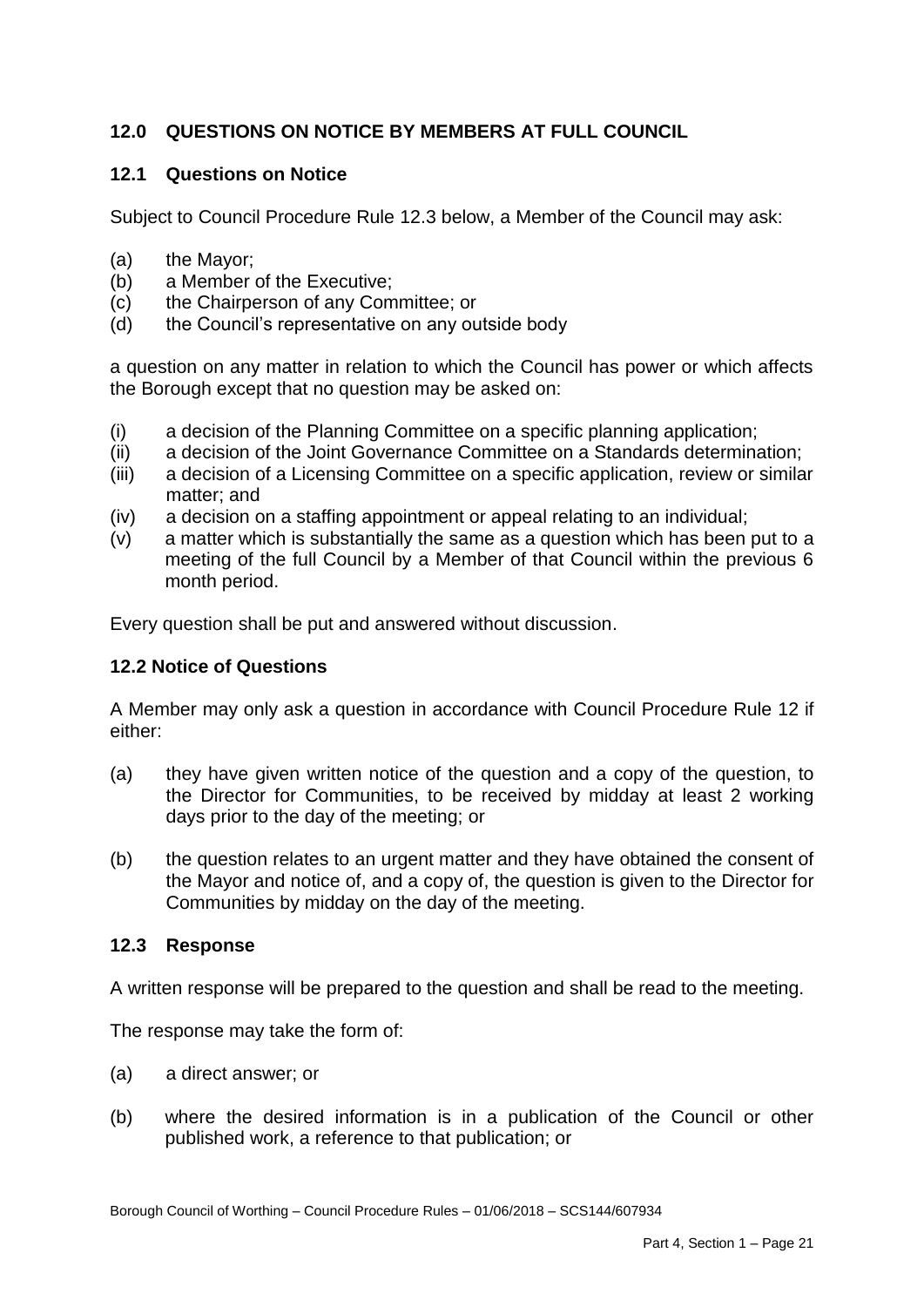## 12.0 QUESTIONS ON NOTICE BY MEMBERS AT FULL COUNCIL

### 12.1 Questions on Notice

Subject to Council Procedure Rule 12.3 below, a Member of the Council may ask:

(a) the Mayor;
(b) a Member of the Executive;
(c) the Chairperson of any Committee; or
(d) the Council's representative on any outside body

a question on any matter in relation to which the Council has power or which affects the Borough except that no question may be asked on:

(i) a decision of the Planning Committee on a specific planning application;
(ii) a decision of the Joint Governance Committee on a Standards determination;
(iii) a decision of a Licensing Committee on a specific application, review or similar matter; and
(iv) a decision on a staffing appointment or appeal relating to an individual;
(v) a matter which is substantially the same as a question which has been put to a meeting of the full Council by a Member of that Council within the previous 6 month period.

Every question shall be put and answered without discussion.

### 12.2 Notice of Questions

A Member may only ask a question in accordance with Council Procedure Rule 12 if either:

(a) they have given written notice of the question and a copy of the question, to the Director for Communities, to be received by midday at least 2 working days prior to the day of the meeting; or

(b) the question relates to an urgent matter and they have obtained the consent of the Mayor and notice of, and a copy of, the question is given to the Director for Communities by midday on the day of the meeting.

### 12.3 Response

A written response will be prepared to the question and shall be read to the meeting.

The response may take the form of:

(a) a direct answer; or

(b) where the desired information is in a publication of the Council or other published work, a reference to that publication; or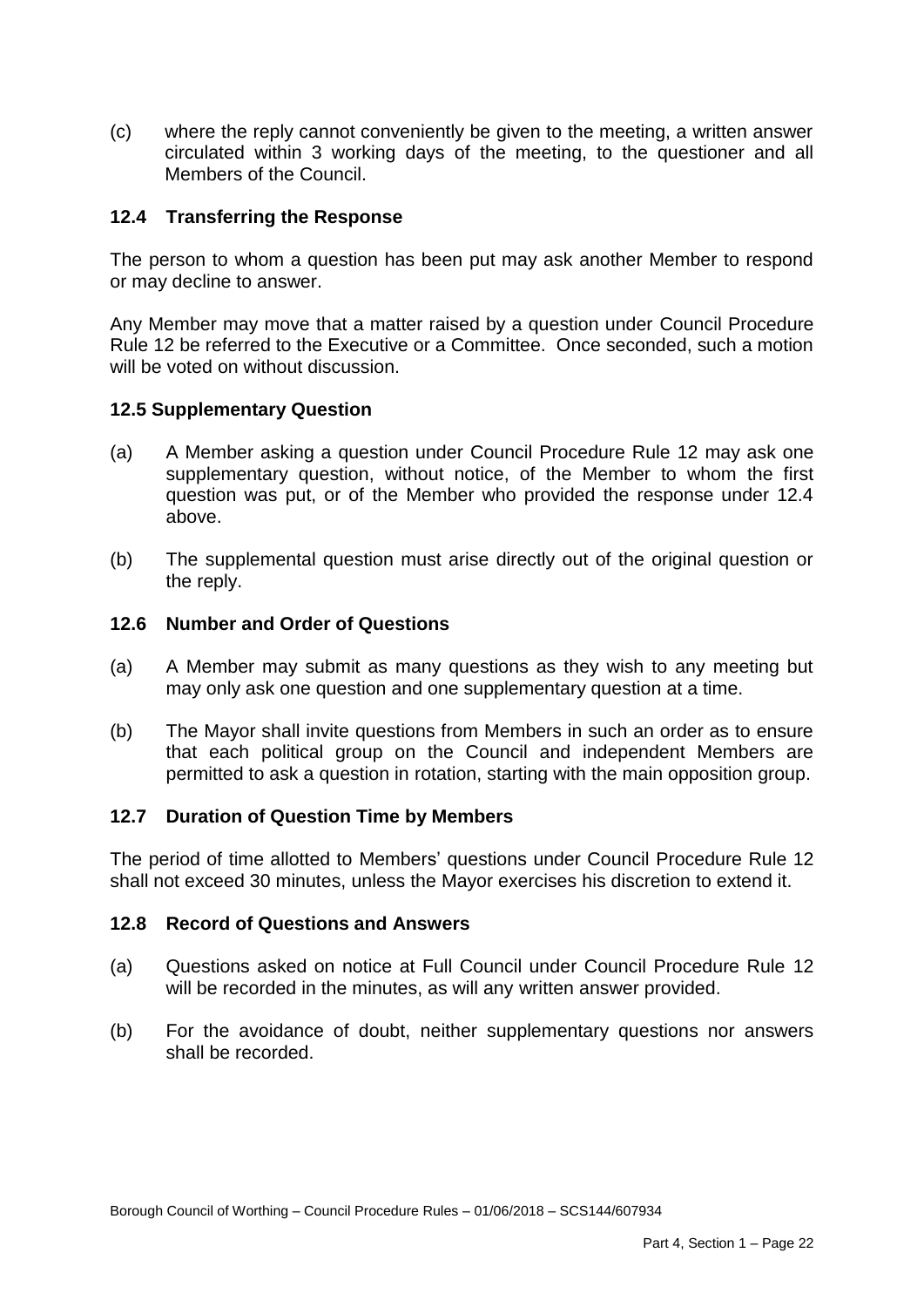(c) where the reply cannot conveniently be given to the meeting, a written answer circulated within 3 working days of the meeting, to the questioner and all Members of the Council.

### 12.4 Transferring the Response

The person to whom a question has been put may ask another Member to respond or may decline to answer.

Any Member may move that a matter raised by a question under Council Procedure Rule 12 be referred to the Executive or a Committee. Once seconded, such a motion will be voted on without discussion.

### 12.5 Supplementary Question

(a) A Member asking a question under Council Procedure Rule 12 may ask one supplementary question, without notice, of the Member to whom the first question was put, or of the Member who provided the response under 12.4 above.

(b) The supplemental question must arise directly out of the original question or the reply.

### 12.6 Number and Order of Questions

(a) A Member may submit as many questions as they wish to any meeting but may only ask one question and one supplementary question at a time.

(b) The Mayor shall invite questions from Members in such an order as to ensure that each political group on the Council and independent Members are permitted to ask a question in rotation, starting with the main opposition group.

### 12.7 Duration of Question Time by Members

The period of time allotted to Members' questions under Council Procedure Rule 12 shall not exceed 30 minutes, unless the Mayor exercises his discretion to extend it.

### 12.8 Record of Questions and Answers

(a) Questions asked on notice at Full Council under Council Procedure Rule 12 will be recorded in the minutes, as will any written answer provided.

(b) For the avoidance of doubt, neither supplementary questions nor answers shall be recorded.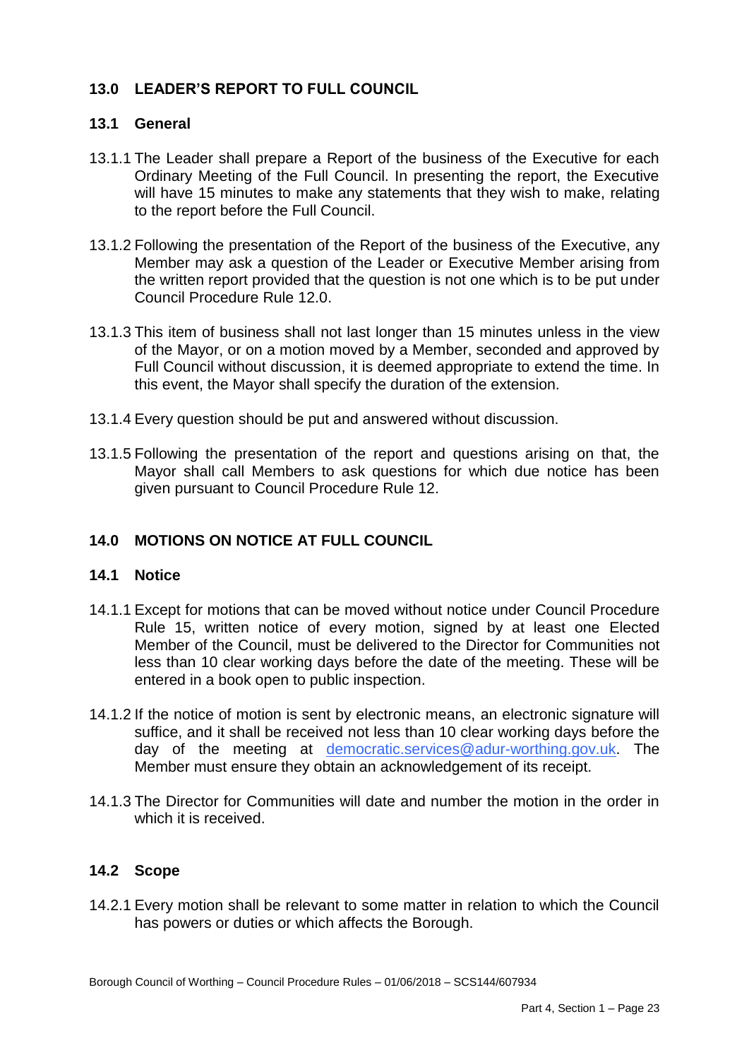## 13.0 LEADER'S REPORT TO FULL COUNCIL

### 13.1 General

13.1.1 The Leader shall prepare a Report of the business of the Executive for each Ordinary Meeting of the Full Council. In presenting the report, the Executive will have 15 minutes to make any statements that they wish to make, relating to the report before the Full Council.

13.1.2 Following the presentation of the Report of the business of the Executive, any Member may ask a question of the Leader or Executive Member arising from the written report provided that the question is not one which is to be put under Council Procedure Rule 12.0.

13.1.3 This item of business shall not last longer than 15 minutes unless in the view of the Mayor, or on a motion moved by a Member, seconded and approved by Full Council without discussion, it is deemed appropriate to extend the time. In this event, the Mayor shall specify the duration of the extension.

13.1.4 Every question should be put and answered without discussion.

13.1.5 Following the presentation of the report and questions arising on that, the Mayor shall call Members to ask questions for which due notice has been given pursuant to Council Procedure Rule 12.

## 14.0 MOTIONS ON NOTICE AT FULL COUNCIL

### 14.1 Notice

14.1.1 Except for motions that can be moved without notice under Council Procedure Rule 15, written notice of every motion, signed by at least one Elected Member of the Council, must be delivered to the Director for Communities not less than 10 clear working days before the date of the meeting. These will be entered in a book open to public inspection.

14.1.2 If the notice of motion is sent by electronic means, an electronic signature will suffice, and it shall be received not less than 10 clear working days before the day of the meeting at democratic.services@adur-worthing.gov.uk. The Member must ensure they obtain an acknowledgement of its receipt.

14.1.3 The Director for Communities will date and number the motion in the order in which it is received.

### 14.2 Scope

14.2.1 Every motion shall be relevant to some matter in relation to which the Council has powers or duties or which affects the Borough.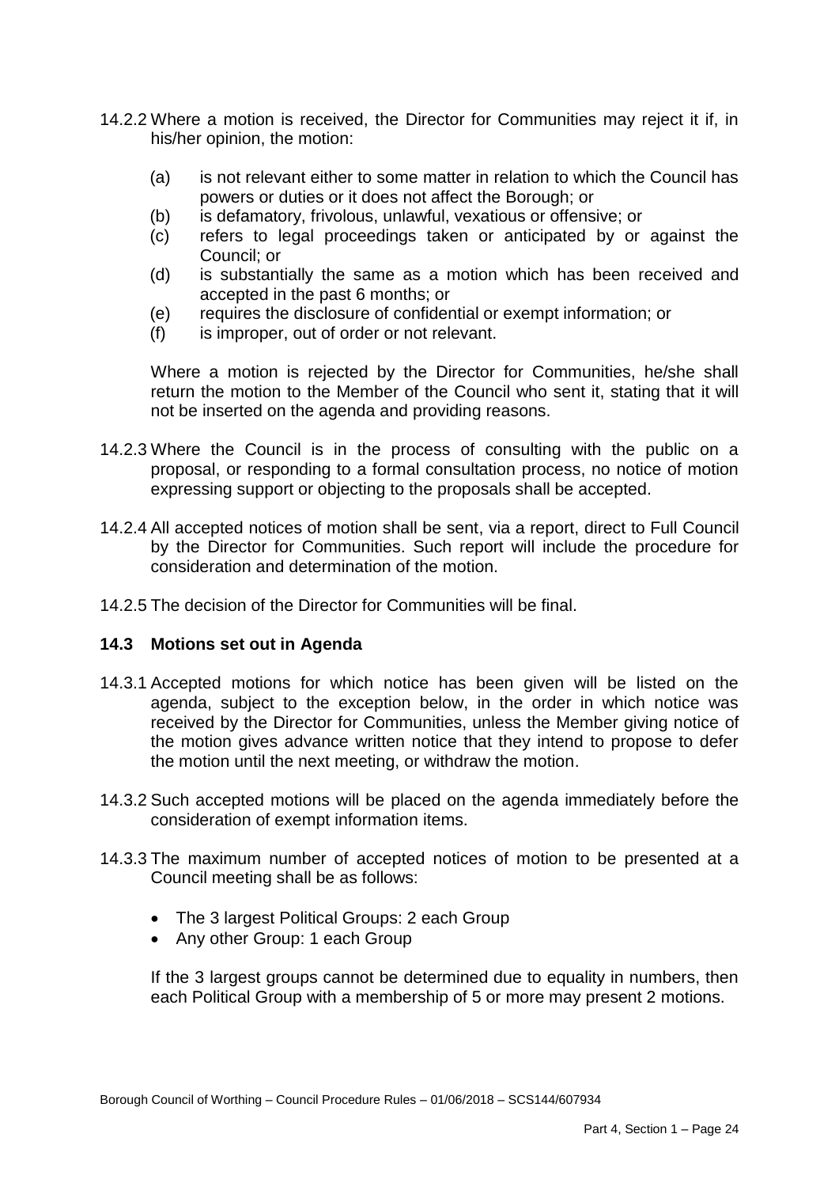14.2.2 Where a motion is received, the Director for Communities may reject it if, in his/her opinion, the motion:

- (a) is not relevant either to some matter in relation to which the Council has powers or duties or it does not affect the Borough; or
- (b) is defamatory, frivolous, unlawful, vexatious or offensive; or
- (c) refers to legal proceedings taken or anticipated by or against the Council; or
- (d) is substantially the same as a motion which has been received and accepted in the past 6 months; or
- (e) requires the disclosure of confidential or exempt information; or
- (f) is improper, out of order or not relevant.

Where a motion is rejected by the Director for Communities, he/she shall return the motion to the Member of the Council who sent it, stating that it will not be inserted on the agenda and providing reasons.

14.2.3 Where the Council is in the process of consulting with the public on a proposal, or responding to a formal consultation process, no notice of motion expressing support or objecting to the proposals shall be accepted.

14.2.4 All accepted notices of motion shall be sent, via a report, direct to Full Council by the Director for Communities. Such report will include the procedure for consideration and determination of the motion.

14.2.5 The decision of the Director for Communities will be final.

### 14.3 Motions set out in Agenda

14.3.1 Accepted motions for which notice has been given will be listed on the agenda, subject to the exception below, in the order in which notice was received by the Director for Communities, unless the Member giving notice of the motion gives advance written notice that they intend to propose to defer the motion until the next meeting, or withdraw the motion.

14.3.2 Such accepted motions will be placed on the agenda immediately before the consideration of exempt information items.

14.3.3 The maximum number of accepted notices of motion to be presented at a Council meeting shall be as follows:

- The 3 largest Political Groups: 2 each Group
- Any other Group: 1 each Group

If the 3 largest groups cannot be determined due to equality in numbers, then each Political Group with a membership of 5 or more may present 2 motions.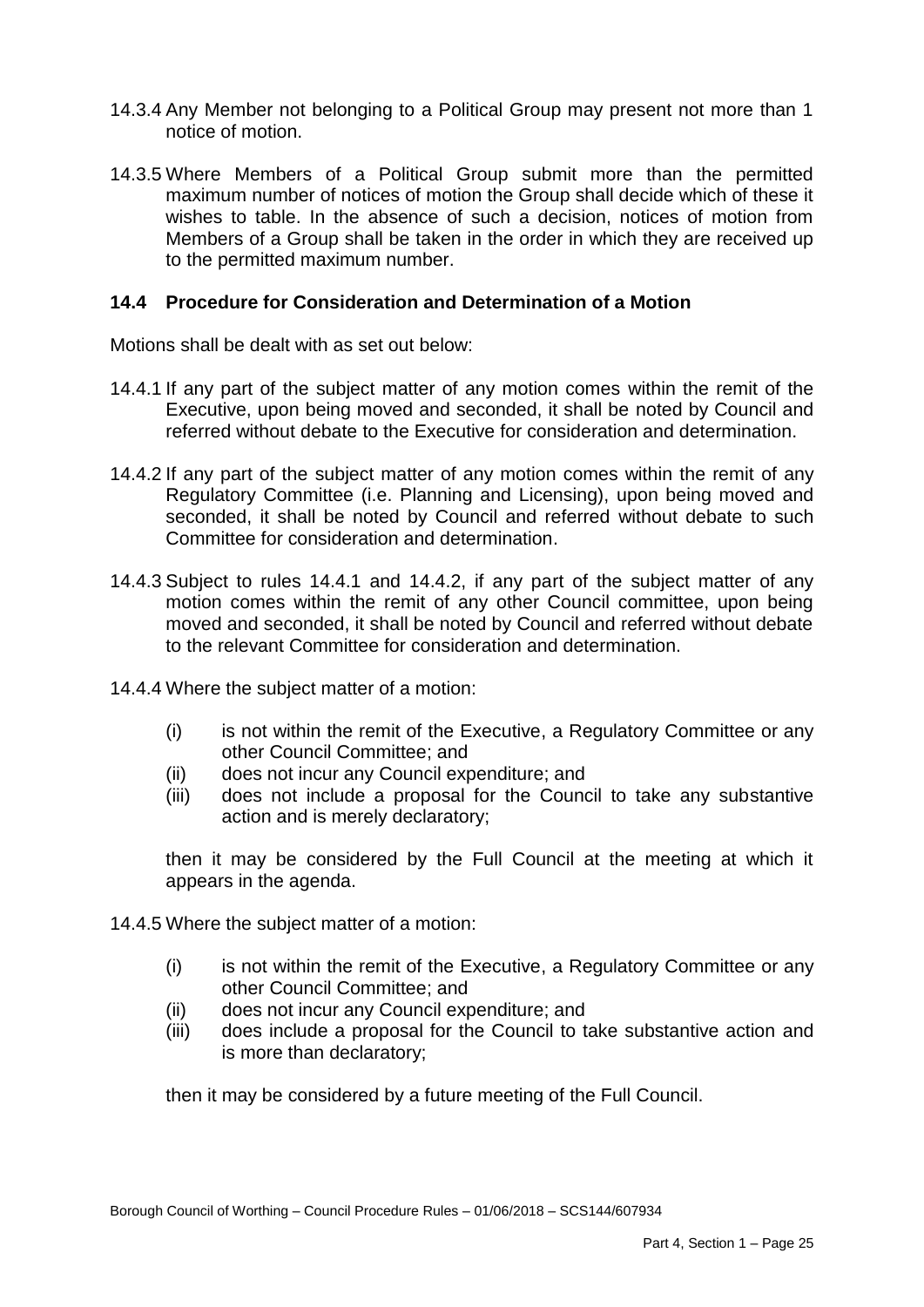14.3.4 Any Member not belonging to a Political Group may present not more than 1 notice of motion.

14.3.5 Where Members of a Political Group submit more than the permitted maximum number of notices of motion the Group shall decide which of these it wishes to table. In the absence of such a decision, notices of motion from Members of a Group shall be taken in the order in which they are received up to the permitted maximum number.

### 14.4 Procedure for Consideration and Determination of a Motion

Motions shall be dealt with as set out below:

14.4.1 If any part of the subject matter of any motion comes within the remit of the Executive, upon being moved and seconded, it shall be noted by Council and referred without debate to the Executive for consideration and determination.

14.4.2 If any part of the subject matter of any motion comes within the remit of any Regulatory Committee (i.e. Planning and Licensing), upon being moved and seconded, it shall be noted by Council and referred without debate to such Committee for consideration and determination.

14.4.3 Subject to rules 14.4.1 and 14.4.2, if any part of the subject matter of any motion comes within the remit of any other Council committee, upon being moved and seconded, it shall be noted by Council and referred without debate to the relevant Committee for consideration and determination.

14.4.4 Where the subject matter of a motion:

- (i) is not within the remit of the Executive, a Regulatory Committee or any other Council Committee; and
- (ii) does not incur any Council expenditure; and
- (iii) does not include a proposal for the Council to take any substantive action and is merely declaratory;

then it may be considered by the Full Council at the meeting at which it appears in the agenda.

14.4.5 Where the subject matter of a motion:

- (i) is not within the remit of the Executive, a Regulatory Committee or any other Council Committee; and
- (ii) does not incur any Council expenditure; and
- (iii) does include a proposal for the Council to take substantive action and is more than declaratory;

then it may be considered by a future meeting of the Full Council.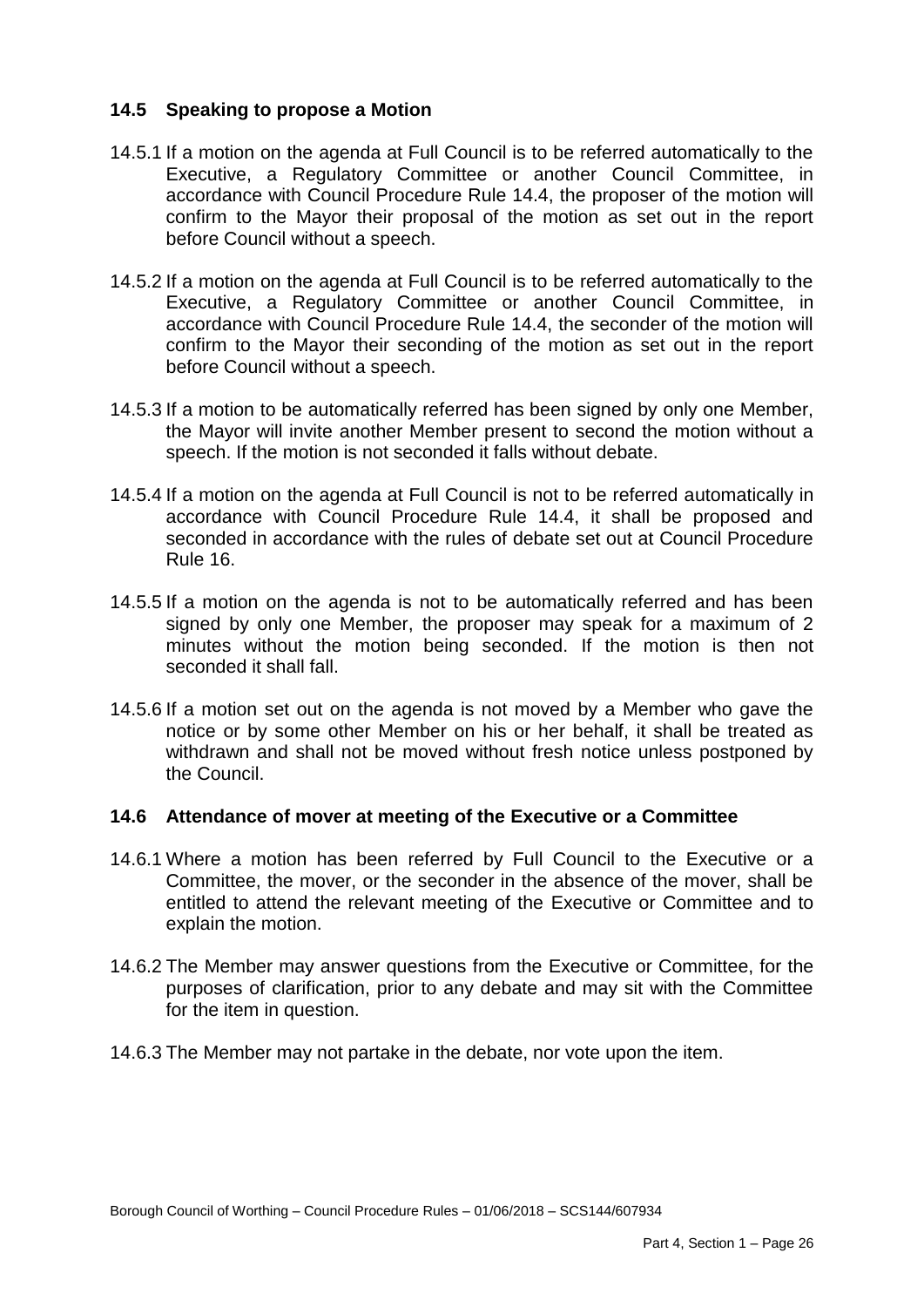### 14.5 Speaking to propose a Motion

14.5.1 If a motion on the agenda at Full Council is to be referred automatically to the Executive, a Regulatory Committee or another Council Committee, in accordance with Council Procedure Rule 14.4, the proposer of the motion will confirm to the Mayor their proposal of the motion as set out in the report before Council without a speech.

14.5.2 If a motion on the agenda at Full Council is to be referred automatically to the Executive, a Regulatory Committee or another Council Committee, in accordance with Council Procedure Rule 14.4, the seconder of the motion will confirm to the Mayor their seconding of the motion as set out in the report before Council without a speech.

14.5.3 If a motion to be automatically referred has been signed by only one Member, the Mayor will invite another Member present to second the motion without a speech. If the motion is not seconded it falls without debate.

14.5.4 If a motion on the agenda at Full Council is not to be referred automatically in accordance with Council Procedure Rule 14.4, it shall be proposed and seconded in accordance with the rules of debate set out at Council Procedure Rule 16.

14.5.5 If a motion on the agenda is not to be automatically referred and has been signed by only one Member, the proposer may speak for a maximum of 2 minutes without the motion being seconded. If the motion is then not seconded it shall fall.

14.5.6 If a motion set out on the agenda is not moved by a Member who gave the notice or by some other Member on his or her behalf, it shall be treated as withdrawn and shall not be moved without fresh notice unless postponed by the Council.

### 14.6 Attendance of mover at meeting of the Executive or a Committee

14.6.1 Where a motion has been referred by Full Council to the Executive or a Committee, the mover, or the seconder in the absence of the mover, shall be entitled to attend the relevant meeting of the Executive or Committee and to explain the motion.

14.6.2 The Member may answer questions from the Executive or Committee, for the purposes of clarification, prior to any debate and may sit with the Committee for the item in question.

14.6.3 The Member may not partake in the debate, nor vote upon the item.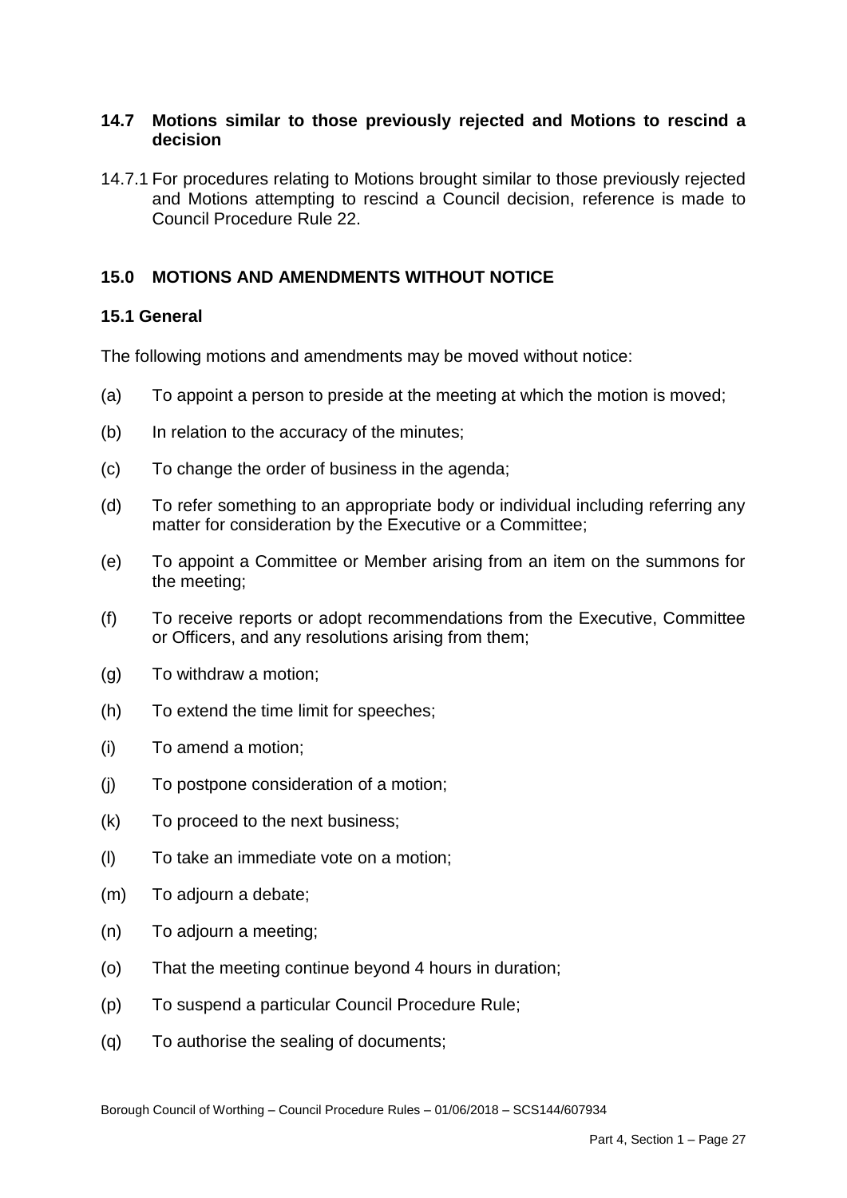### 14.7 Motions similar to those previously rejected and Motions to rescind a decision

14.7.1 For procedures relating to Motions brought similar to those previously rejected and Motions attempting to rescind a Council decision, reference is made to Council Procedure Rule 22.

## 15.0 MOTIONS AND AMENDMENTS WITHOUT NOTICE

### 15.1 General

The following motions and amendments may be moved without notice:

(a) To appoint a person to preside at the meeting at which the motion is moved;

(b) In relation to the accuracy of the minutes;

(c) To change the order of business in the agenda;

(d) To refer something to an appropriate body or individual including referring any matter for consideration by the Executive or a Committee;

(e) To appoint a Committee or Member arising from an item on the summons for the meeting;

(f) To receive reports or adopt recommendations from the Executive, Committee or Officers, and any resolutions arising from them;

(g) To withdraw a motion;

(h) To extend the time limit for speeches;

(i) To amend a motion;

(j) To postpone consideration of a motion;

(k) To proceed to the next business;

(l) To take an immediate vote on a motion;

(m) To adjourn a debate;

(n) To adjourn a meeting;

(o) That the meeting continue beyond 4 hours in duration;

(p) To suspend a particular Council Procedure Rule;

(q) To authorise the sealing of documents;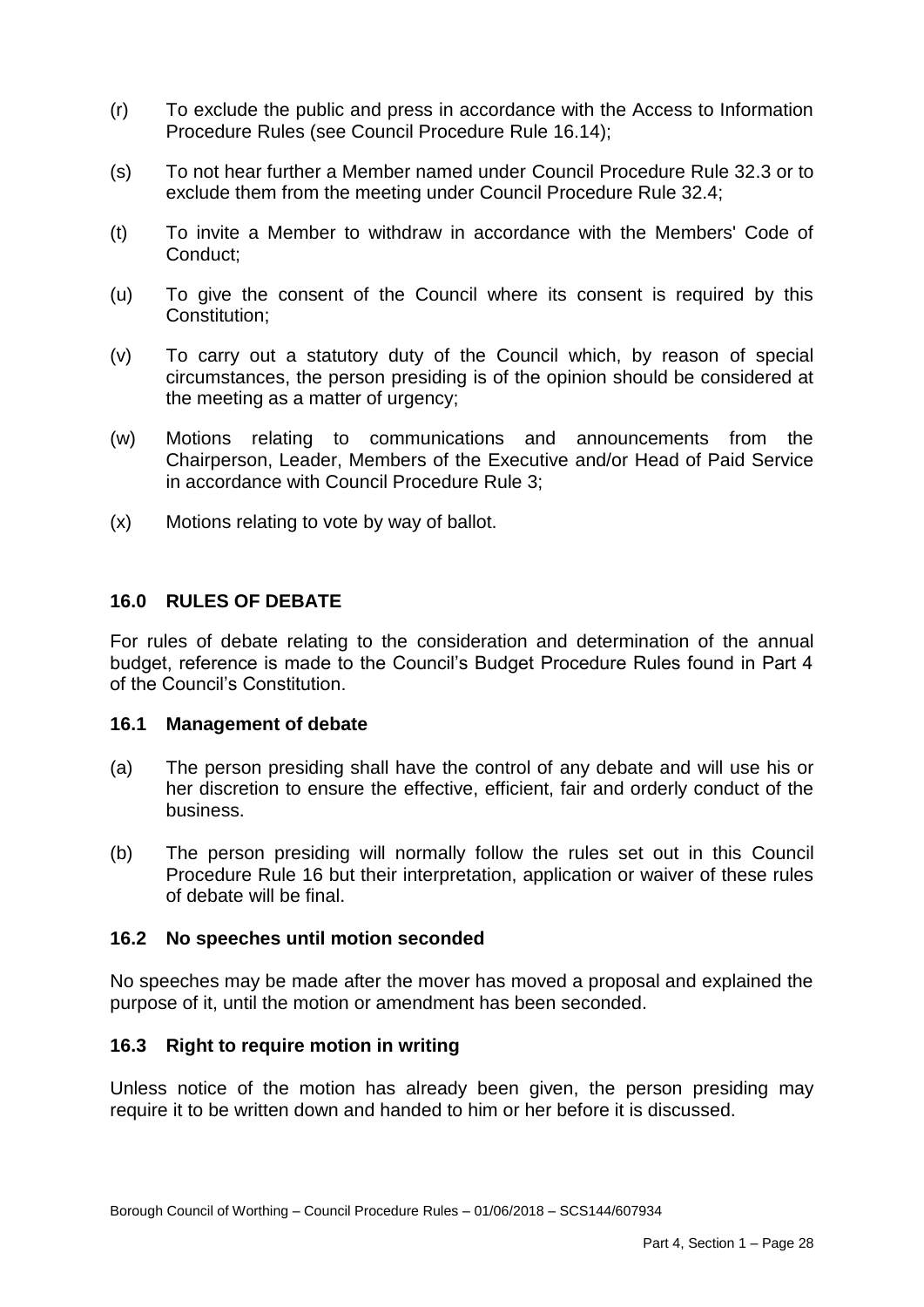(r) To exclude the public and press in accordance with the Access to Information Procedure Rules (see Council Procedure Rule 16.14);

(s) To not hear further a Member named under Council Procedure Rule 32.3 or to exclude them from the meeting under Council Procedure Rule 32.4;

(t) To invite a Member to withdraw in accordance with the Members' Code of Conduct;

(u) To give the consent of the Council where its consent is required by this Constitution;

(v) To carry out a statutory duty of the Council which, by reason of special circumstances, the person presiding is of the opinion should be considered at the meeting as a matter of urgency;

(w) Motions relating to communications and announcements from the Chairperson, Leader, Members of the Executive and/or Head of Paid Service in accordance with Council Procedure Rule 3;

(x) Motions relating to vote by way of ballot.

## 16.0 RULES OF DEBATE

For rules of debate relating to the consideration and determination of the annual budget, reference is made to the Council's Budget Procedure Rules found in Part 4 of the Council's Constitution.

### 16.1 Management of debate

(a) The person presiding shall have the control of any debate and will use his or her discretion to ensure the effective, efficient, fair and orderly conduct of the business.

(b) The person presiding will normally follow the rules set out in this Council Procedure Rule 16 but their interpretation, application or waiver of these rules of debate will be final.

### 16.2 No speeches until motion seconded

No speeches may be made after the mover has moved a proposal and explained the purpose of it, until the motion or amendment has been seconded.

### 16.3 Right to require motion in writing

Unless notice of the motion has already been given, the person presiding may require it to be written down and handed to him or her before it is discussed.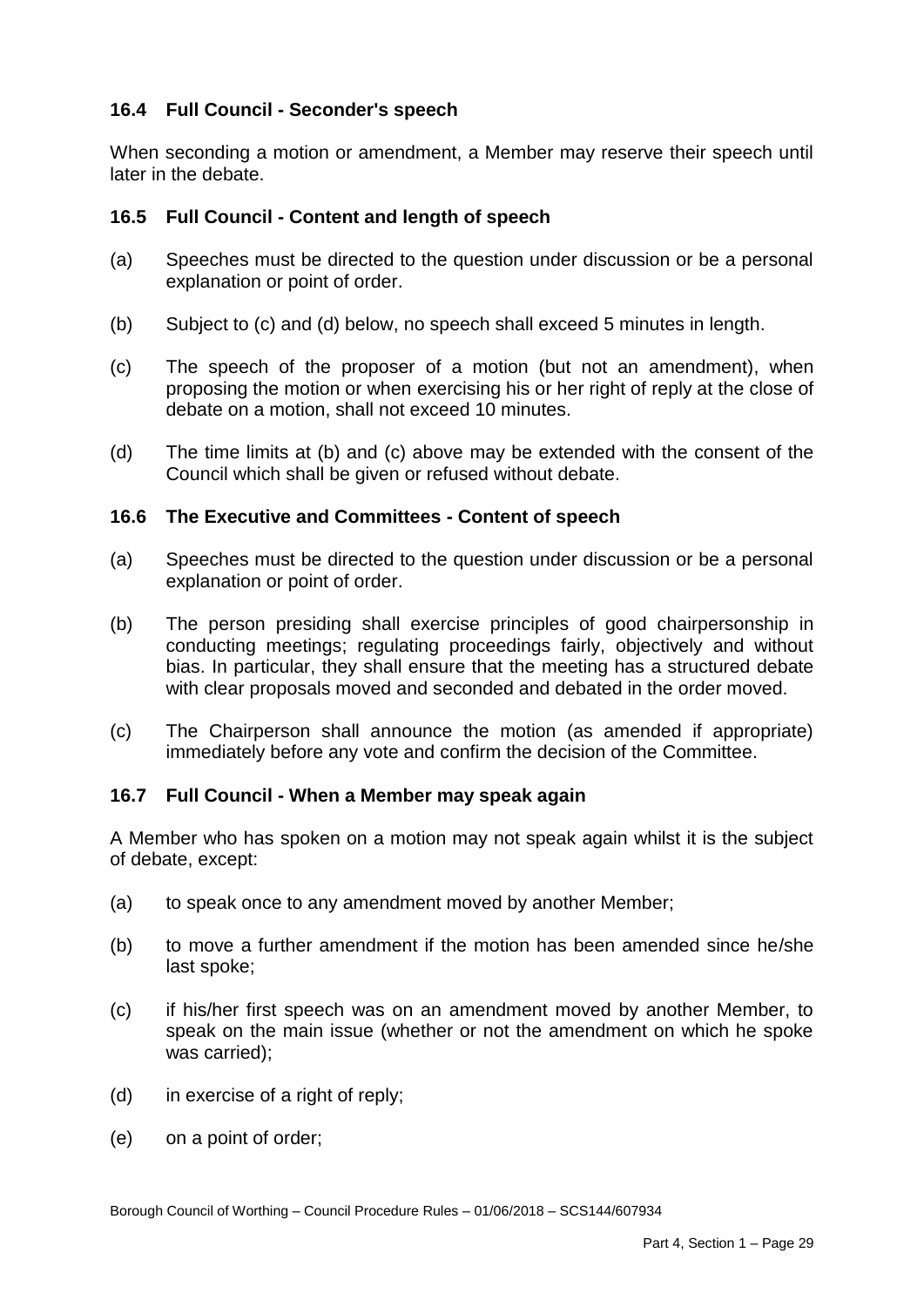### 16.4 Full Council - Seconder's speech

When seconding a motion or amendment, a Member may reserve their speech until later in the debate.

### 16.5 Full Council - Content and length of speech

(a) Speeches must be directed to the question under discussion or be a personal explanation or point of order.

(b) Subject to (c) and (d) below, no speech shall exceed 5 minutes in length.

(c) The speech of the proposer of a motion (but not an amendment), when proposing the motion or when exercising his or her right of reply at the close of debate on a motion, shall not exceed 10 minutes.

(d) The time limits at (b) and (c) above may be extended with the consent of the Council which shall be given or refused without debate.

### 16.6 The Executive and Committees - Content of speech

(a) Speeches must be directed to the question under discussion or be a personal explanation or point of order.

(b) The person presiding shall exercise principles of good chairpersonship in conducting meetings; regulating proceedings fairly, objectively and without bias. In particular, they shall ensure that the meeting has a structured debate with clear proposals moved and seconded and debated in the order moved.

(c) The Chairperson shall announce the motion (as amended if appropriate) immediately before any vote and confirm the decision of the Committee.

### 16.7 Full Council - When a Member may speak again

A Member who has spoken on a motion may not speak again whilst it is the subject of debate, except:

(a) to speak once to any amendment moved by another Member;

(b) to move a further amendment if the motion has been amended since he/she last spoke;

(c) if his/her first speech was on an amendment moved by another Member, to speak on the main issue (whether or not the amendment on which he spoke was carried);

(d) in exercise of a right of reply;

(e) on a point of order;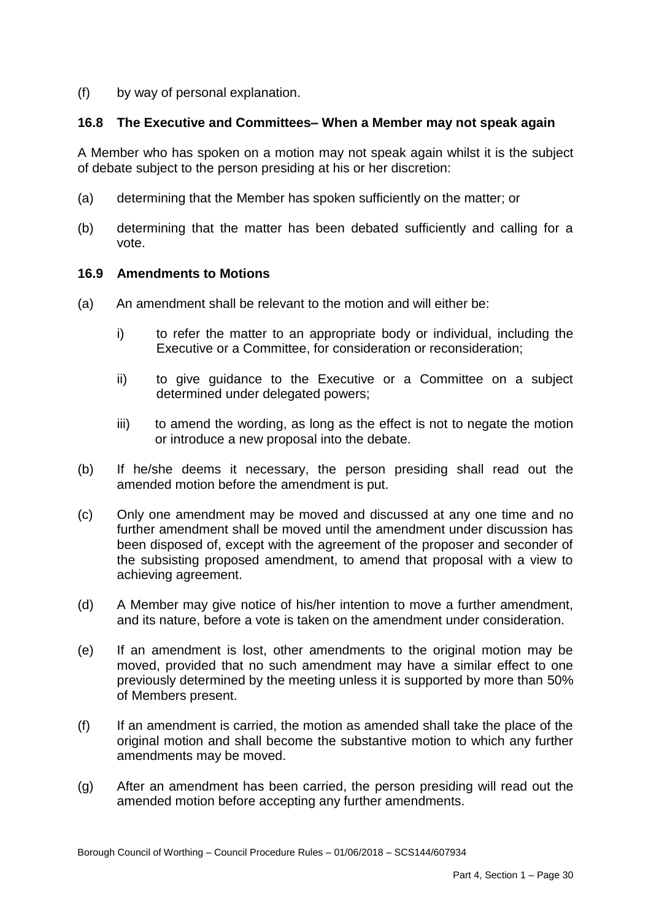(f) by way of personal explanation.

### 16.8 The Executive and Committees– When a Member may not speak again

A Member who has spoken on a motion may not speak again whilst it is the subject of debate subject to the person presiding at his or her discretion:

(a) determining that the Member has spoken sufficiently on the matter; or

(b) determining that the matter has been debated sufficiently and calling for a vote.

### 16.9 Amendments to Motions

(a) An amendment shall be relevant to the motion and will either be:

- i) to refer the matter to an appropriate body or individual, including the Executive or a Committee, for consideration or reconsideration;
- ii) to give guidance to the Executive or a Committee on a subject determined under delegated powers;
- iii) to amend the wording, as long as the effect is not to negate the motion or introduce a new proposal into the debate.

(b) If he/she deems it necessary, the person presiding shall read out the amended motion before the amendment is put.

(c) Only one amendment may be moved and discussed at any one time and no further amendment shall be moved until the amendment under discussion has been disposed of, except with the agreement of the proposer and seconder of the subsisting proposed amendment, to amend that proposal with a view to achieving agreement.

(d) A Member may give notice of his/her intention to move a further amendment, and its nature, before a vote is taken on the amendment under consideration.

(e) If an amendment is lost, other amendments to the original motion may be moved, provided that no such amendment may have a similar effect to one previously determined by the meeting unless it is supported by more than 50% of Members present.

(f) If an amendment is carried, the motion as amended shall take the place of the original motion and shall become the substantive motion to which any further amendments may be moved.

(g) After an amendment has been carried, the person presiding will read out the amended motion before accepting any further amendments.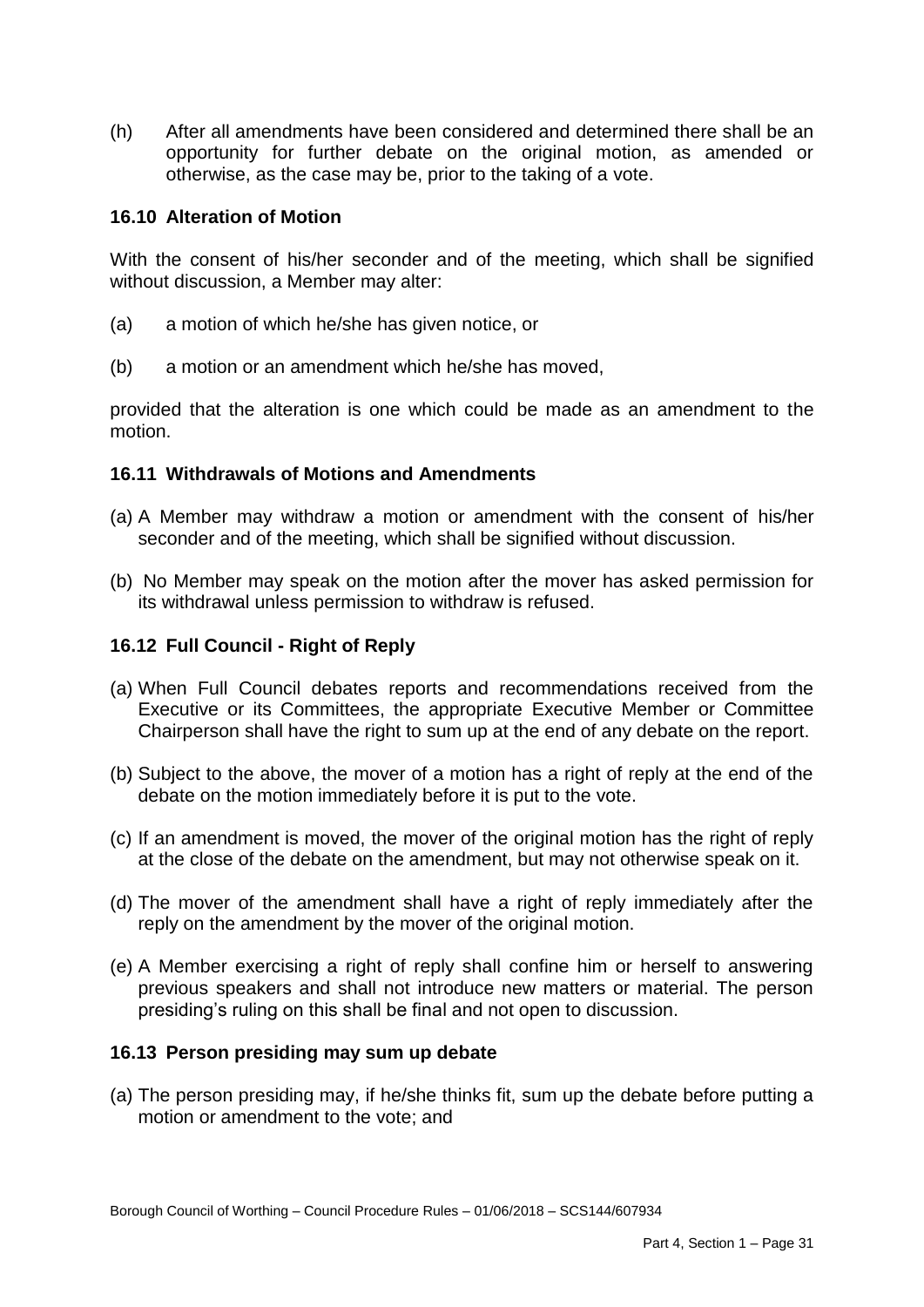(h) After all amendments have been considered and determined there shall be an opportunity for further debate on the original motion, as amended or otherwise, as the case may be, prior to the taking of a vote.

### 16.10 Alteration of Motion

With the consent of his/her seconder and of the meeting, which shall be signified without discussion, a Member may alter:

(a) a motion of which he/she has given notice, or

(b) a motion or an amendment which he/she has moved,

provided that the alteration is one which could be made as an amendment to the motion.

### 16.11 Withdrawals of Motions and Amendments

(a) A Member may withdraw a motion or amendment with the consent of his/her seconder and of the meeting, which shall be signified without discussion.

(b) No Member may speak on the motion after the mover has asked permission for its withdrawal unless permission to withdraw is refused.

### 16.12 Full Council - Right of Reply

(a) When Full Council debates reports and recommendations received from the Executive or its Committees, the appropriate Executive Member or Committee Chairperson shall have the right to sum up at the end of any debate on the report.

(b) Subject to the above, the mover of a motion has a right of reply at the end of the debate on the motion immediately before it is put to the vote.

(c) If an amendment is moved, the mover of the original motion has the right of reply at the close of the debate on the amendment, but may not otherwise speak on it.

(d) The mover of the amendment shall have a right of reply immediately after the reply on the amendment by the mover of the original motion.

(e) A Member exercising a right of reply shall confine him or herself to answering previous speakers and shall not introduce new matters or material. The person presiding's ruling on this shall be final and not open to discussion.

### 16.13 Person presiding may sum up debate

(a) The person presiding may, if he/she thinks fit, sum up the debate before putting a motion or amendment to the vote; and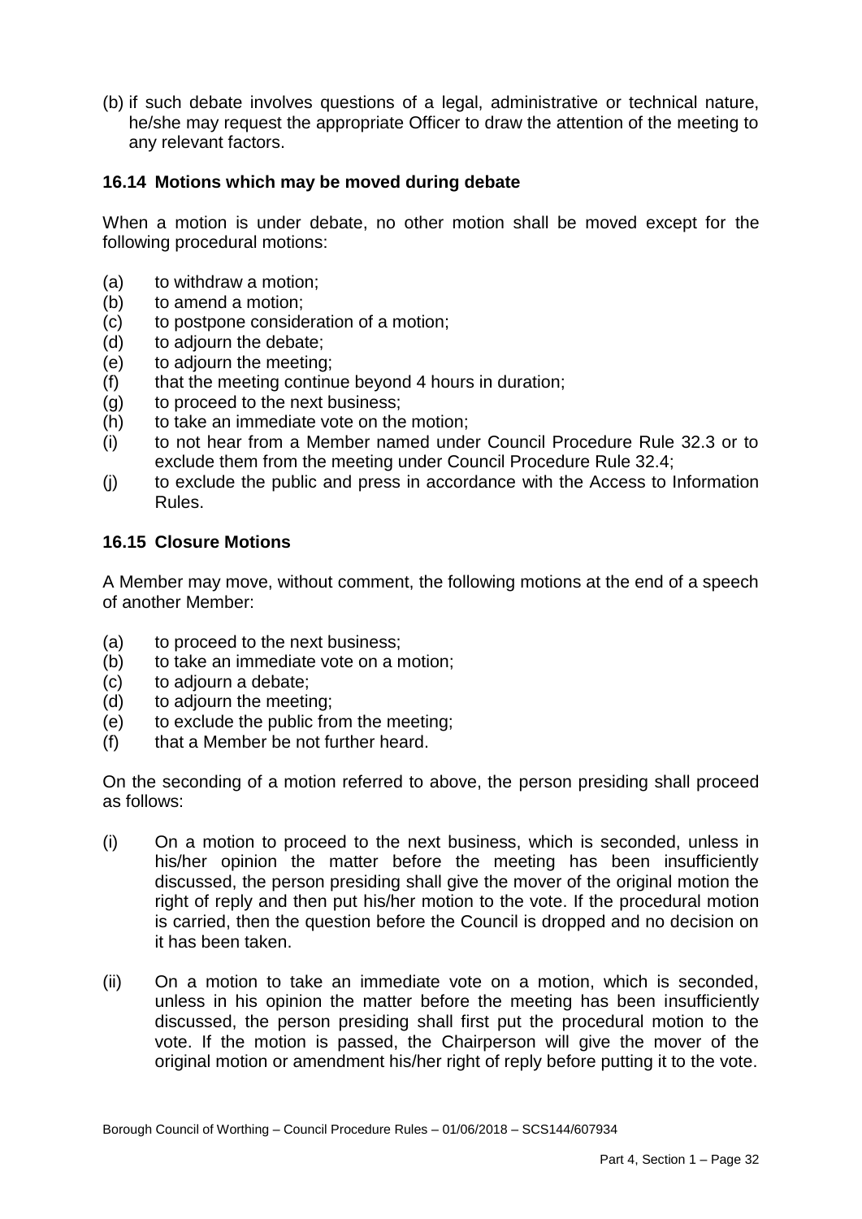(b) if such debate involves questions of a legal, administrative or technical nature, he/she may request the appropriate Officer to draw the attention of the meeting to any relevant factors.

### 16.14 Motions which may be moved during debate

When a motion is under debate, no other motion shall be moved except for the following procedural motions:

(a) to withdraw a motion;
(b) to amend a motion;
(c) to postpone consideration of a motion;
(d) to adjourn the debate;
(e) to adjourn the meeting;
(f) that the meeting continue beyond 4 hours in duration;
(g) to proceed to the next business;
(h) to take an immediate vote on the motion;
(i) to not hear from a Member named under Council Procedure Rule 32.3 or to exclude them from the meeting under Council Procedure Rule 32.4;
(j) to exclude the public and press in accordance with the Access to Information Rules.

### 16.15 Closure Motions

A Member may move, without comment, the following motions at the end of a speech of another Member:

(a) to proceed to the next business;
(b) to take an immediate vote on a motion;
(c) to adjourn a debate;
(d) to adjourn the meeting;
(e) to exclude the public from the meeting;
(f) that a Member be not further heard.

On the seconding of a motion referred to above, the person presiding shall proceed as follows:

(i) On a motion to proceed to the next business, which is seconded, unless in his/her opinion the matter before the meeting has been insufficiently discussed, the person presiding shall give the mover of the original motion the right of reply and then put his/her motion to the vote. If the procedural motion is carried, then the question before the Council is dropped and no decision on it has been taken.

(ii) On a motion to take an immediate vote on a motion, which is seconded, unless in his opinion the matter before the meeting has been insufficiently discussed, the person presiding shall first put the procedural motion to the vote. If the motion is passed, the Chairperson will give the mover of the original motion or amendment his/her right of reply before putting it to the vote.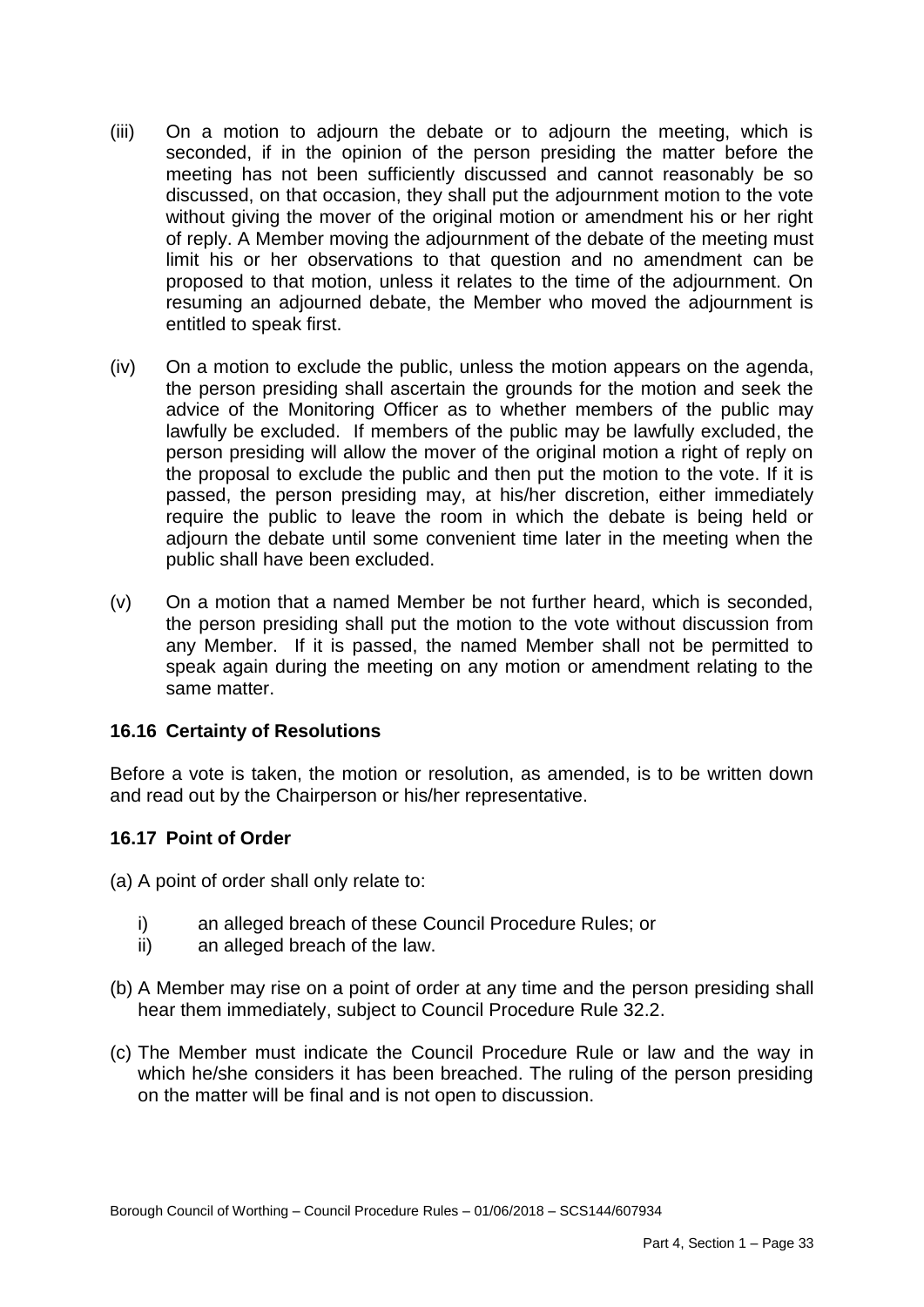(iii) On a motion to adjourn the debate or to adjourn the meeting, which is seconded, if in the opinion of the person presiding the matter before the meeting has not been sufficiently discussed and cannot reasonably be so discussed, on that occasion, they shall put the adjournment motion to the vote without giving the mover of the original motion or amendment his or her right of reply. A Member moving the adjournment of the debate of the meeting must limit his or her observations to that question and no amendment can be proposed to that motion, unless it relates to the time of the adjournment. On resuming an adjourned debate, the Member who moved the adjournment is entitled to speak first.

(iv) On a motion to exclude the public, unless the motion appears on the agenda, the person presiding shall ascertain the grounds for the motion and seek the advice of the Monitoring Officer as to whether members of the public may lawfully be excluded. If members of the public may be lawfully excluded, the person presiding will allow the mover of the original motion a right of reply on the proposal to exclude the public and then put the motion to the vote. If it is passed, the person presiding may, at his/her discretion, either immediately require the public to leave the room in which the debate is being held or adjourn the debate until some convenient time later in the meeting when the public shall have been excluded.

(v) On a motion that a named Member be not further heard, which is seconded, the person presiding shall put the motion to the vote without discussion from any Member. If it is passed, the named Member shall not be permitted to speak again during the meeting on any motion or amendment relating to the same matter.

### 16.16 Certainty of Resolutions

Before a vote is taken, the motion or resolution, as amended, is to be written down and read out by the Chairperson or his/her representative.

### 16.17 Point of Order

(a) A point of order shall only relate to:

  i) an alleged breach of these Council Procedure Rules; or
  ii) an alleged breach of the law.

(b) A Member may rise on a point of order at any time and the person presiding shall hear them immediately, subject to Council Procedure Rule 32.2.

(c) The Member must indicate the Council Procedure Rule or law and the way in which he/she considers it has been breached. The ruling of the person presiding on the matter will be final and is not open to discussion.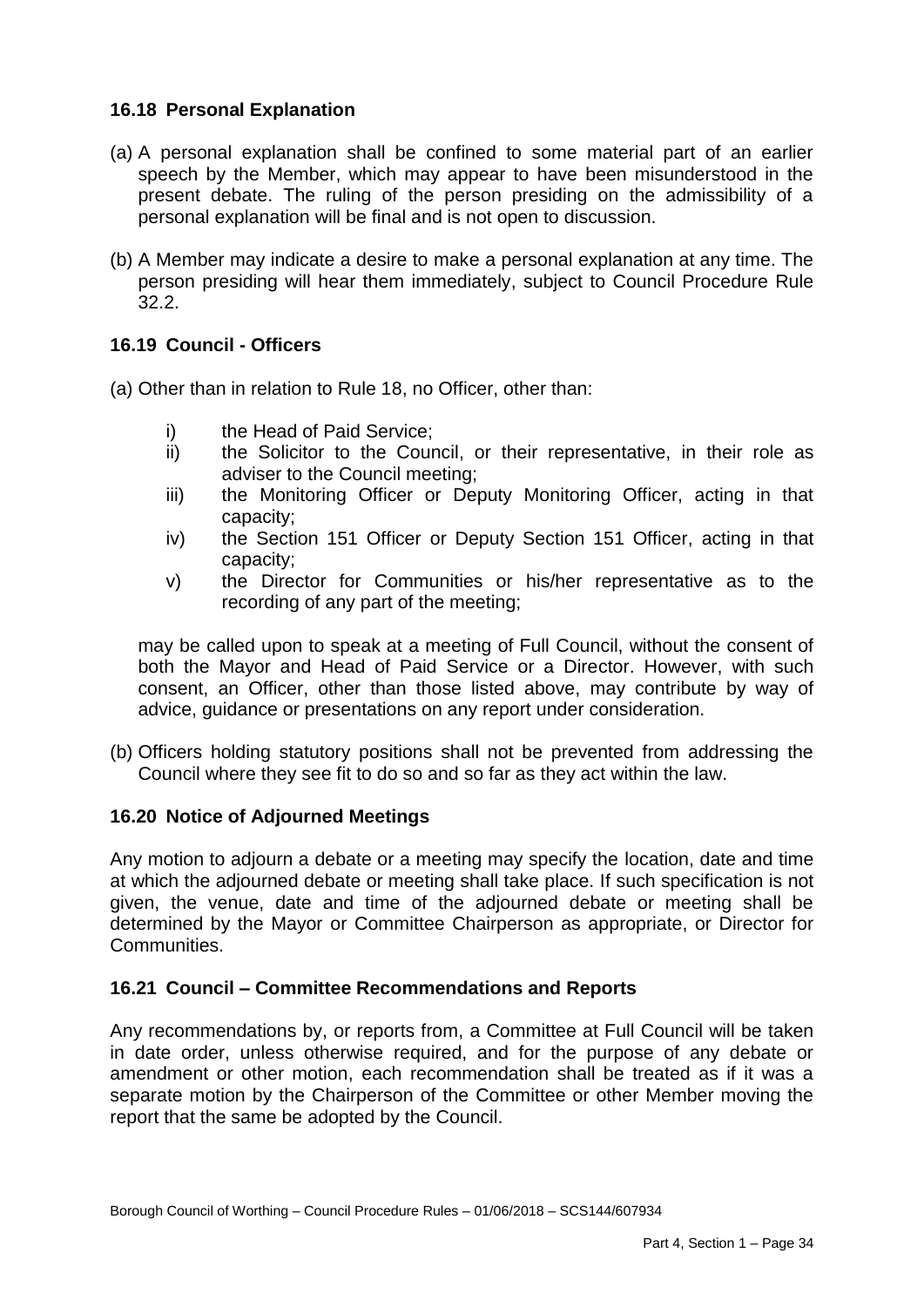### 16.18 Personal Explanation

(a) A personal explanation shall be confined to some material part of an earlier speech by the Member, which may appear to have been misunderstood in the present debate. The ruling of the person presiding on the admissibility of a personal explanation will be final and is not open to discussion.

(b) A Member may indicate a desire to make a personal explanation at any time. The person presiding will hear them immediately, subject to Council Procedure Rule 32.2.

### 16.19 Council - Officers

(a) Other than in relation to Rule 18, no Officer, other than:

- i) the Head of Paid Service;
- ii) the Solicitor to the Council, or their representative, in their role as adviser to the Council meeting;
- iii) the Monitoring Officer or Deputy Monitoring Officer, acting in that capacity;
- iv) the Section 151 Officer or Deputy Section 151 Officer, acting in that capacity;
- v) the Director for Communities or his/her representative as to the recording of any part of the meeting;

may be called upon to speak at a meeting of Full Council, without the consent of both the Mayor and Head of Paid Service or a Director. However, with such consent, an Officer, other than those listed above, may contribute by way of advice, guidance or presentations on any report under consideration.

(b) Officers holding statutory positions shall not be prevented from addressing the Council where they see fit to do so and so far as they act within the law.

### 16.20 Notice of Adjourned Meetings

Any motion to adjourn a debate or a meeting may specify the location, date and time at which the adjourned debate or meeting shall take place. If such specification is not given, the venue, date and time of the adjourned debate or meeting shall be determined by the Mayor or Committee Chairperson as appropriate, or Director for Communities.

### 16.21 Council – Committee Recommendations and Reports

Any recommendations by, or reports from, a Committee at Full Council will be taken in date order, unless otherwise required, and for the purpose of any debate or amendment or other motion, each recommendation shall be treated as if it was a separate motion by the Chairperson of the Committee or other Member moving the report that the same be adopted by the Council.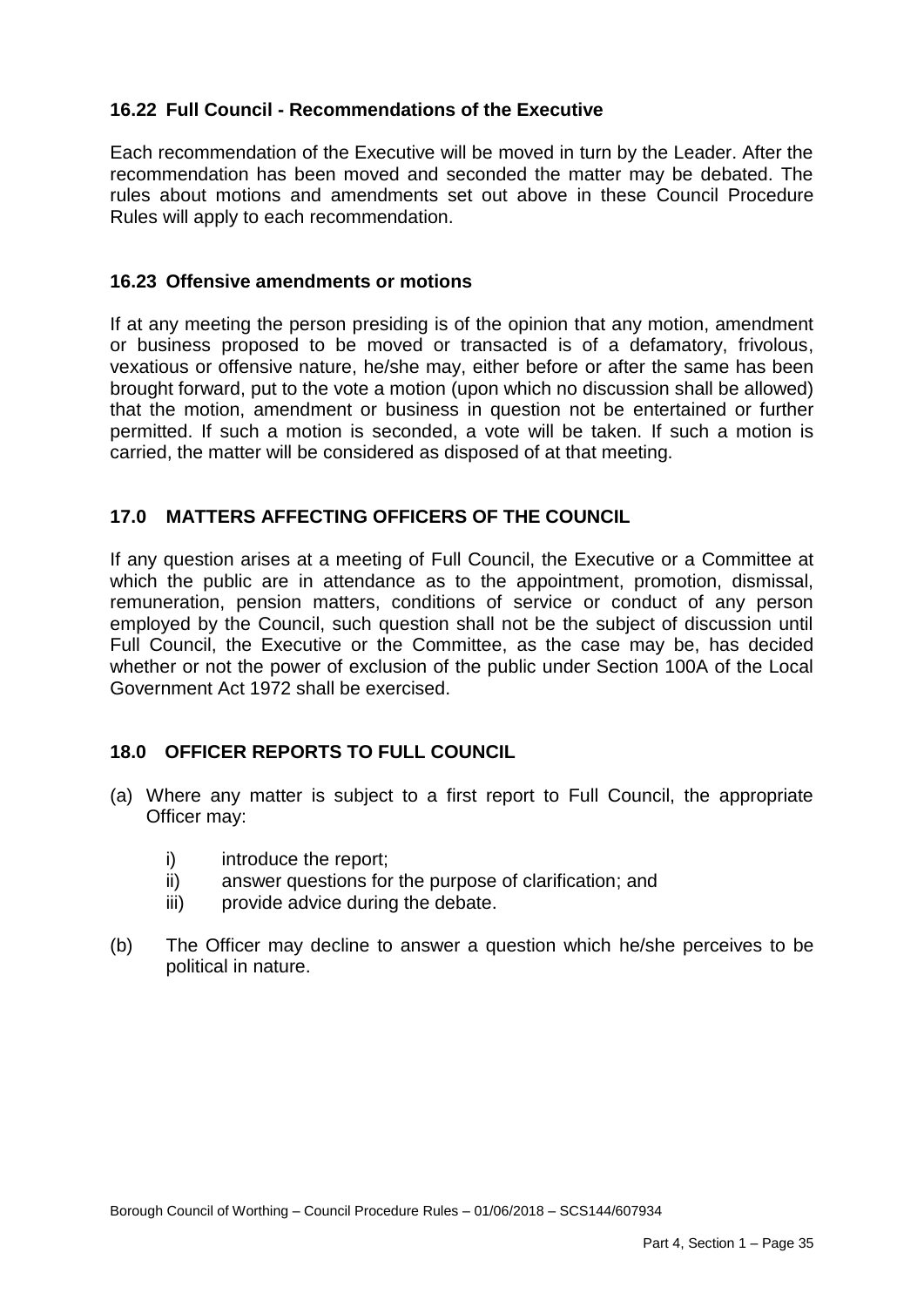### 16.22 Full Council - Recommendations of the Executive

Each recommendation of the Executive will be moved in turn by the Leader. After the recommendation has been moved and seconded the matter may be debated. The rules about motions and amendments set out above in these Council Procedure Rules will apply to each recommendation.

### 16.23 Offensive amendments or motions

If at any meeting the person presiding is of the opinion that any motion, amendment or business proposed to be moved or transacted is of a defamatory, frivolous, vexatious or offensive nature, he/she may, either before or after the same has been brought forward, put to the vote a motion (upon which no discussion shall be allowed) that the motion, amendment or business in question not be entertained or further permitted. If such a motion is seconded, a vote will be taken. If such a motion is carried, the matter will be considered as disposed of at that meeting.

## 17.0 MATTERS AFFECTING OFFICERS OF THE COUNCIL

If any question arises at a meeting of Full Council, the Executive or a Committee at which the public are in attendance as to the appointment, promotion, dismissal, remuneration, pension matters, conditions of service or conduct of any person employed by the Council, such question shall not be the subject of discussion until Full Council, the Executive or the Committee, as the case may be, has decided whether or not the power of exclusion of the public under Section 100A of the Local Government Act 1972 shall be exercised.

## 18.0 OFFICER REPORTS TO FULL COUNCIL

(a) Where any matter is subject to a first report to Full Council, the appropriate Officer may:

    i) introduce the report;
    ii) answer questions for the purpose of clarification; and
    iii) provide advice during the debate.

(b) The Officer may decline to answer a question which he/she perceives to be political in nature.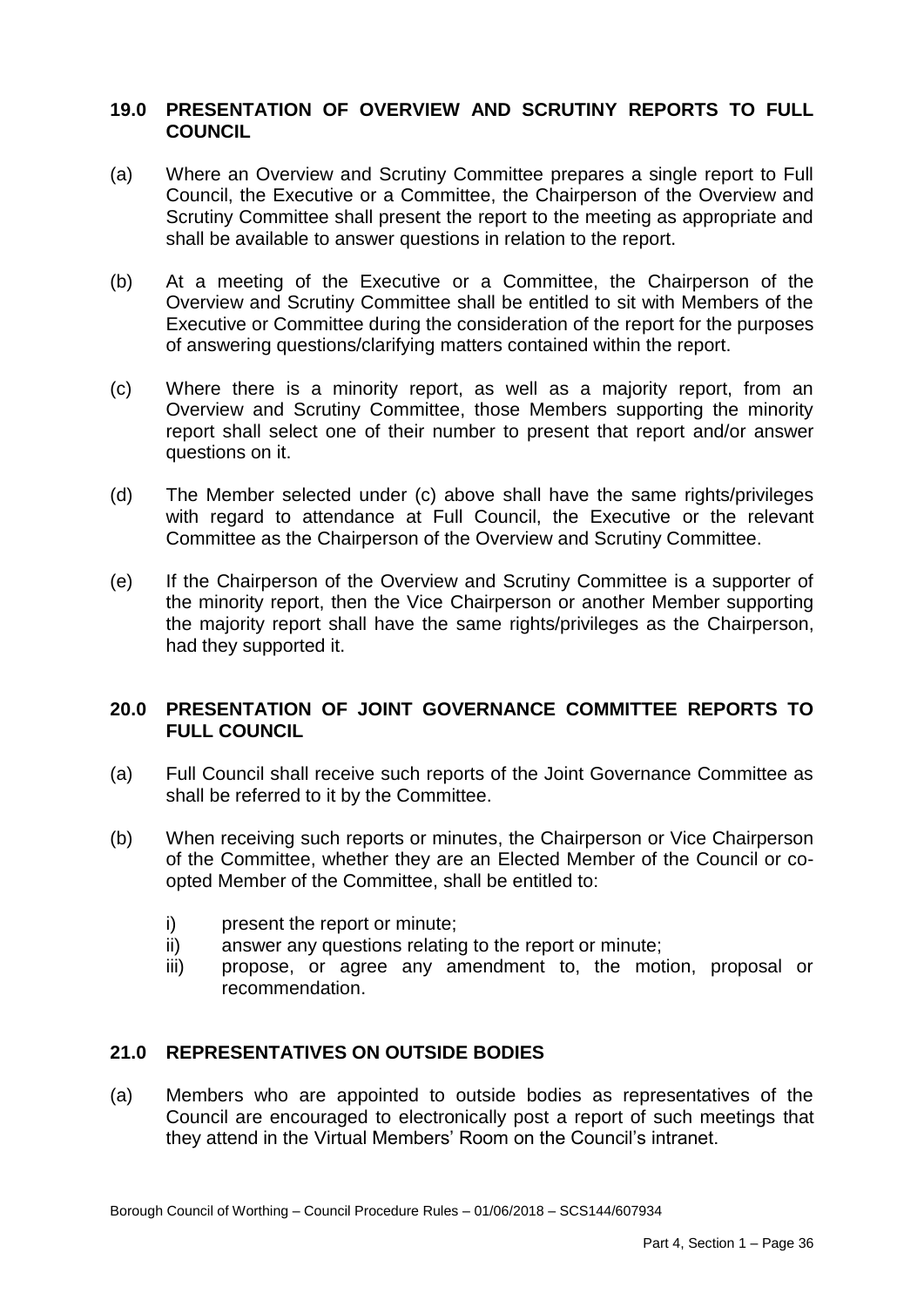## 19.0 PRESENTATION OF OVERVIEW AND SCRUTINY REPORTS TO FULL COUNCIL

(a) Where an Overview and Scrutiny Committee prepares a single report to Full Council, the Executive or a Committee, the Chairperson of the Overview and Scrutiny Committee shall present the report to the meeting as appropriate and shall be available to answer questions in relation to the report.

(b) At a meeting of the Executive or a Committee, the Chairperson of the Overview and Scrutiny Committee shall be entitled to sit with Members of the Executive or Committee during the consideration of the report for the purposes of answering questions/clarifying matters contained within the report.

(c) Where there is a minority report, as well as a majority report, from an Overview and Scrutiny Committee, those Members supporting the minority report shall select one of their number to present that report and/or answer questions on it.

(d) The Member selected under (c) above shall have the same rights/privileges with regard to attendance at Full Council, the Executive or the relevant Committee as the Chairperson of the Overview and Scrutiny Committee.

(e) If the Chairperson of the Overview and Scrutiny Committee is a supporter of the minority report, then the Vice Chairperson or another Member supporting the majority report shall have the same rights/privileges as the Chairperson, had they supported it.

## 20.0 PRESENTATION OF JOINT GOVERNANCE COMMITTEE REPORTS TO FULL COUNCIL

(a) Full Council shall receive such reports of the Joint Governance Committee as shall be referred to it by the Committee.

(b) When receiving such reports or minutes, the Chairperson or Vice Chairperson of the Committee, whether they are an Elected Member of the Council or co-opted Member of the Committee, shall be entitled to:

i) present the report or minute;
ii) answer any questions relating to the report or minute;
iii) propose, or agree any amendment to, the motion, proposal or recommendation.

## 21.0 REPRESENTATIVES ON OUTSIDE BODIES

(a) Members who are appointed to outside bodies as representatives of the Council are encouraged to electronically post a report of such meetings that they attend in the Virtual Members' Room on the Council's intranet.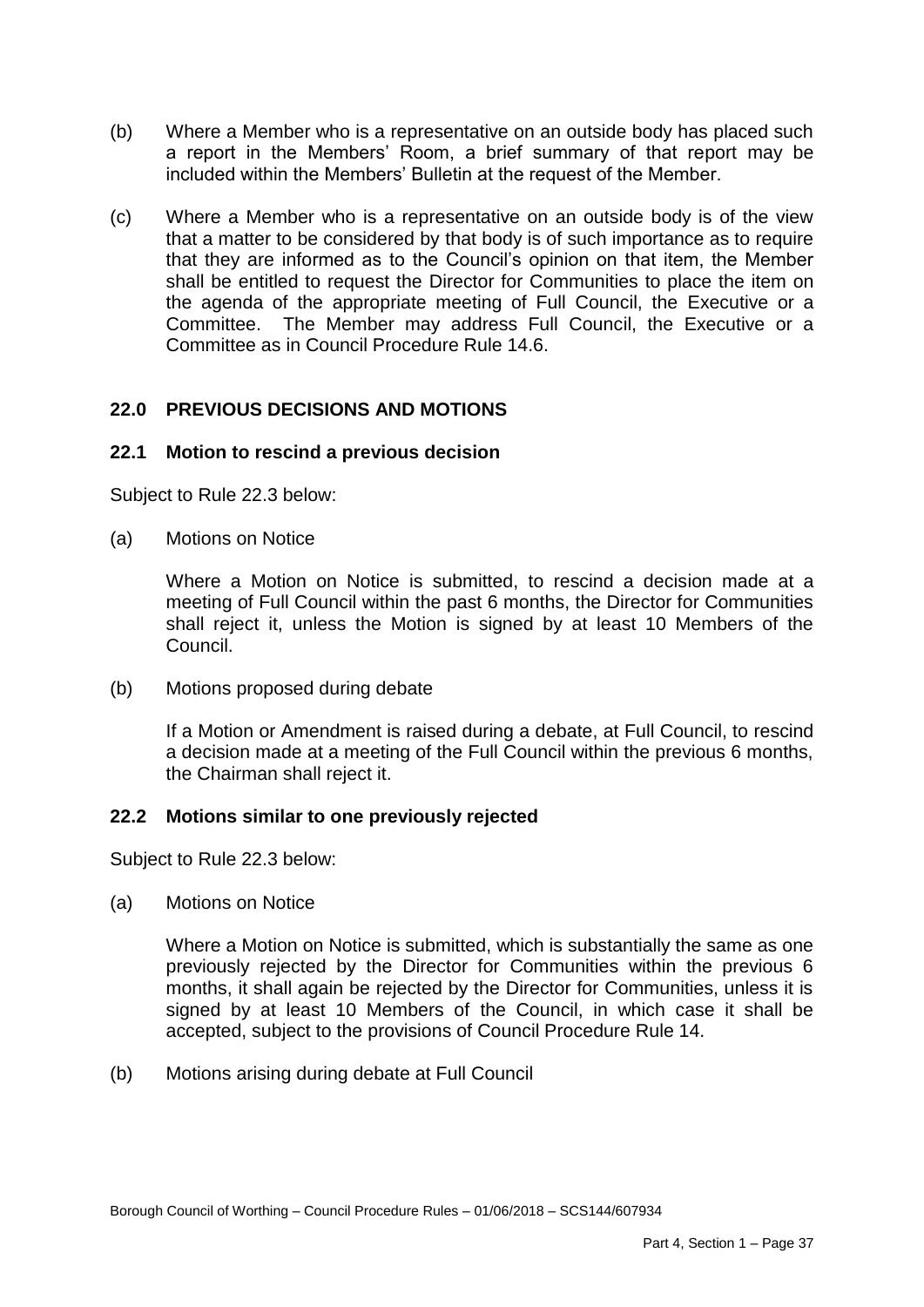(b) Where a Member who is a representative on an outside body has placed such a report in the Members' Room, a brief summary of that report may be included within the Members' Bulletin at the request of the Member.

(c) Where a Member who is a representative on an outside body is of the view that a matter to be considered by that body is of such importance as to require that they are informed as to the Council's opinion on that item, the Member shall be entitled to request the Director for Communities to place the item on the agenda of the appropriate meeting of Full Council, the Executive or a Committee. The Member may address Full Council, the Executive or a Committee as in Council Procedure Rule 14.6.

## 22.0 PREVIOUS DECISIONS AND MOTIONS

### 22.1 Motion to rescind a previous decision

Subject to Rule 22.3 below:

(a) Motions on Notice

Where a Motion on Notice is submitted, to rescind a decision made at a meeting of Full Council within the past 6 months, the Director for Communities shall reject it, unless the Motion is signed by at least 10 Members of the Council.

(b) Motions proposed during debate

If a Motion or Amendment is raised during a debate, at Full Council, to rescind a decision made at a meeting of the Full Council within the previous 6 months, the Chairman shall reject it.

### 22.2 Motions similar to one previously rejected

Subject to Rule 22.3 below:

(a) Motions on Notice

Where a Motion on Notice is submitted, which is substantially the same as one previously rejected by the Director for Communities within the previous 6 months, it shall again be rejected by the Director for Communities, unless it is signed by at least 10 Members of the Council, in which case it shall be accepted, subject to the provisions of Council Procedure Rule 14.

(b) Motions arising during debate at Full Council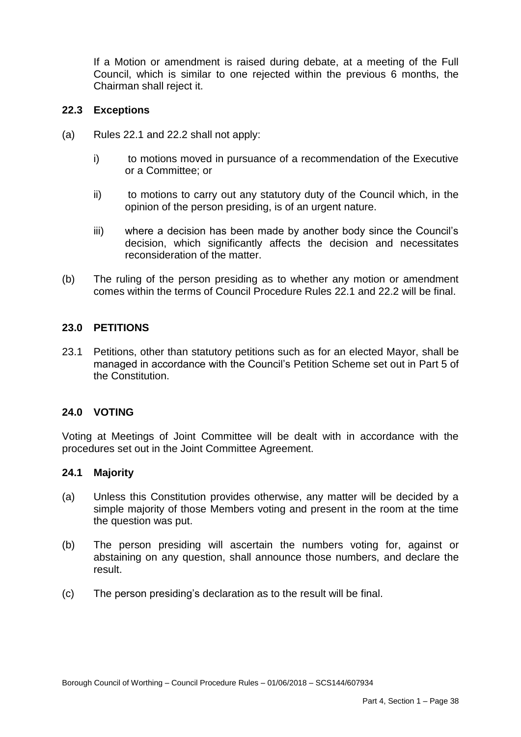If a Motion or amendment is raised during debate, at a meeting of the Full Council, which is similar to one rejected within the previous 6 months, the Chairman shall reject it.

### 22.3 Exceptions

(a) Rules 22.1 and 22.2 shall not apply:

i) to motions moved in pursuance of a recommendation of the Executive or a Committee; or

ii) to motions to carry out any statutory duty of the Council which, in the opinion of the person presiding, is of an urgent nature.

iii) where a decision has been made by another body since the Council's decision, which significantly affects the decision and necessitates reconsideration of the matter.

(b) The ruling of the person presiding as to whether any motion or amendment comes within the terms of Council Procedure Rules 22.1 and 22.2 will be final.

## 23.0 PETITIONS

23.1 Petitions, other than statutory petitions such as for an elected Mayor, shall be managed in accordance with the Council's Petition Scheme set out in Part 5 of the Constitution.

## 24.0 VOTING

Voting at Meetings of Joint Committee will be dealt with in accordance with the procedures set out in the Joint Committee Agreement.

### 24.1 Majority

(a) Unless this Constitution provides otherwise, any matter will be decided by a simple majority of those Members voting and present in the room at the time the question was put.

(b) The person presiding will ascertain the numbers voting for, against or abstaining on any question, shall announce those numbers, and declare the result.

(c) The person presiding's declaration as to the result will be final.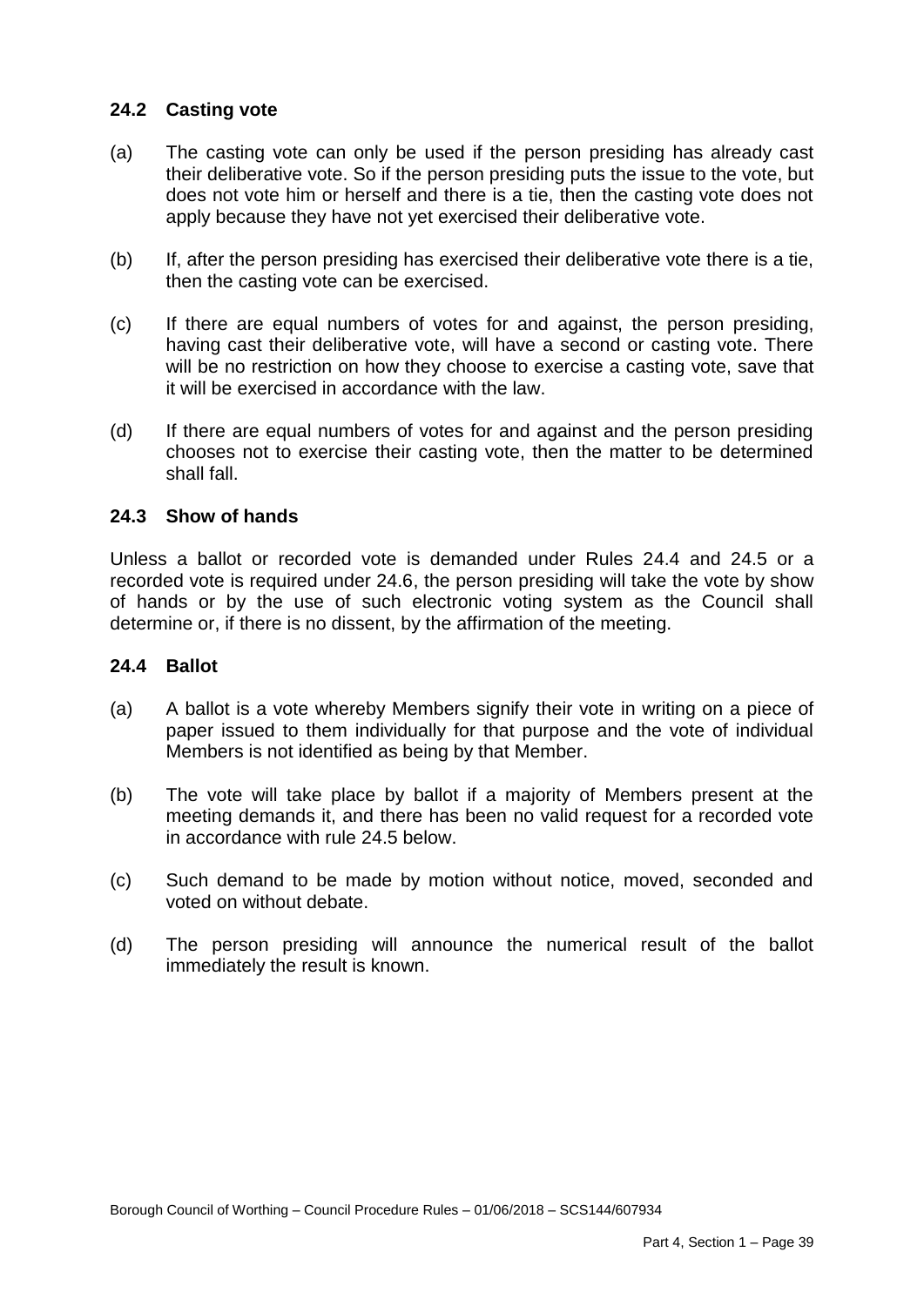### 24.2 Casting vote

(a) The casting vote can only be used if the person presiding has already cast their deliberative vote. So if the person presiding puts the issue to the vote, but does not vote him or herself and there is a tie, then the casting vote does not apply because they have not yet exercised their deliberative vote.

(b) If, after the person presiding has exercised their deliberative vote there is a tie, then the casting vote can be exercised.

(c) If there are equal numbers of votes for and against, the person presiding, having cast their deliberative vote, will have a second or casting vote. There will be no restriction on how they choose to exercise a casting vote, save that it will be exercised in accordance with the law.

(d) If there are equal numbers of votes for and against and the person presiding chooses not to exercise their casting vote, then the matter to be determined shall fall.

### 24.3 Show of hands

Unless a ballot or recorded vote is demanded under Rules 24.4 and 24.5 or a recorded vote is required under 24.6, the person presiding will take the vote by show of hands or by the use of such electronic voting system as the Council shall determine or, if there is no dissent, by the affirmation of the meeting.

### 24.4 Ballot

(a) A ballot is a vote whereby Members signify their vote in writing on a piece of paper issued to them individually for that purpose and the vote of individual Members is not identified as being by that Member.

(b) The vote will take place by ballot if a majority of Members present at the meeting demands it, and there has been no valid request for a recorded vote in accordance with rule 24.5 below.

(c) Such demand to be made by motion without notice, moved, seconded and voted on without debate.

(d) The person presiding will announce the numerical result of the ballot immediately the result is known.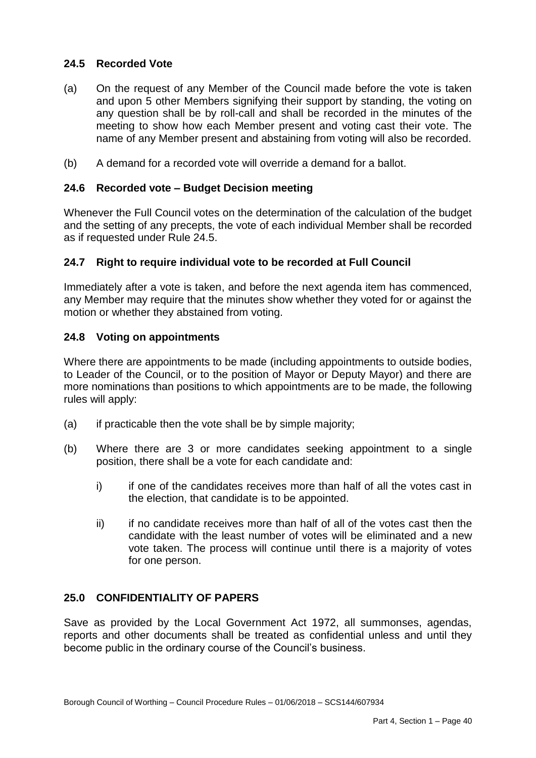### 24.5 Recorded Vote

(a) On the request of any Member of the Council made before the vote is taken and upon 5 other Members signifying their support by standing, the voting on any question shall be by roll-call and shall be recorded in the minutes of the meeting to show how each Member present and voting cast their vote. The name of any Member present and abstaining from voting will also be recorded.

(b) A demand for a recorded vote will override a demand for a ballot.

### 24.6 Recorded vote – Budget Decision meeting

Whenever the Full Council votes on the determination of the calculation of the budget and the setting of any precepts, the vote of each individual Member shall be recorded as if requested under Rule 24.5.

### 24.7 Right to require individual vote to be recorded at Full Council

Immediately after a vote is taken, and before the next agenda item has commenced, any Member may require that the minutes show whether they voted for or against the motion or whether they abstained from voting.

### 24.8 Voting on appointments

Where there are appointments to be made (including appointments to outside bodies, to Leader of the Council, or to the position of Mayor or Deputy Mayor) and there are more nominations than positions to which appointments are to be made, the following rules will apply:

(a) if practicable then the vote shall be by simple majority;

(b) Where there are 3 or more candidates seeking appointment to a single position, there shall be a vote for each candidate and:

  i) if one of the candidates receives more than half of all the votes cast in the election, that candidate is to be appointed.

  ii) if no candidate receives more than half of all of the votes cast then the candidate with the least number of votes will be eliminated and a new vote taken. The process will continue until there is a majority of votes for one person.

## 25.0 CONFIDENTIALITY OF PAPERS

Save as provided by the Local Government Act 1972, all summonses, agendas, reports and other documents shall be treated as confidential unless and until they become public in the ordinary course of the Council's business.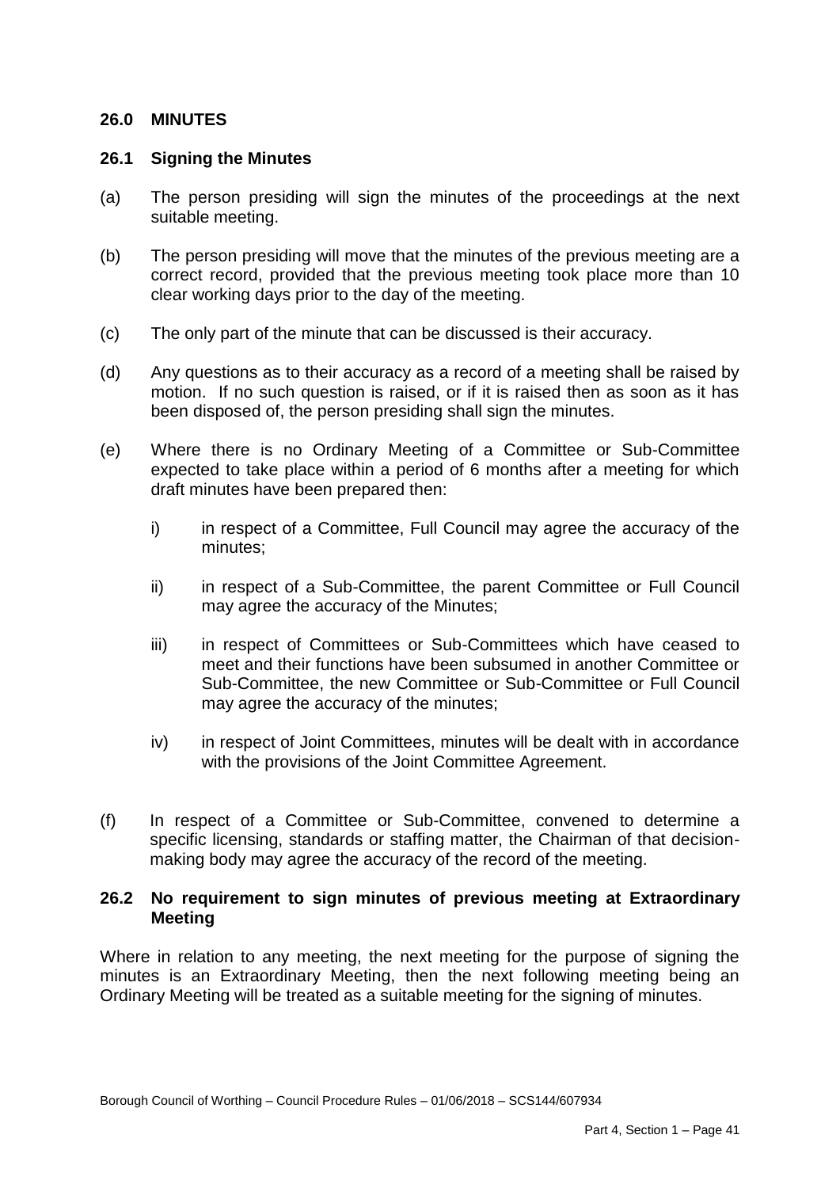## 26.0 MINUTES

### 26.1 Signing the Minutes

(a) The person presiding will sign the minutes of the proceedings at the next suitable meeting.

(b) The person presiding will move that the minutes of the previous meeting are a correct record, provided that the previous meeting took place more than 10 clear working days prior to the day of the meeting.

(c) The only part of the minute that can be discussed is their accuracy.

(d) Any questions as to their accuracy as a record of a meeting shall be raised by motion. If no such question is raised, or if it is raised then as soon as it has been disposed of, the person presiding shall sign the minutes.

(e) Where there is no Ordinary Meeting of a Committee or Sub-Committee expected to take place within a period of 6 months after a meeting for which draft minutes have been prepared then:

i) in respect of a Committee, Full Council may agree the accuracy of the minutes;

ii) in respect of a Sub-Committee, the parent Committee or Full Council may agree the accuracy of the Minutes;

iii) in respect of Committees or Sub-Committees which have ceased to meet and their functions have been subsumed in another Committee or Sub-Committee, the new Committee or Sub-Committee or Full Council may agree the accuracy of the minutes;

iv) in respect of Joint Committees, minutes will be dealt with in accordance with the provisions of the Joint Committee Agreement.

(f) In respect of a Committee or Sub-Committee, convened to determine a specific licensing, standards or staffing matter, the Chairman of that decision-making body may agree the accuracy of the record of the meeting.

### 26.2 No requirement to sign minutes of previous meeting at Extraordinary Meeting

Where in relation to any meeting, the next meeting for the purpose of signing the minutes is an Extraordinary Meeting, then the next following meeting being an Ordinary Meeting will be treated as a suitable meeting for the signing of minutes.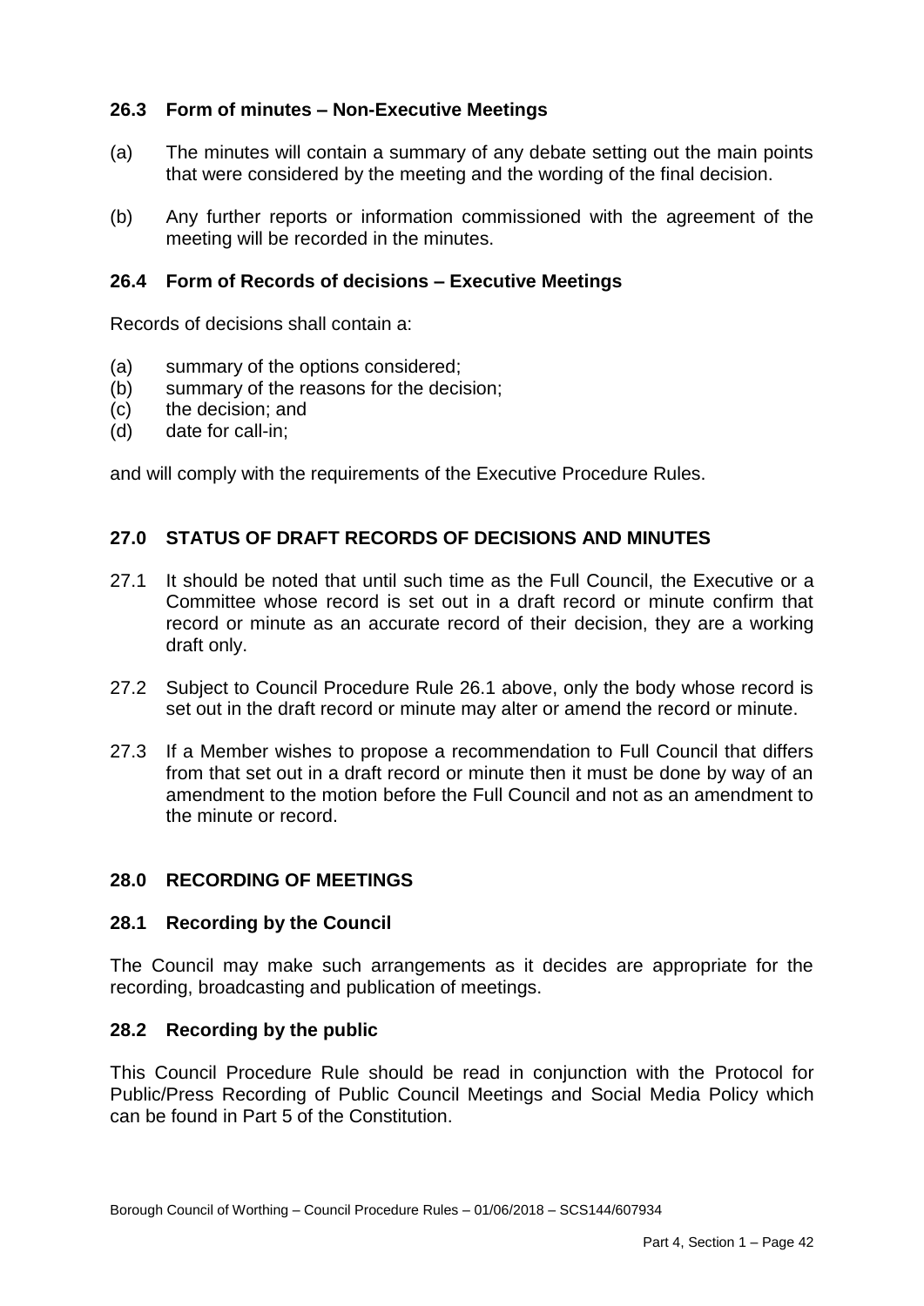### 26.3 Form of minutes – Non-Executive Meetings

(a) The minutes will contain a summary of any debate setting out the main points that were considered by the meeting and the wording of the final decision.

(b) Any further reports or information commissioned with the agreement of the meeting will be recorded in the minutes.

### 26.4 Form of Records of decisions – Executive Meetings

Records of decisions shall contain a:

(a) summary of the options considered;
(b) summary of the reasons for the decision;
(c) the decision; and
(d) date for call-in;

and will comply with the requirements of the Executive Procedure Rules.

## 27.0 STATUS OF DRAFT RECORDS OF DECISIONS AND MINUTES

27.1 It should be noted that until such time as the Full Council, the Executive or a Committee whose record is set out in a draft record or minute confirm that record or minute as an accurate record of their decision, they are a working draft only.

27.2 Subject to Council Procedure Rule 26.1 above, only the body whose record is set out in the draft record or minute may alter or amend the record or minute.

27.3 If a Member wishes to propose a recommendation to Full Council that differs from that set out in a draft record or minute then it must be done by way of an amendment to the motion before the Full Council and not as an amendment to the minute or record.

## 28.0 RECORDING OF MEETINGS

### 28.1 Recording by the Council

The Council may make such arrangements as it decides are appropriate for the recording, broadcasting and publication of meetings.

### 28.2 Recording by the public

This Council Procedure Rule should be read in conjunction with the Protocol for Public/Press Recording of Public Council Meetings and Social Media Policy which can be found in Part 5 of the Constitution.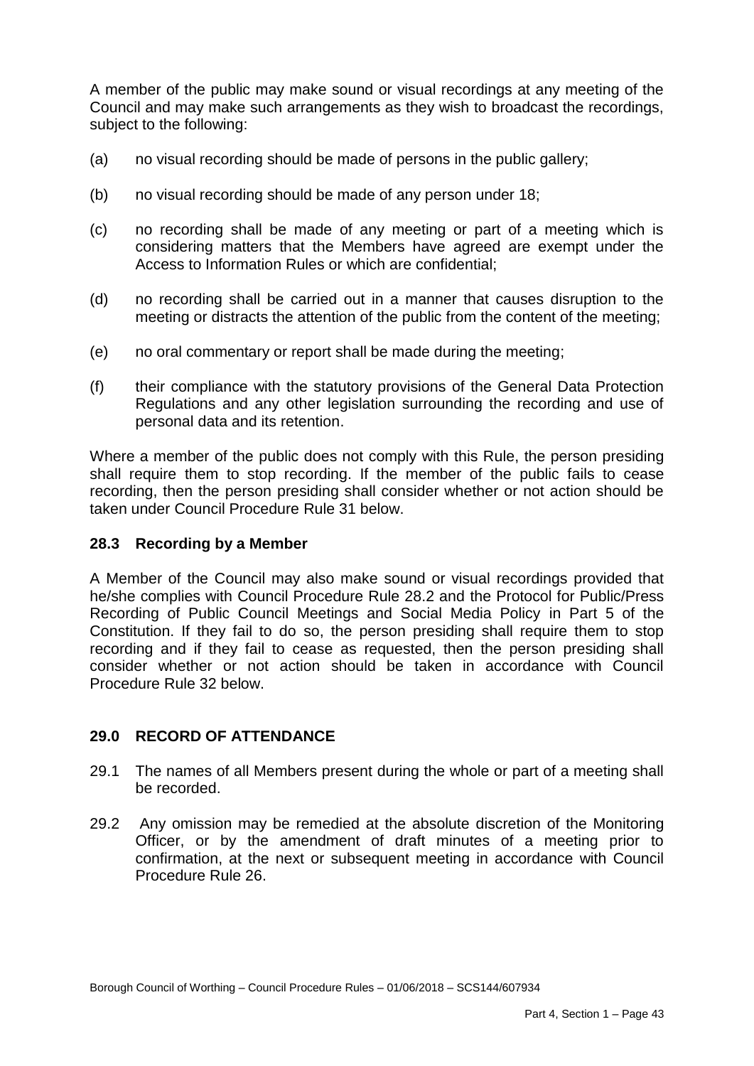A member of the public may make sound or visual recordings at any meeting of the Council and may make such arrangements as they wish to broadcast the recordings, subject to the following:

(a) no visual recording should be made of persons in the public gallery;

(b) no visual recording should be made of any person under 18;

(c) no recording shall be made of any meeting or part of a meeting which is considering matters that the Members have agreed are exempt under the Access to Information Rules or which are confidential;

(d) no recording shall be carried out in a manner that causes disruption to the meeting or distracts the attention of the public from the content of the meeting;

(e) no oral commentary or report shall be made during the meeting;

(f) their compliance with the statutory provisions of the General Data Protection Regulations and any other legislation surrounding the recording and use of personal data and its retention.

Where a member of the public does not comply with this Rule, the person presiding shall require them to stop recording. If the member of the public fails to cease recording, then the person presiding shall consider whether or not action should be taken under Council Procedure Rule 31 below.

### 28.3 Recording by a Member

A Member of the Council may also make sound or visual recordings provided that he/she complies with Council Procedure Rule 28.2 and the Protocol for Public/Press Recording of Public Council Meetings and Social Media Policy in Part 5 of the Constitution. If they fail to do so, the person presiding shall require them to stop recording and if they fail to cease as requested, then the person presiding shall consider whether or not action should be taken in accordance with Council Procedure Rule 32 below.

## 29.0 RECORD OF ATTENDANCE

29.1 The names of all Members present during the whole or part of a meeting shall be recorded.

29.2 Any omission may be remedied at the absolute discretion of the Monitoring Officer, or by the amendment of draft minutes of a meeting prior to confirmation, at the next or subsequent meeting in accordance with Council Procedure Rule 26.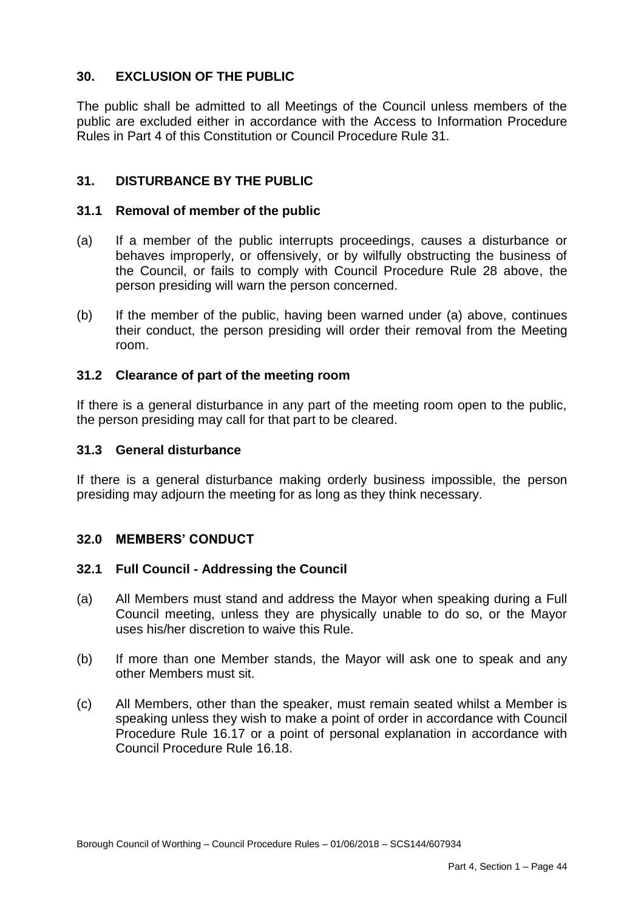## 30. EXCLUSION OF THE PUBLIC

The public shall be admitted to all Meetings of the Council unless members of the public are excluded either in accordance with the Access to Information Procedure Rules in Part 4 of this Constitution or Council Procedure Rule 31.

## 31. DISTURBANCE BY THE PUBLIC

### 31.1 Removal of member of the public

(a) If a member of the public interrupts proceedings, causes a disturbance or behaves improperly, or offensively, or by wilfully obstructing the business of the Council, or fails to comply with Council Procedure Rule 28 above, the person presiding will warn the person concerned.

(b) If the member of the public, having been warned under (a) above, continues their conduct, the person presiding will order their removal from the Meeting room.

### 31.2 Clearance of part of the meeting room

If there is a general disturbance in any part of the meeting room open to the public, the person presiding may call for that part to be cleared.

### 31.3 General disturbance

If there is a general disturbance making orderly business impossible, the person presiding may adjourn the meeting for as long as they think necessary.

## 32.0 MEMBERS' CONDUCT

### 32.1 Full Council - Addressing the Council

(a) All Members must stand and address the Mayor when speaking during a Full Council meeting, unless they are physically unable to do so, or the Mayor uses his/her discretion to waive this Rule.

(b) If more than one Member stands, the Mayor will ask one to speak and any other Members must sit.

(c) All Members, other than the speaker, must remain seated whilst a Member is speaking unless they wish to make a point of order in accordance with Council Procedure Rule 16.17 or a point of personal explanation in accordance with Council Procedure Rule 16.18.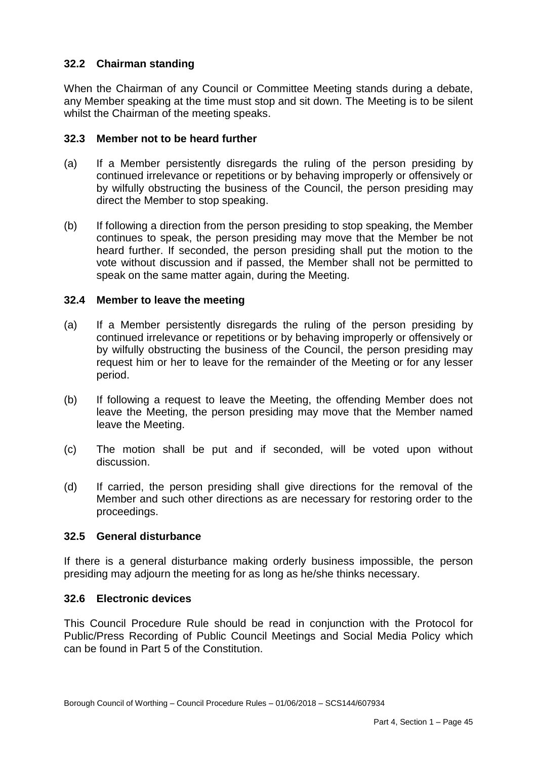### 32.2 Chairman standing

When the Chairman of any Council or Committee Meeting stands during a debate, any Member speaking at the time must stop and sit down. The Meeting is to be silent whilst the Chairman of the meeting speaks.

### 32.3 Member not to be heard further

(a) If a Member persistently disregards the ruling of the person presiding by continued irrelevance or repetitions or by behaving improperly or offensively or by wilfully obstructing the business of the Council, the person presiding may direct the Member to stop speaking.

(b) If following a direction from the person presiding to stop speaking, the Member continues to speak, the person presiding may move that the Member be not heard further. If seconded, the person presiding shall put the motion to the vote without discussion and if passed, the Member shall not be permitted to speak on the same matter again, during the Meeting.

### 32.4 Member to leave the meeting

(a) If a Member persistently disregards the ruling of the person presiding by continued irrelevance or repetitions or by behaving improperly or offensively or by wilfully obstructing the business of the Council, the person presiding may request him or her to leave for the remainder of the Meeting or for any lesser period.

(b) If following a request to leave the Meeting, the offending Member does not leave the Meeting, the person presiding may move that the Member named leave the Meeting.

(c) The motion shall be put and if seconded, will be voted upon without discussion.

(d) If carried, the person presiding shall give directions for the removal of the Member and such other directions as are necessary for restoring order to the proceedings.

### 32.5 General disturbance

If there is a general disturbance making orderly business impossible, the person presiding may adjourn the meeting for as long as he/she thinks necessary.

### 32.6 Electronic devices

This Council Procedure Rule should be read in conjunction with the Protocol for Public/Press Recording of Public Council Meetings and Social Media Policy which can be found in Part 5 of the Constitution.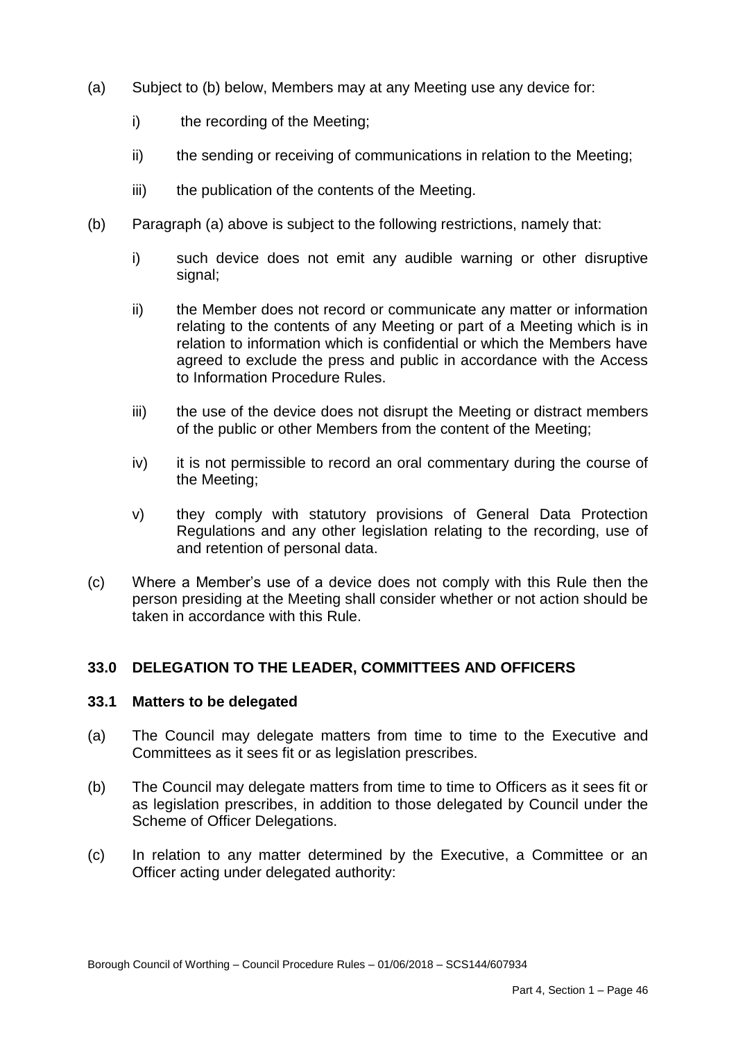(a) Subject to (b) below, Members may at any Meeting use any device for:

  i) the recording of the Meeting;

  ii) the sending or receiving of communications in relation to the Meeting;

  iii) the publication of the contents of the Meeting.

(b) Paragraph (a) above is subject to the following restrictions, namely that:

  i) such device does not emit any audible warning or other disruptive signal;

  ii) the Member does not record or communicate any matter or information relating to the contents of any Meeting or part of a Meeting which is in relation to information which is confidential or which the Members have agreed to exclude the press and public in accordance with the Access to Information Procedure Rules.

  iii) the use of the device does not disrupt the Meeting or distract members of the public or other Members from the content of the Meeting;

  iv) it is not permissible to record an oral commentary during the course of the Meeting;

  v) they comply with statutory provisions of General Data Protection Regulations and any other legislation relating to the recording, use of and retention of personal data.

(c) Where a Member's use of a device does not comply with this Rule then the person presiding at the Meeting shall consider whether or not action should be taken in accordance with this Rule.

## 33.0 DELEGATION TO THE LEADER, COMMITTEES AND OFFICERS

### 33.1 Matters to be delegated

(a) The Council may delegate matters from time to time to the Executive and Committees as it sees fit or as legislation prescribes.

(b) The Council may delegate matters from time to time to Officers as it sees fit or as legislation prescribes, in addition to those delegated by Council under the Scheme of Officer Delegations.

(c) In relation to any matter determined by the Executive, a Committee or an Officer acting under delegated authority: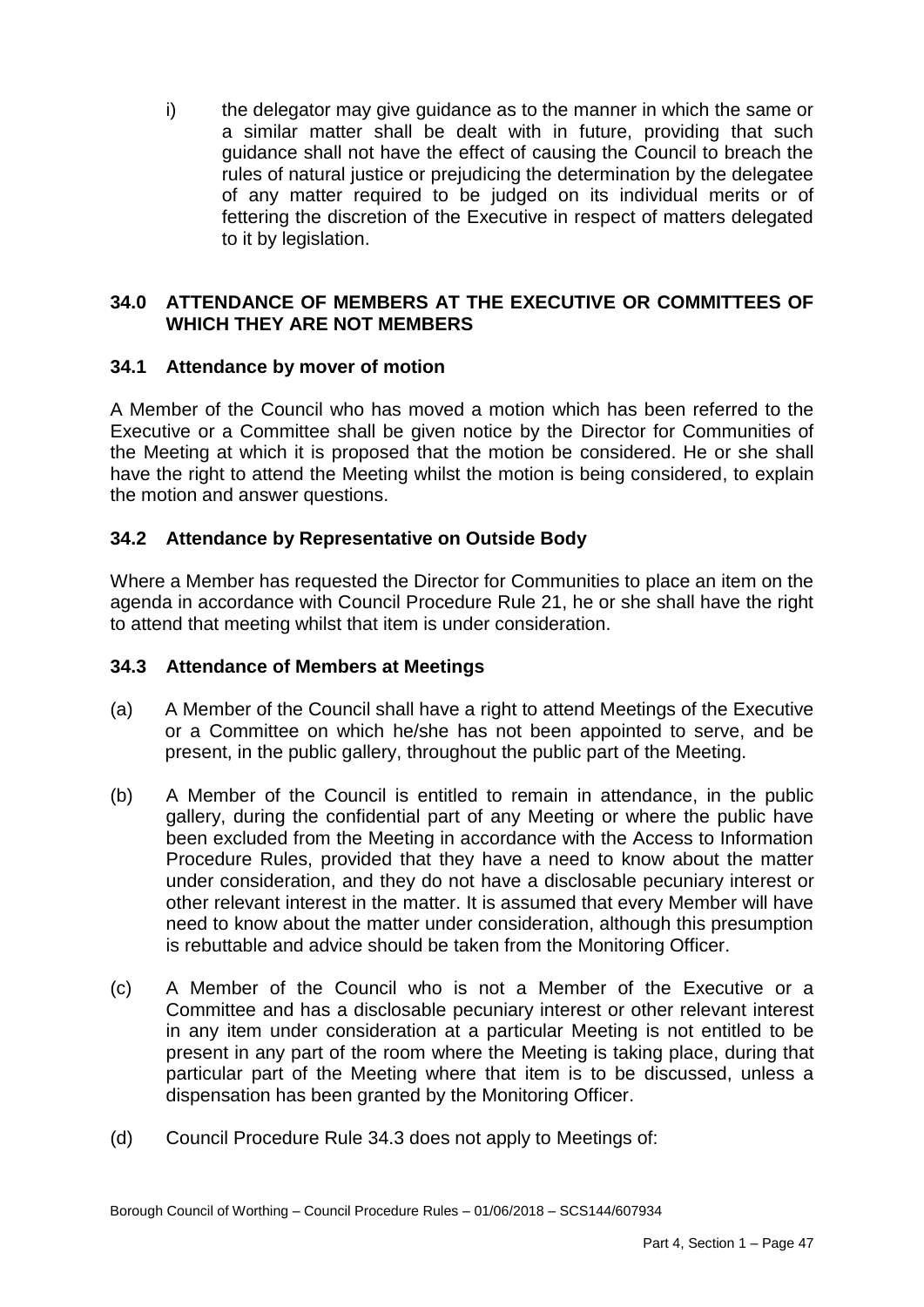i) the delegator may give guidance as to the manner in which the same or a similar matter shall be dealt with in future, providing that such guidance shall not have the effect of causing the Council to breach the rules of natural justice or prejudicing the determination by the delegatee of any matter required to be judged on its individual merits or of fettering the discretion of the Executive in respect of matters delegated to it by legislation.

## 34.0 ATTENDANCE OF MEMBERS AT THE EXECUTIVE OR COMMITTEES OF WHICH THEY ARE NOT MEMBERS

### 34.1 Attendance by mover of motion

A Member of the Council who has moved a motion which has been referred to the Executive or a Committee shall be given notice by the Director for Communities of the Meeting at which it is proposed that the motion be considered. He or she shall have the right to attend the Meeting whilst the motion is being considered, to explain the motion and answer questions.

### 34.2 Attendance by Representative on Outside Body

Where a Member has requested the Director for Communities to place an item on the agenda in accordance with Council Procedure Rule 21, he or she shall have the right to attend that meeting whilst that item is under consideration.

### 34.3 Attendance of Members at Meetings

(a) A Member of the Council shall have a right to attend Meetings of the Executive or a Committee on which he/she has not been appointed to serve, and be present, in the public gallery, throughout the public part of the Meeting.

(b) A Member of the Council is entitled to remain in attendance, in the public gallery, during the confidential part of any Meeting or where the public have been excluded from the Meeting in accordance with the Access to Information Procedure Rules, provided that they have a need to know about the matter under consideration, and they do not have a disclosable pecuniary interest or other relevant interest in the matter. It is assumed that every Member will have need to know about the matter under consideration, although this presumption is rebuttable and advice should be taken from the Monitoring Officer.

(c) A Member of the Council who is not a Member of the Executive or a Committee and has a disclosable pecuniary interest or other relevant interest in any item under consideration at a particular Meeting is not entitled to be present in any part of the room where the Meeting is taking place, during that particular part of the Meeting where that item is to be discussed, unless a dispensation has been granted by the Monitoring Officer.

(d) Council Procedure Rule 34.3 does not apply to Meetings of: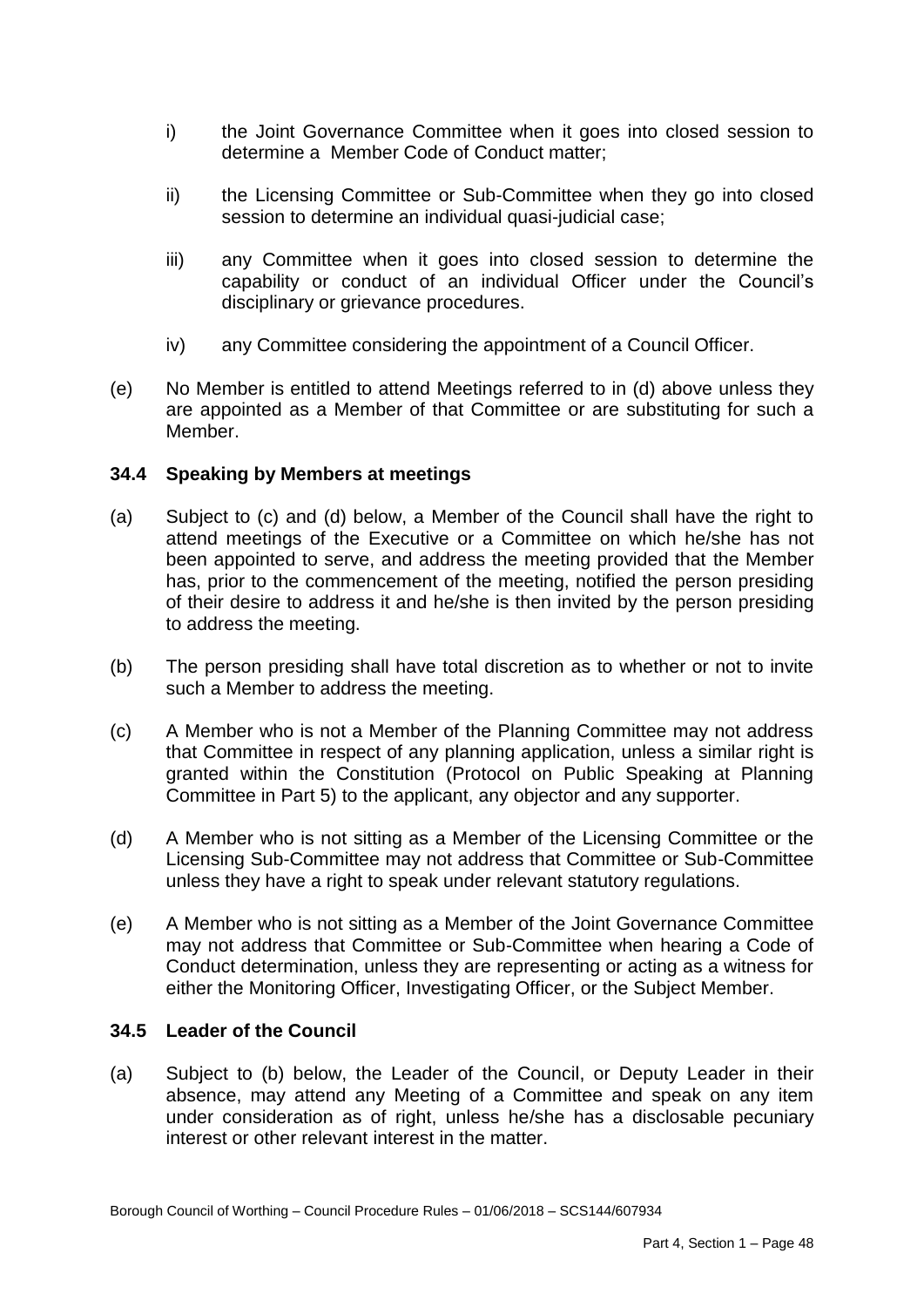i) the Joint Governance Committee when it goes into closed session to determine a Member Code of Conduct matter;

ii) the Licensing Committee or Sub-Committee when they go into closed session to determine an individual quasi-judicial case;

iii) any Committee when it goes into closed session to determine the capability or conduct of an individual Officer under the Council's disciplinary or grievance procedures.

iv) any Committee considering the appointment of a Council Officer.

(e) No Member is entitled to attend Meetings referred to in (d) above unless they are appointed as a Member of that Committee or are substituting for such a Member.

### 34.4 Speaking by Members at meetings

(a) Subject to (c) and (d) below, a Member of the Council shall have the right to attend meetings of the Executive or a Committee on which he/she has not been appointed to serve, and address the meeting provided that the Member has, prior to the commencement of the meeting, notified the person presiding of their desire to address it and he/she is then invited by the person presiding to address the meeting.

(b) The person presiding shall have total discretion as to whether or not to invite such a Member to address the meeting.

(c) A Member who is not a Member of the Planning Committee may not address that Committee in respect of any planning application, unless a similar right is granted within the Constitution (Protocol on Public Speaking at Planning Committee in Part 5) to the applicant, any objector and any supporter.

(d) A Member who is not sitting as a Member of the Licensing Committee or the Licensing Sub-Committee may not address that Committee or Sub-Committee unless they have a right to speak under relevant statutory regulations.

(e) A Member who is not sitting as a Member of the Joint Governance Committee may not address that Committee or Sub-Committee when hearing a Code of Conduct determination, unless they are representing or acting as a witness for either the Monitoring Officer, Investigating Officer, or the Subject Member.

### 34.5 Leader of the Council

(a) Subject to (b) below, the Leader of the Council, or Deputy Leader in their absence, may attend any Meeting of a Committee and speak on any item under consideration as of right, unless he/she has a disclosable pecuniary interest or other relevant interest in the matter.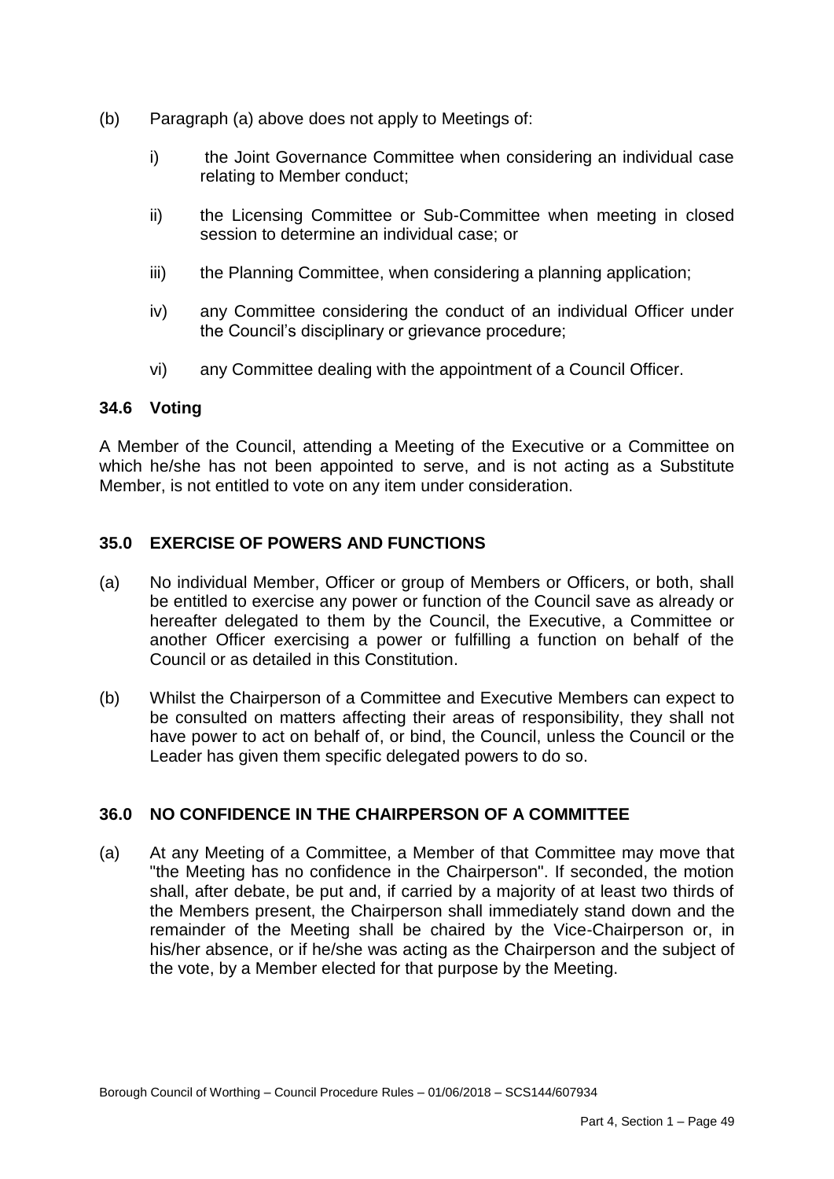(b) Paragraph (a) above does not apply to Meetings of:

  i) the Joint Governance Committee when considering an individual case relating to Member conduct;

  ii) the Licensing Committee or Sub-Committee when meeting in closed session to determine an individual case; or

  iii) the Planning Committee, when considering a planning application;

  iv) any Committee considering the conduct of an individual Officer under the Council's disciplinary or grievance procedure;

  vi) any Committee dealing with the appointment of a Council Officer.

### 34.6 Voting

A Member of the Council, attending a Meeting of the Executive or a Committee on which he/she has not been appointed to serve, and is not acting as a Substitute Member, is not entitled to vote on any item under consideration.

## 35.0 EXERCISE OF POWERS AND FUNCTIONS

(a) No individual Member, Officer or group of Members or Officers, or both, shall be entitled to exercise any power or function of the Council save as already or hereafter delegated to them by the Council, the Executive, a Committee or another Officer exercising a power or fulfilling a function on behalf of the Council or as detailed in this Constitution.

(b) Whilst the Chairperson of a Committee and Executive Members can expect to be consulted on matters affecting their areas of responsibility, they shall not have power to act on behalf of, or bind, the Council, unless the Council or the Leader has given them specific delegated powers to do so.

## 36.0 NO CONFIDENCE IN THE CHAIRPERSON OF A COMMITTEE

(a) At any Meeting of a Committee, a Member of that Committee may move that "the Meeting has no confidence in the Chairperson". If seconded, the motion shall, after debate, be put and, if carried by a majority of at least two thirds of the Members present, the Chairperson shall immediately stand down and the remainder of the Meeting shall be chaired by the Vice-Chairperson or, in his/her absence, or if he/she was acting as the Chairperson and the subject of the vote, by a Member elected for that purpose by the Meeting.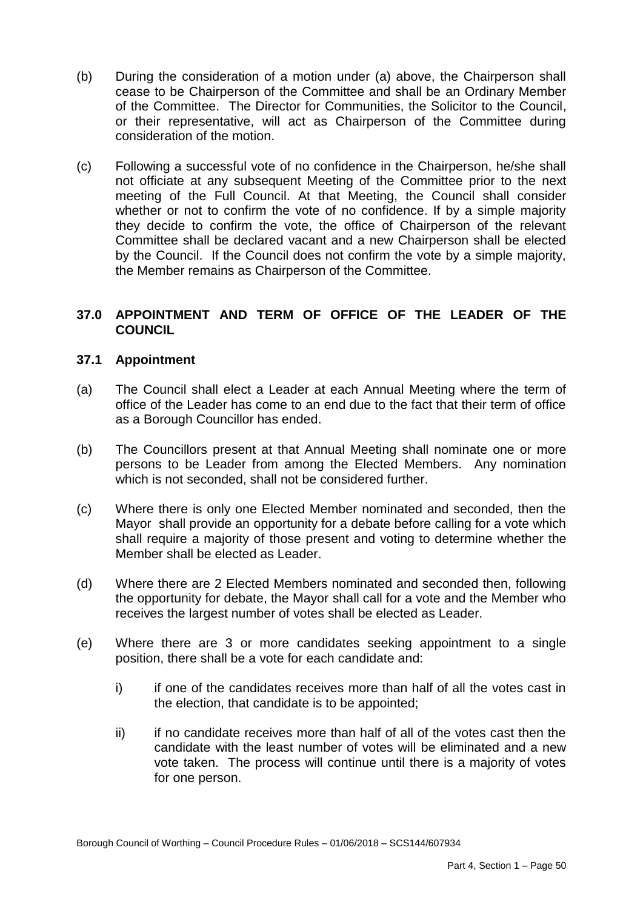(b) During the consideration of a motion under (a) above, the Chairperson shall cease to be Chairperson of the Committee and shall be an Ordinary Member of the Committee. The Director for Communities, the Solicitor to the Council, or their representative, will act as Chairperson of the Committee during consideration of the motion.

(c) Following a successful vote of no confidence in the Chairperson, he/she shall not officiate at any subsequent Meeting of the Committee prior to the next meeting of the Full Council. At that Meeting, the Council shall consider whether or not to confirm the vote of no confidence. If by a simple majority they decide to confirm the vote, the office of Chairperson of the relevant Committee shall be declared vacant and a new Chairperson shall be elected by the Council. If the Council does not confirm the vote by a simple majority, the Member remains as Chairperson of the Committee.

## 37.0 APPOINTMENT AND TERM OF OFFICE OF THE LEADER OF THE COUNCIL

### 37.1 Appointment

(a) The Council shall elect a Leader at each Annual Meeting where the term of office of the Leader has come to an end due to the fact that their term of office as a Borough Councillor has ended.

(b) The Councillors present at that Annual Meeting shall nominate one or more persons to be Leader from among the Elected Members. Any nomination which is not seconded, shall not be considered further.

(c) Where there is only one Elected Member nominated and seconded, then the Mayor shall provide an opportunity for a debate before calling for a vote which shall require a majority of those present and voting to determine whether the Member shall be elected as Leader.

(d) Where there are 2 Elected Members nominated and seconded then, following the opportunity for debate, the Mayor shall call for a vote and the Member who receives the largest number of votes shall be elected as Leader.

(e) Where there are 3 or more candidates seeking appointment to a single position, there shall be a vote for each candidate and:

  i) if one of the candidates receives more than half of all the votes cast in the election, that candidate is to be appointed;

  ii) if no candidate receives more than half of all of the votes cast then the candidate with the least number of votes will be eliminated and a new vote taken. The process will continue until there is a majority of votes for one person.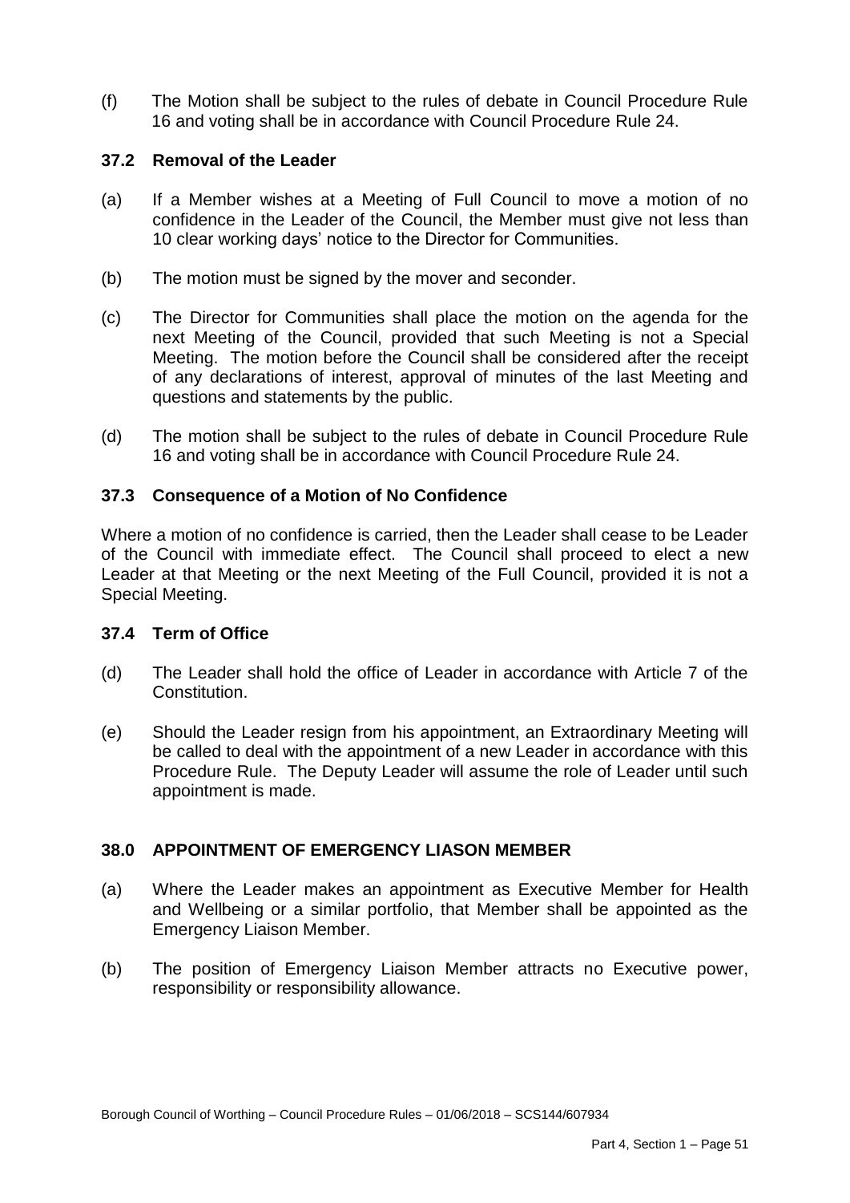(f) The Motion shall be subject to the rules of debate in Council Procedure Rule 16 and voting shall be in accordance with Council Procedure Rule 24.

### 37.2 Removal of the Leader

(a) If a Member wishes at a Meeting of Full Council to move a motion of no confidence in the Leader of the Council, the Member must give not less than 10 clear working days' notice to the Director for Communities.

(b) The motion must be signed by the mover and seconder.

(c) The Director for Communities shall place the motion on the agenda for the next Meeting of the Council, provided that such Meeting is not a Special Meeting. The motion before the Council shall be considered after the receipt of any declarations of interest, approval of minutes of the last Meeting and questions and statements by the public.

(d) The motion shall be subject to the rules of debate in Council Procedure Rule 16 and voting shall be in accordance with Council Procedure Rule 24.

### 37.3 Consequence of a Motion of No Confidence

Where a motion of no confidence is carried, then the Leader shall cease to be Leader of the Council with immediate effect. The Council shall proceed to elect a new Leader at that Meeting or the next Meeting of the Full Council, provided it is not a Special Meeting.

### 37.4 Term of Office

(d) The Leader shall hold the office of Leader in accordance with Article 7 of the Constitution.

(e) Should the Leader resign from his appointment, an Extraordinary Meeting will be called to deal with the appointment of a new Leader in accordance with this Procedure Rule. The Deputy Leader will assume the role of Leader until such appointment is made.

## 38.0 APPOINTMENT OF EMERGENCY LIASON MEMBER

(a) Where the Leader makes an appointment as Executive Member for Health and Wellbeing or a similar portfolio, that Member shall be appointed as the Emergency Liaison Member.

(b) The position of Emergency Liaison Member attracts no Executive power, responsibility or responsibility allowance.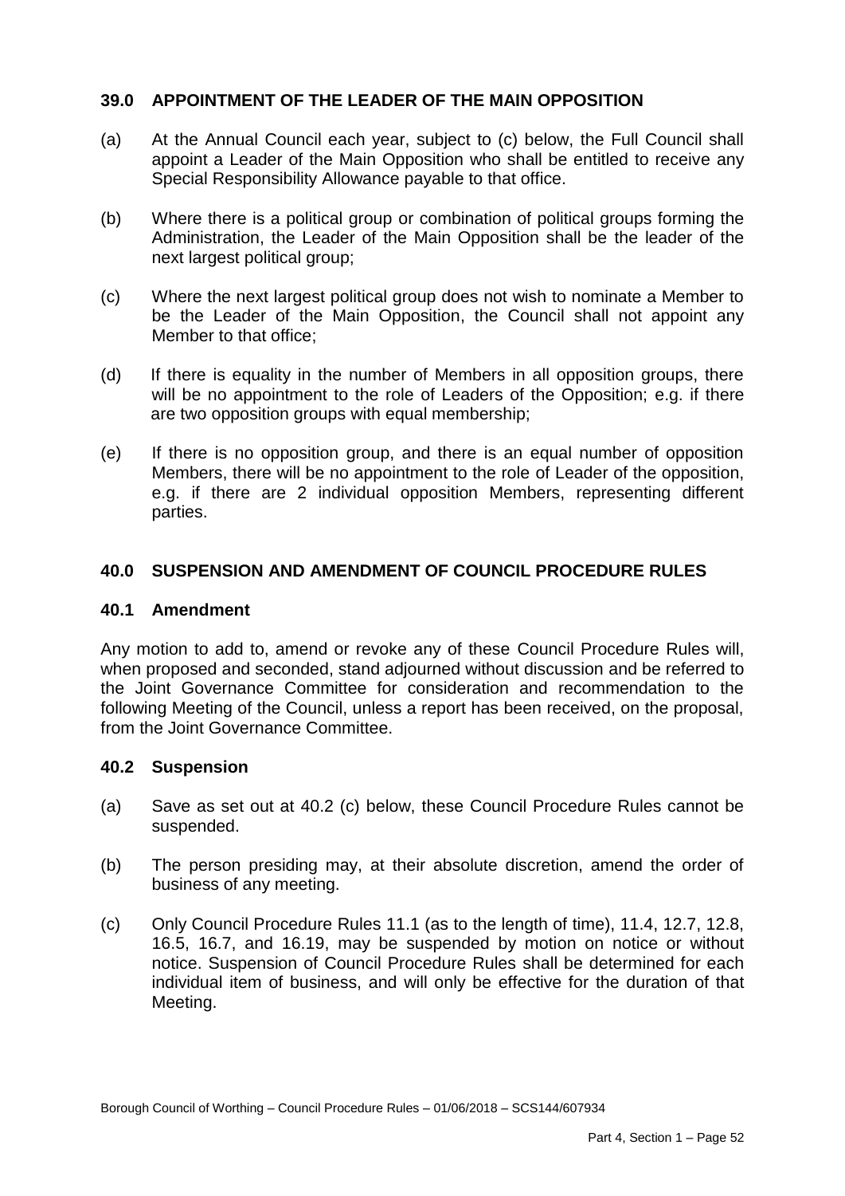## 39.0 APPOINTMENT OF THE LEADER OF THE MAIN OPPOSITION

(a) At the Annual Council each year, subject to (c) below, the Full Council shall appoint a Leader of the Main Opposition who shall be entitled to receive any Special Responsibility Allowance payable to that office.

(b) Where there is a political group or combination of political groups forming the Administration, the Leader of the Main Opposition shall be the leader of the next largest political group;

(c) Where the next largest political group does not wish to nominate a Member to be the Leader of the Main Opposition, the Council shall not appoint any Member to that office;

(d) If there is equality in the number of Members in all opposition groups, there will be no appointment to the role of Leaders of the Opposition; e.g. if there are two opposition groups with equal membership;

(e) If there is no opposition group, and there is an equal number of opposition Members, there will be no appointment to the role of Leader of the opposition, e.g. if there are 2 individual opposition Members, representing different parties.

## 40.0 SUSPENSION AND AMENDMENT OF COUNCIL PROCEDURE RULES

### 40.1 Amendment

Any motion to add to, amend or revoke any of these Council Procedure Rules will, when proposed and seconded, stand adjourned without discussion and be referred to the Joint Governance Committee for consideration and recommendation to the following Meeting of the Council, unless a report has been received, on the proposal, from the Joint Governance Committee.

### 40.2 Suspension

(a) Save as set out at 40.2 (c) below, these Council Procedure Rules cannot be suspended.

(b) The person presiding may, at their absolute discretion, amend the order of business of any meeting.

(c) Only Council Procedure Rules 11.1 (as to the length of time), 11.4, 12.7, 12.8, 16.5, 16.7, and 16.19, may be suspended by motion on notice or without notice. Suspension of Council Procedure Rules shall be determined for each individual item of business, and will only be effective for the duration of that Meeting.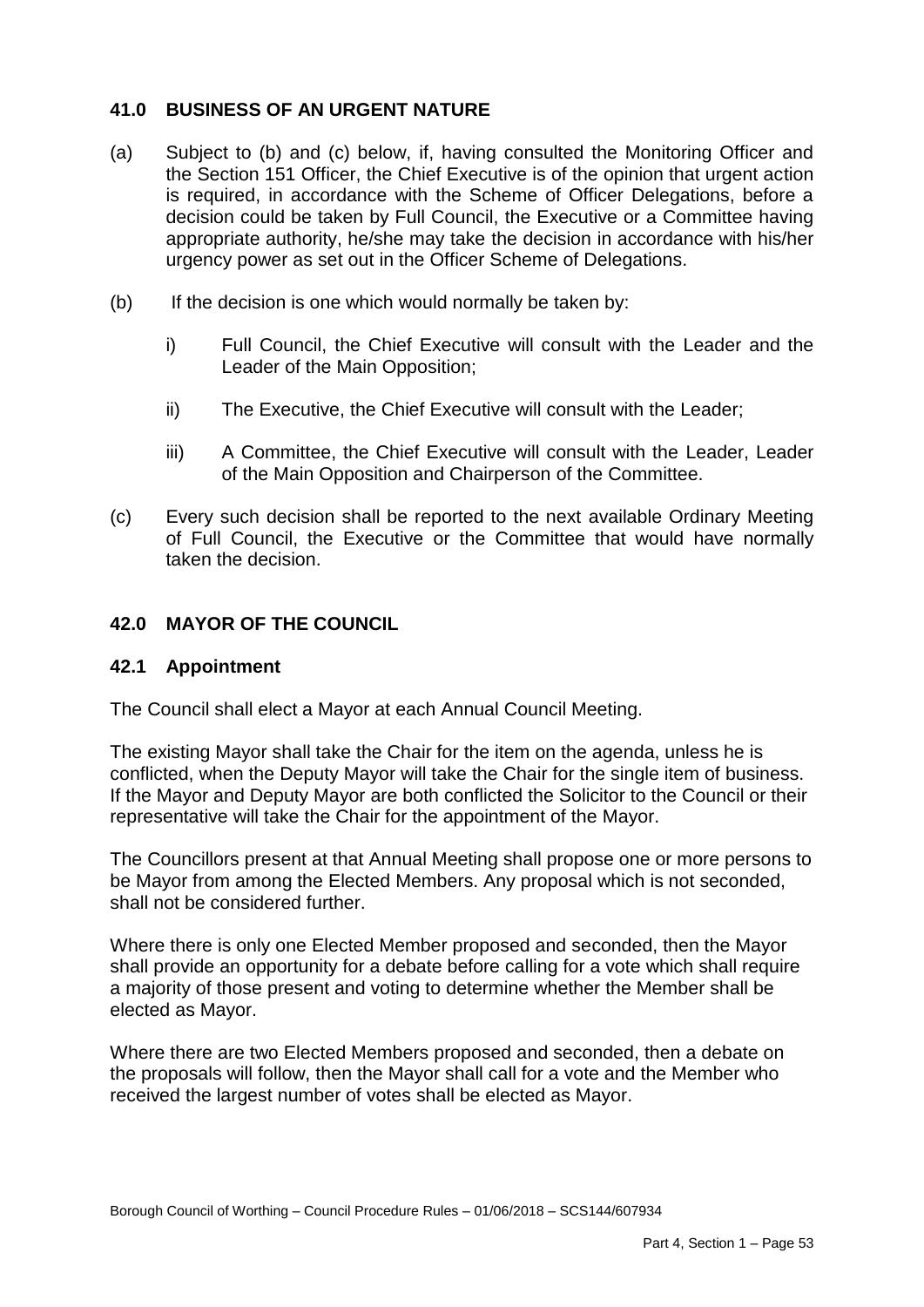## 41.0 BUSINESS OF AN URGENT NATURE

(a) Subject to (b) and (c) below, if, having consulted the Monitoring Officer and the Section 151 Officer, the Chief Executive is of the opinion that urgent action is required, in accordance with the Scheme of Officer Delegations, before a decision could be taken by Full Council, the Executive or a Committee having appropriate authority, he/she may take the decision in accordance with his/her urgency power as set out in the Officer Scheme of Delegations.

(b) If the decision is one which would normally be taken by:

  i) Full Council, the Chief Executive will consult with the Leader and the Leader of the Main Opposition;

  ii) The Executive, the Chief Executive will consult with the Leader;

  iii) A Committee, the Chief Executive will consult with the Leader, Leader of the Main Opposition and Chairperson of the Committee.

(c) Every such decision shall be reported to the next available Ordinary Meeting of Full Council, the Executive or the Committee that would have normally taken the decision.

## 42.0 MAYOR OF THE COUNCIL

### 42.1 Appointment

The Council shall elect a Mayor at each Annual Council Meeting.

The existing Mayor shall take the Chair for the item on the agenda, unless he is conflicted, when the Deputy Mayor will take the Chair for the single item of business. If the Mayor and Deputy Mayor are both conflicted the Solicitor to the Council or their representative will take the Chair for the appointment of the Mayor.

The Councillors present at that Annual Meeting shall propose one or more persons to be Mayor from among the Elected Members. Any proposal which is not seconded, shall not be considered further.

Where there is only one Elected Member proposed and seconded, then the Mayor shall provide an opportunity for a debate before calling for a vote which shall require a majority of those present and voting to determine whether the Member shall be elected as Mayor.

Where there are two Elected Members proposed and seconded, then a debate on the proposals will follow, then the Mayor shall call for a vote and the Member who received the largest number of votes shall be elected as Mayor.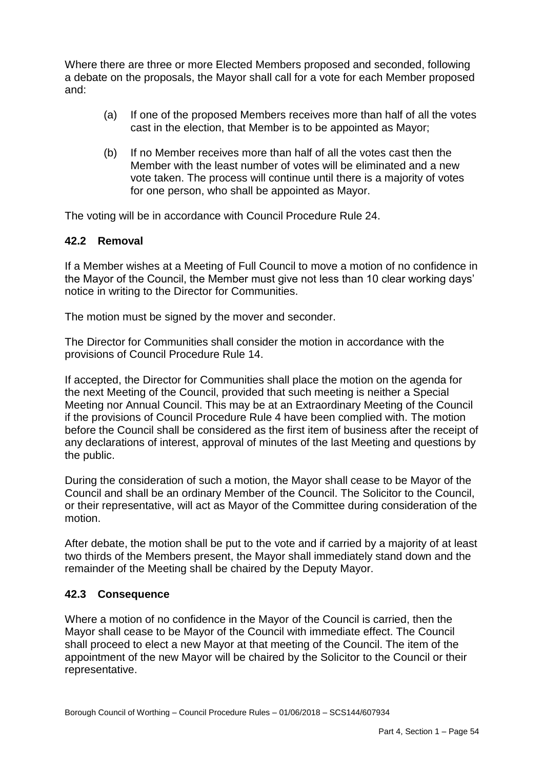Where there are three or more Elected Members proposed and seconded, following a debate on the proposals, the Mayor shall call for a vote for each Member proposed and:

(a) If one of the proposed Members receives more than half of all the votes cast in the election, that Member is to be appointed as Mayor;

(b) If no Member receives more than half of all the votes cast then the Member with the least number of votes will be eliminated and a new vote taken. The process will continue until there is a majority of votes for one person, who shall be appointed as Mayor.

The voting will be in accordance with Council Procedure Rule 24.

### 42.2 Removal

If a Member wishes at a Meeting of Full Council to move a motion of no confidence in the Mayor of the Council, the Member must give not less than 10 clear working days' notice in writing to the Director for Communities.

The motion must be signed by the mover and seconder.

The Director for Communities shall consider the motion in accordance with the provisions of Council Procedure Rule 14.

If accepted, the Director for Communities shall place the motion on the agenda for the next Meeting of the Council, provided that such meeting is neither a Special Meeting nor Annual Council. This may be at an Extraordinary Meeting of the Council if the provisions of Council Procedure Rule 4 have been complied with. The motion before the Council shall be considered as the first item of business after the receipt of any declarations of interest, approval of minutes of the last Meeting and questions by the public.

During the consideration of such a motion, the Mayor shall cease to be Mayor of the Council and shall be an ordinary Member of the Council. The Solicitor to the Council, or their representative, will act as Mayor of the Committee during consideration of the motion.

After debate, the motion shall be put to the vote and if carried by a majority of at least two thirds of the Members present, the Mayor shall immediately stand down and the remainder of the Meeting shall be chaired by the Deputy Mayor.

### 42.3 Consequence

Where a motion of no confidence in the Mayor of the Council is carried, then the Mayor shall cease to be Mayor of the Council with immediate effect. The Council shall proceed to elect a new Mayor at that meeting of the Council. The item of the appointment of the new Mayor will be chaired by the Solicitor to the Council or their representative.